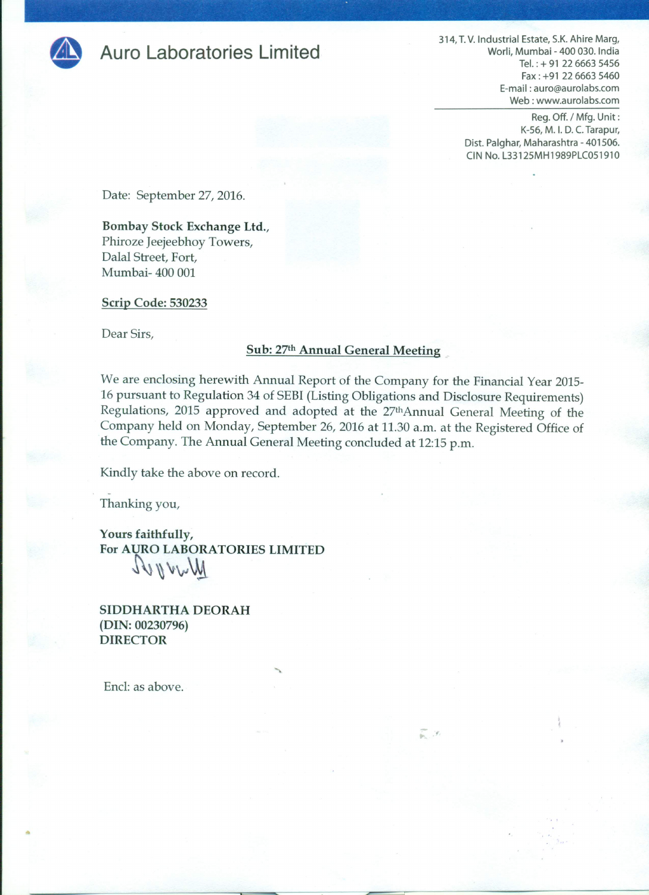# Auro Laboratories Limited

314, T. V. Industrial Estate, S.K. Ahire Marg,
Worli, Mumbai - 400 030. India
Tel. : + 91 22 6663 5456
Fax : +91 22 6663 5460
E-mail : auro@aurolabs.com
Web : www.aurolabs.com

Reg. Off. / Mfg. Unit :
K-56, M. I. D. C. Tarapur,
Dist. Palghar, Maharashtra - 401506.
CIN No. L33125MH1989PLC051910

Date: September 27, 2016.

**Bombay Stock Exchange Ltd.,**
Phiroze Jeejeebhoy Towers,
Dalal Street, Fort,
Mumbai- 400 001

**Scrip Code: 530233**

Dear Sirs,

**Sub: 27th Annual General Meeting**

We are enclosing herewith Annual Report of the Company for the Financial Year 2015-16 pursuant to Regulation 34 of SEBI (Listing Obligations and Disclosure Requirements) Regulations, 2015 approved and adopted at the 27th Annual General Meeting of the Company held on Monday, September 26, 2016 at 11.30 a.m. at the Registered Office of the Company. The Annual General Meeting concluded at 12:15 p.m.

Kindly take the above on record.

Thanking you,

**Yours faithfully,**
**For AURO LABORATORIES LIMITED**

**SIDDHARTHA DEORAH**
**(DIN: 00230796)**
**DIRECTOR**

Encl: as above.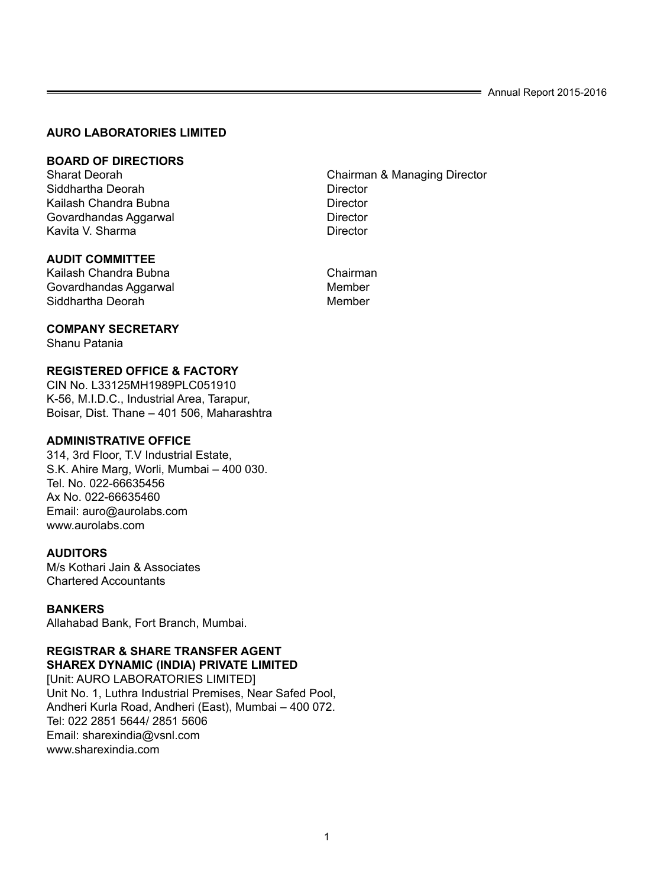## AURO LABORATORIES LIMITED

### BOARD OF DIRECTIORS

| | |
|---|---|
| Sharat Deorah | Chairman & Managing Director |
| Siddhartha Deorah | Director |
| Kailash Chandra Bubna | Director |
| Govardhandas Aggarwal | Director |
| Kavita V. Sharma | Director |

### AUDIT COMMITTEE

| | |
|---|---|
| Kailash Chandra Bubna | Chairman |
| Govardhandas Aggarwal | Member |
| Siddhartha Deorah | Member |

### COMPANY SECRETARY

Shanu Patania

### REGISTERED OFFICE & FACTORY

CIN No. L33125MH1989PLC051910
K-56, M.I.D.C., Industrial Area, Tarapur,
Boisar, Dist. Thane – 401 506, Maharashtra

### ADMINISTRATIVE OFFICE

314, 3rd Floor, T.V Industrial Estate,
S.K. Ahire Marg, Worli, Mumbai – 400 030.
Tel. No. 022-66635456
Ax No. 022-66635460
Email: auro@aurolabs.com
www.aurolabs.com

### AUDITORS

M/s Kothari Jain & Associates
Chartered Accountants

### BANKERS

Allahabad Bank, Fort Branch, Mumbai.

### REGISTRAR & SHARE TRANSFER AGENT
### SHAREX DYNAMIC (INDIA) PRIVATE LIMITED

[Unit: AURO LABORATORIES LIMITED]
Unit No. 1, Luthra Industrial Premises, Near Safed Pool,
Andheri Kurla Road, Andheri (East), Mumbai – 400 072.
Tel: 022 2851 5644/ 2851 5606
Email: sharexindia@vsnl.com
www.sharexindia.com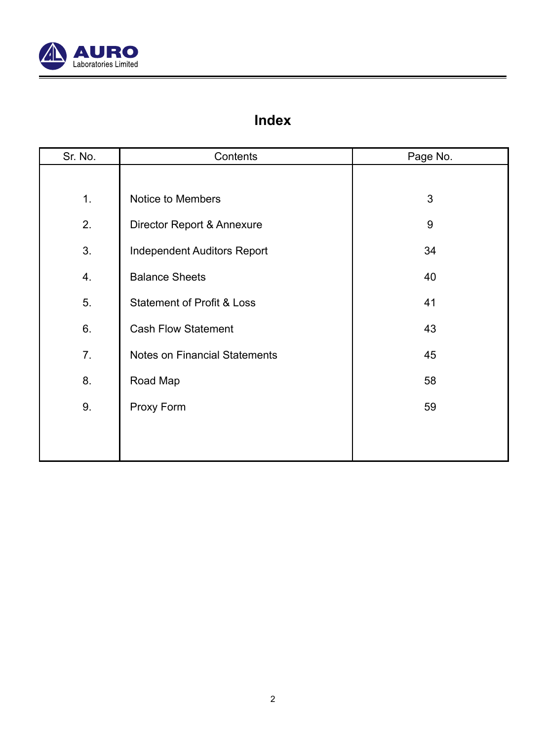# Index

| Sr. No. | Contents | Page No. |
|---|---|---|
| 1. | Notice to Members | 3 |
| 2. | Director Report & Annexure | 9 |
| 3. | Independent Auditors Report | 34 |
| 4. | Balance Sheets | 40 |
| 5. | Statement of Profit & Loss | 41 |
| 6. | Cash Flow Statement | 43 |
| 7. | Notes on Financial Statements | 45 |
| 8. | Road Map | 58 |
| 9. | Proxy Form | 59 |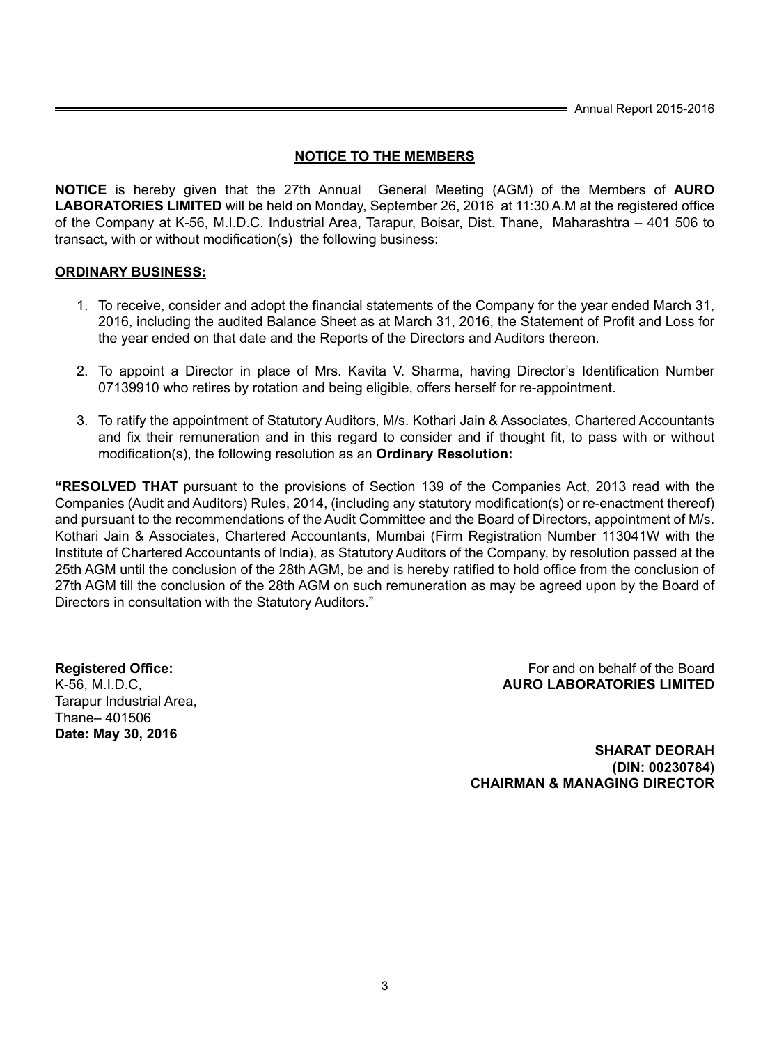## NOTICE TO THE MEMBERS

**NOTICE** is hereby given that the 27th Annual General Meeting (AGM) of the Members of **AURO LABORATORIES LIMITED** will be held on Monday, September 26, 2016 at 11:30 A.M at the registered office of the Company at K-56, M.I.D.C. Industrial Area, Tarapur, Boisar, Dist. Thane, Maharashtra – 401 506 to transact, with or without modification(s) the following business:

### ORDINARY BUSINESS:

1. To receive, consider and adopt the financial statements of the Company for the year ended March 31, 2016, including the audited Balance Sheet as at March 31, 2016, the Statement of Profit and Loss for the year ended on that date and the Reports of the Directors and Auditors thereon.
2. To appoint a Director in place of Mrs. Kavita V. Sharma, having Director's Identification Number 07139910 who retires by rotation and being eligible, offers herself for re-appointment.
3. To ratify the appointment of Statutory Auditors, M/s. Kothari Jain & Associates, Chartered Accountants and fix their remuneration and in this regard to consider and if thought fit, to pass with or without modification(s), the following resolution as an **Ordinary Resolution:**

**"RESOLVED THAT** pursuant to the provisions of Section 139 of the Companies Act, 2013 read with the Companies (Audit and Auditors) Rules, 2014, (including any statutory modification(s) or re-enactment thereof) and pursuant to the recommendations of the Audit Committee and the Board of Directors, appointment of M/s. Kothari Jain & Associates, Chartered Accountants, Mumbai (Firm Registration Number 113041W with the Institute of Chartered Accountants of India), as Statutory Auditors of the Company, by resolution passed at the 25th AGM until the conclusion of the 28th AGM, be and is hereby ratified to hold office from the conclusion of 27th AGM till the conclusion of the 28th AGM on such remuneration as may be agreed upon by the Board of Directors in consultation with the Statutory Auditors."

**Registered Office:**
K-56, M.I.D.C,
Tarapur Industrial Area,
Thane– 401506
**Date: May 30, 2016**

For and on behalf of the Board
**AURO LABORATORIES LIMITED**

**SHARAT DEORAH**
**(DIN: 00230784)**
**CHAIRMAN & MANAGING DIRECTOR**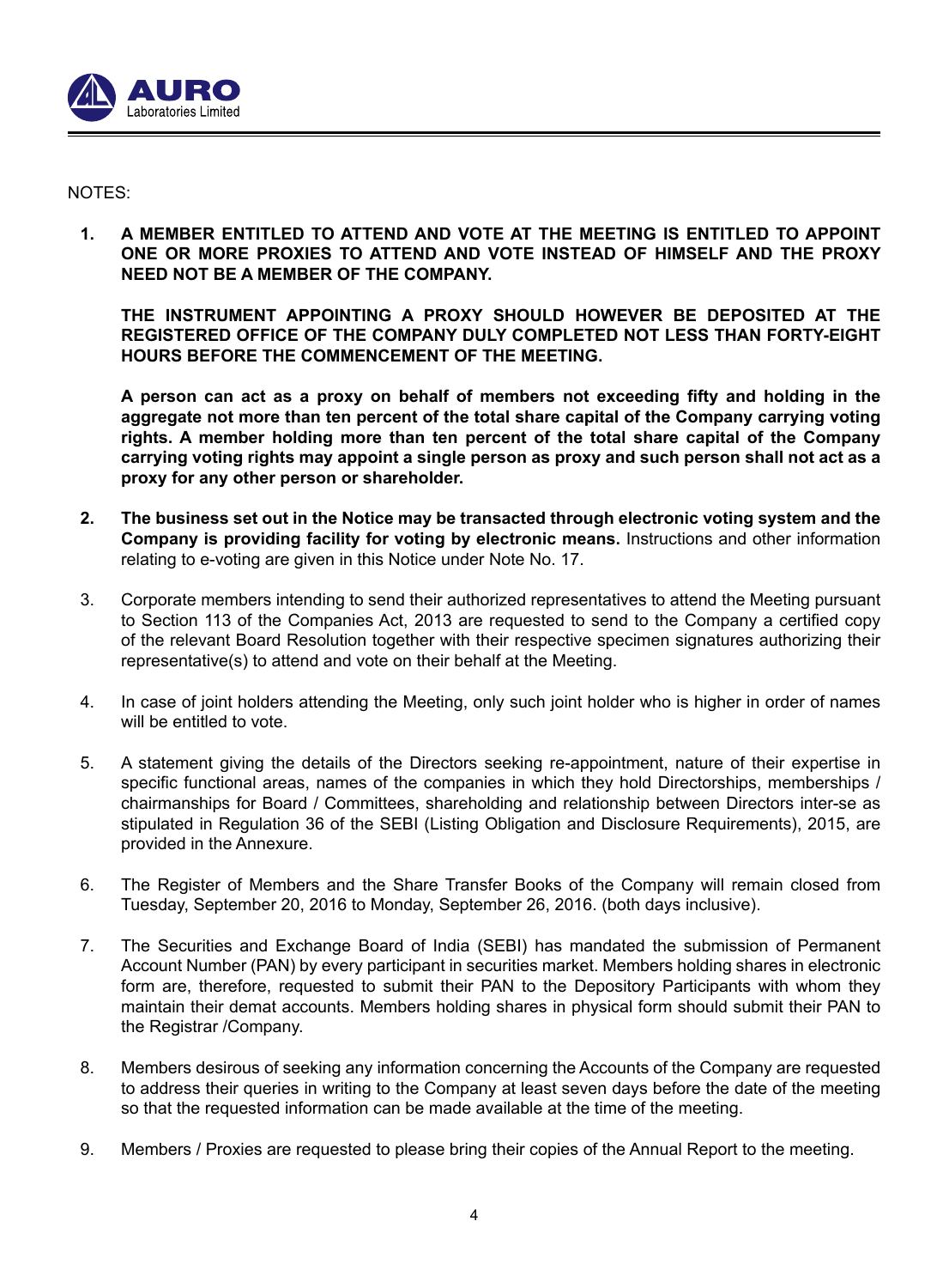NOTES:

1. **A MEMBER ENTITLED TO ATTEND AND VOTE AT THE MEETING IS ENTITLED TO APPOINT ONE OR MORE PROXIES TO ATTEND AND VOTE INSTEAD OF HIMSELF AND THE PROXY NEED NOT BE A MEMBER OF THE COMPANY.**

   **THE INSTRUMENT APPOINTING A PROXY SHOULD HOWEVER BE DEPOSITED AT THE REGISTERED OFFICE OF THE COMPANY DULY COMPLETED NOT LESS THAN FORTY-EIGHT HOURS BEFORE THE COMMENCEMENT OF THE MEETING.**

   **A person can act as a proxy on behalf of members not exceeding fifty and holding in the aggregate not more than ten percent of the total share capital of the Company carrying voting rights. A member holding more than ten percent of the total share capital of the Company carrying voting rights may appoint a single person as proxy and such person shall not act as a proxy for any other person or shareholder.**

2. **The business set out in the Notice may be transacted through electronic voting system and the Company is providing facility for voting by electronic means.** Instructions and other information relating to e-voting are given in this Notice under Note No. 17.

3. Corporate members intending to send their authorized representatives to attend the Meeting pursuant to Section 113 of the Companies Act, 2013 are requested to send to the Company a certified copy of the relevant Board Resolution together with their respective specimen signatures authorizing their representative(s) to attend and vote on their behalf at the Meeting.

4. In case of joint holders attending the Meeting, only such joint holder who is higher in order of names will be entitled to vote.

5. A statement giving the details of the Directors seeking re-appointment, nature of their expertise in specific functional areas, names of the companies in which they hold Directorships, memberships / chairmanships for Board / Committees, shareholding and relationship between Directors inter-se as stipulated in Regulation 36 of the SEBI (Listing Obligation and Disclosure Requirements), 2015, are provided in the Annexure.

6. The Register of Members and the Share Transfer Books of the Company will remain closed from Tuesday, September 20, 2016 to Monday, September 26, 2016. (both days inclusive).

7. The Securities and Exchange Board of India (SEBI) has mandated the submission of Permanent Account Number (PAN) by every participant in securities market. Members holding shares in electronic form are, therefore, requested to submit their PAN to the Depository Participants with whom they maintain their demat accounts. Members holding shares in physical form should submit their PAN to the Registrar /Company.

8. Members desirous of seeking any information concerning the Accounts of the Company are requested to address their queries in writing to the Company at least seven days before the date of the meeting so that the requested information can be made available at the time of the meeting.

9. Members / Proxies are requested to please bring their copies of the Annual Report to the meeting.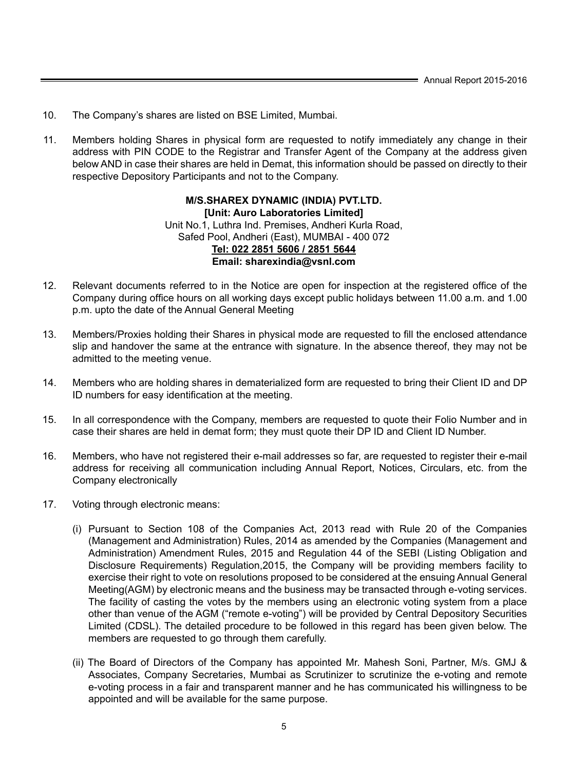10. The Company's shares are listed on BSE Limited, Mumbai.

11. Members holding Shares in physical form are requested to notify immediately any change in their address with PIN CODE to the Registrar and Transfer Agent of the Company at the address given below AND in case their shares are held in Demat, this information should be passed on directly to their respective Depository Participants and not to the Company.

**M/S.SHAREX DYNAMIC (INDIA) PVT.LTD.**
**[Unit: Auro Laboratories Limited]**
Unit No.1, Luthra Ind. Premises, Andheri Kurla Road,
Safed Pool, Andheri (East), MUMBAI - 400 072
**Tel: 022 2851 5606 / 2851 5644**
**Email: sharexindia@vsnl.com**

12. Relevant documents referred to in the Notice are open for inspection at the registered office of the Company during office hours on all working days except public holidays between 11.00 a.m. and 1.00 p.m. upto the date of the Annual General Meeting

13. Members/Proxies holding their Shares in physical mode are requested to fill the enclosed attendance slip and handover the same at the entrance with signature. In the absence thereof, they may not be admitted to the meeting venue.

14. Members who are holding shares in dematerialized form are requested to bring their Client ID and DP ID numbers for easy identification at the meeting.

15. In all correspondence with the Company, members are requested to quote their Folio Number and in case their shares are held in demat form; they must quote their DP ID and Client ID Number.

16. Members, who have not registered their e-mail addresses so far, are requested to register their e-mail address for receiving all communication including Annual Report, Notices, Circulars, etc. from the Company electronically

17. Voting through electronic means:

    (i) Pursuant to Section 108 of the Companies Act, 2013 read with Rule 20 of the Companies (Management and Administration) Rules, 2014 as amended by the Companies (Management and Administration) Amendment Rules, 2015 and Regulation 44 of the SEBI (Listing Obligation and Disclosure Requirements) Regulation,2015, the Company will be providing members facility to exercise their right to vote on resolutions proposed to be considered at the ensuing Annual General Meeting(AGM) by electronic means and the business may be transacted through e-voting services. The facility of casting the votes by the members using an electronic voting system from a place other than venue of the AGM ("remote e-voting") will be provided by Central Depository Securities Limited (CDSL). The detailed procedure to be followed in this regard has been given below. The members are requested to go through them carefully.

    (ii) The Board of Directors of the Company has appointed Mr. Mahesh Soni, Partner, M/s. GMJ & Associates, Company Secretaries, Mumbai as Scrutinizer to scrutinize the e-voting and remote e-voting process in a fair and transparent manner and he has communicated his willingness to be appointed and will be available for the same purpose.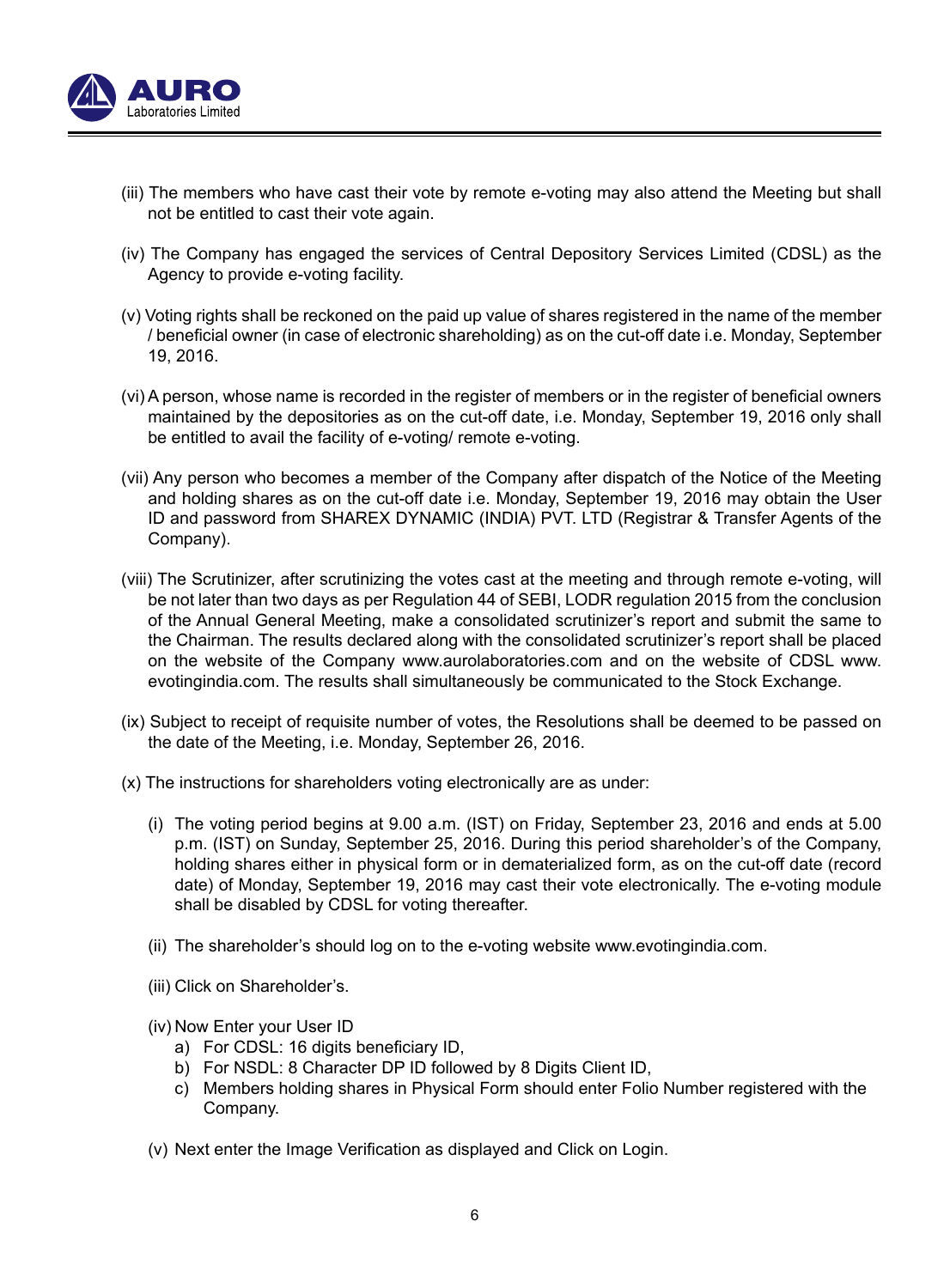(iii) The members who have cast their vote by remote e-voting may also attend the Meeting but shall not be entitled to cast their vote again.

(iv) The Company has engaged the services of Central Depository Services Limited (CDSL) as the Agency to provide e-voting facility.

(v) Voting rights shall be reckoned on the paid up value of shares registered in the name of the member / beneficial owner (in case of electronic shareholding) as on the cut-off date i.e. Monday, September 19, 2016.

(vi) A person, whose name is recorded in the register of members or in the register of beneficial owners maintained by the depositories as on the cut-off date, i.e. Monday, September 19, 2016 only shall be entitled to avail the facility of e-voting/ remote e-voting.

(vii) Any person who becomes a member of the Company after dispatch of the Notice of the Meeting and holding shares as on the cut-off date i.e. Monday, September 19, 2016 may obtain the User ID and password from SHAREX DYNAMIC (INDIA) PVT. LTD (Registrar & Transfer Agents of the Company).

(viii) The Scrutinizer, after scrutinizing the votes cast at the meeting and through remote e-voting, will be not later than two days as per Regulation 44 of SEBI, LODR regulation 2015 from the conclusion of the Annual General Meeting, make a consolidated scrutinizer's report and submit the same to the Chairman. The results declared along with the consolidated scrutinizer's report shall be placed on the website of the Company www.aurolaboratories.com and on the website of CDSL www.evotingindia.com. The results shall simultaneously be communicated to the Stock Exchange.

(ix) Subject to receipt of requisite number of votes, the Resolutions shall be deemed to be passed on the date of the Meeting, i.e. Monday, September 26, 2016.

(x) The instructions for shareholders voting electronically are as under:

   (i) The voting period begins at 9.00 a.m. (IST) on Friday, September 23, 2016 and ends at 5.00 p.m. (IST) on Sunday, September 25, 2016. During this period shareholder's of the Company, holding shares either in physical form or in dematerialized form, as on the cut-off date (record date) of Monday, September 19, 2016 may cast their vote electronically. The e-voting module shall be disabled by CDSL for voting thereafter.

   (ii) The shareholder's should log on to the e-voting website www.evotingindia.com.

   (iii) Click on Shareholder's.

   (iv) Now Enter your User ID
      a) For CDSL: 16 digits beneficiary ID,
      b) For NSDL: 8 Character DP ID followed by 8 Digits Client ID,
      c) Members holding shares in Physical Form should enter Folio Number registered with the Company.

   (v) Next enter the Image Verification as displayed and Click on Login.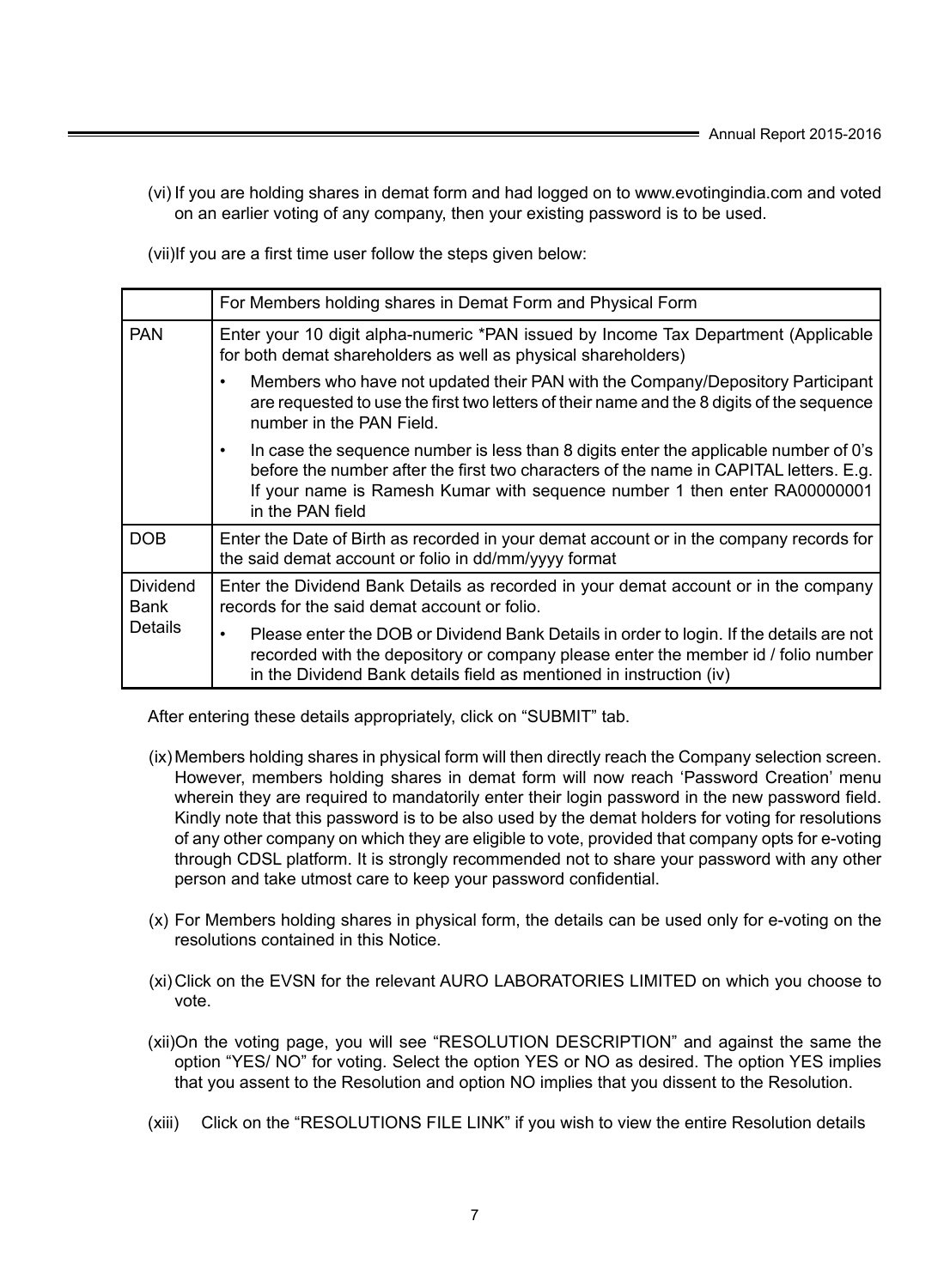(vi) If you are holding shares in demat form and had logged on to www.evotingindia.com and voted on an earlier voting of any company, then your existing password is to be used.

(vii)If you are a first time user follow the steps given below:

| | For Members holding shares in Demat Form and Physical Form |
|---|---|
| PAN | Enter your 10 digit alpha-numeric *PAN issued by Income Tax Department (Applicable for both demat shareholders as well as physical shareholders)<br>• Members who have not updated their PAN with the Company/Depository Participant are requested to use the first two letters of their name and the 8 digits of the sequence number in the PAN Field.<br>• In case the sequence number is less than 8 digits enter the applicable number of 0's before the number after the first two characters of the name in CAPITAL letters. E.g. If your name is Ramesh Kumar with sequence number 1 then enter RA00000001 in the PAN field |
| DOB | Enter the Date of Birth as recorded in your demat account or in the company records for the said demat account or folio in dd/mm/yyyy format |
| Dividend Bank Details | Enter the Dividend Bank Details as recorded in your demat account or in the company records for the said demat account or folio.<br>• Please enter the DOB or Dividend Bank Details in order to login. If the details are not recorded with the depository or company please enter the member id / folio number in the Dividend Bank details field as mentioned in instruction (iv) |

After entering these details appropriately, click on "SUBMIT" tab.

(ix) Members holding shares in physical form will then directly reach the Company selection screen. However, members holding shares in demat form will now reach 'Password Creation' menu wherein they are required to mandatorily enter their login password in the new password field. Kindly note that this password is to be also used by the demat holders for voting for resolutions of any other company on which they are eligible to vote, provided that company opts for e-voting through CDSL platform. It is strongly recommended not to share your password with any other person and take utmost care to keep your password confidential.

(x) For Members holding shares in physical form, the details can be used only for e-voting on the resolutions contained in this Notice.

(xi) Click on the EVSN for the relevant AURO LABORATORIES LIMITED on which you choose to vote.

(xii)On the voting page, you will see "RESOLUTION DESCRIPTION" and against the same the option "YES/ NO" for voting. Select the option YES or NO as desired. The option YES implies that you assent to the Resolution and option NO implies that you dissent to the Resolution.

(xiii) Click on the "RESOLUTIONS FILE LINK" if you wish to view the entire Resolution details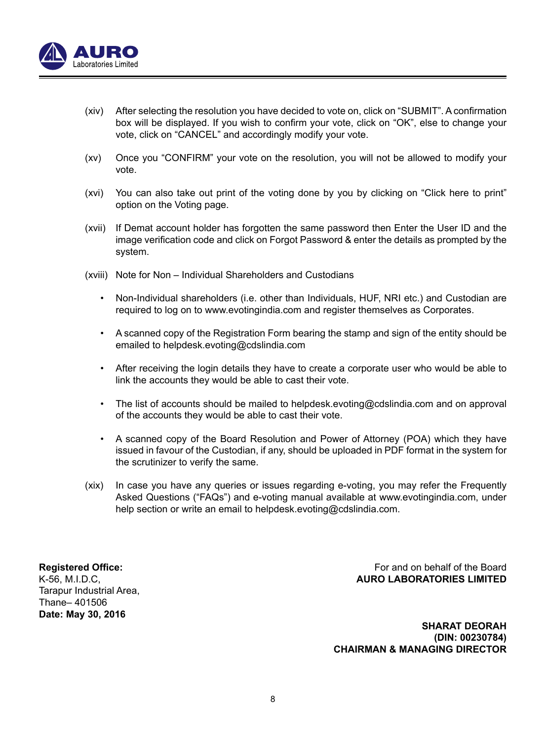(xiv) After selecting the resolution you have decided to vote on, click on "SUBMIT". A confirmation box will be displayed. If you wish to confirm your vote, click on "OK", else to change your vote, click on "CANCEL" and accordingly modify your vote.

(xv) Once you "CONFIRM" your vote on the resolution, you will not be allowed to modify your vote.

(xvi) You can also take out print of the voting done by you by clicking on "Click here to print" option on the Voting page.

(xvii) If Demat account holder has forgotten the same password then Enter the User ID and the image verification code and click on Forgot Password & enter the details as prompted by the system.

(xviii) Note for Non – Individual Shareholders and Custodians

- Non-Individual shareholders (i.e. other than Individuals, HUF, NRI etc.) and Custodian are required to log on to www.evotingindia.com and register themselves as Corporates.
- A scanned copy of the Registration Form bearing the stamp and sign of the entity should be emailed to helpdesk.evoting@cdslindia.com
- After receiving the login details they have to create a corporate user who would be able to link the accounts they would be able to cast their vote.
- The list of accounts should be mailed to helpdesk.evoting@cdslindia.com and on approval of the accounts they would be able to cast their vote.
- A scanned copy of the Board Resolution and Power of Attorney (POA) which they have issued in favour of the Custodian, if any, should be uploaded in PDF format in the system for the scrutinizer to verify the same.

(xix) In case you have any queries or issues regarding e-voting, you may refer the Frequently Asked Questions ("FAQs") and e-voting manual available at www.evotingindia.com, under help section or write an email to helpdesk.evoting@cdslindia.com.

**Registered Office:**
K-56, M.I.D.C,
Tarapur Industrial Area,
Thane– 401506
**Date: May 30, 2016**

For and on behalf of the Board
**AURO LABORATORIES LIMITED**

**SHARAT DEORAH**
**(DIN: 00230784)**
**CHAIRMAN & MANAGING DIRECTOR**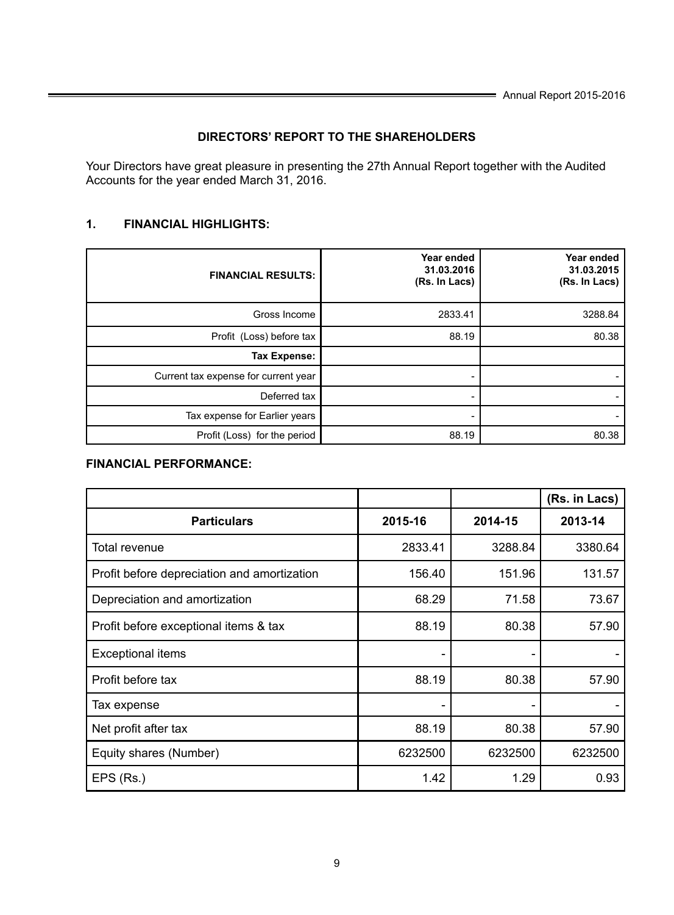## DIRECTORS' REPORT TO THE SHAREHOLDERS

Your Directors have great pleasure in presenting the 27th Annual Report together with the Audited Accounts for the year ended March 31, 2016.

### 1. FINANCIAL HIGHLIGHTS:

| FINANCIAL RESULTS: | Year ended 31.03.2016 (Rs. In Lacs) | Year ended 31.03.2015 (Rs. In Lacs) |
|---|---|---|
| Gross Income | 2833.41 | 3288.84 |
| Profit (Loss) before tax | 88.19 | 80.38 |
| **Tax Expense:** | | |
| Current tax expense for current year | - | - |
| Deferred tax | - | - |
| Tax expense for Earlier years | - | - |
| Profit (Loss) for the period | 88.19 | 80.38 |

**FINANCIAL PERFORMANCE:**

| | | | (Rs. in Lacs) |
|---|---|---|---|
| **Particulars** | **2015-16** | **2014-15** | **2013-14** |
| Total revenue | 2833.41 | 3288.84 | 3380.64 |
| Profit before depreciation and amortization | 156.40 | 151.96 | 131.57 |
| Depreciation and amortization | 68.29 | 71.58 | 73.67 |
| Profit before exceptional items & tax | 88.19 | 80.38 | 57.90 |
| Exceptional items | - | - | - |
| Profit before tax | 88.19 | 80.38 | 57.90 |
| Tax expense | - | - | - |
| Net profit after tax | 88.19 | 80.38 | 57.90 |
| Equity shares (Number) | 6232500 | 6232500 | 6232500 |
| EPS (Rs.) | 1.42 | 1.29 | 0.93 |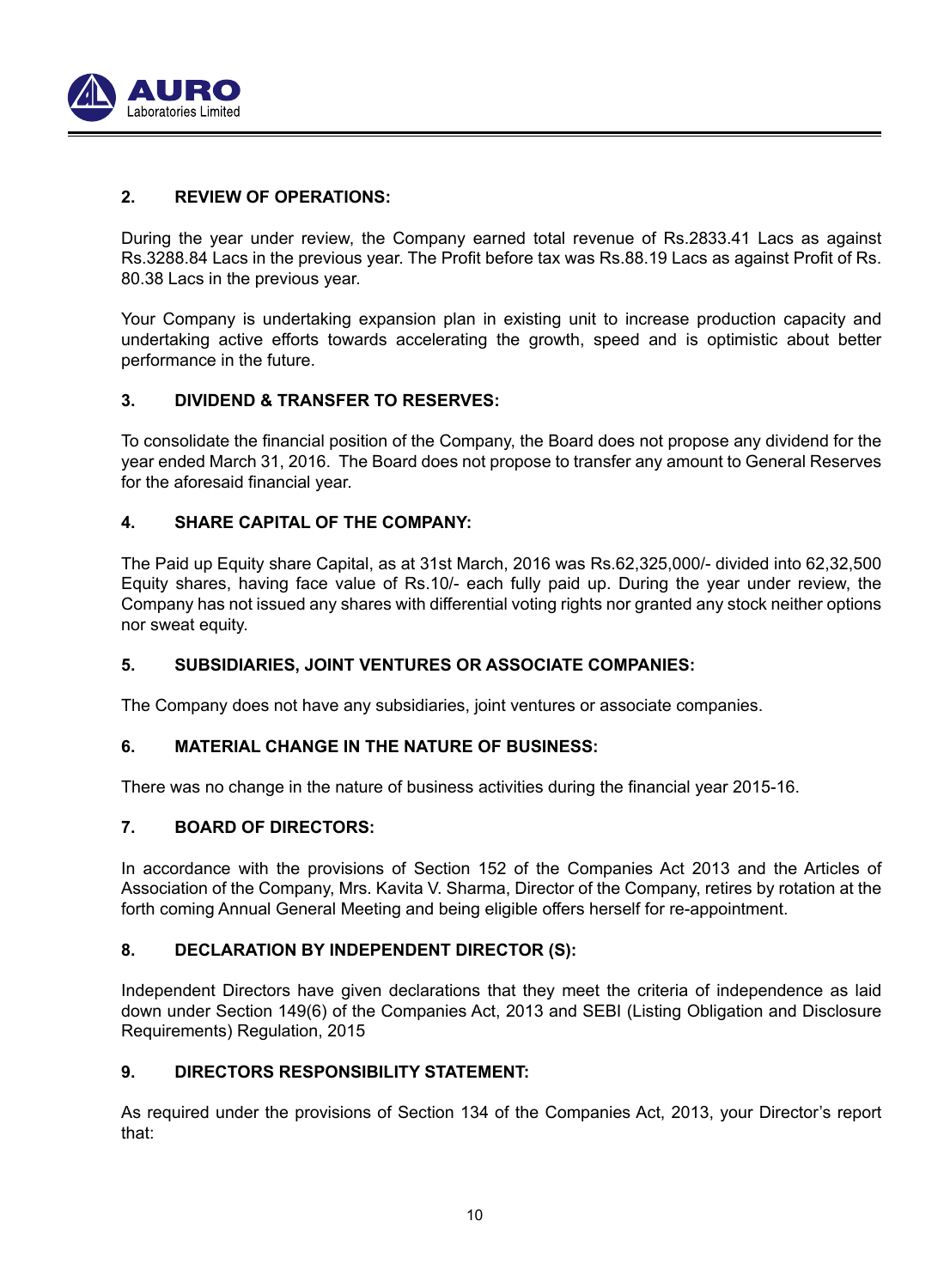## 2. REVIEW OF OPERATIONS:

During the year under review, the Company earned total revenue of Rs.2833.41 Lacs as against Rs.3288.84 Lacs in the previous year. The Profit before tax was Rs.88.19 Lacs as against Profit of Rs. 80.38 Lacs in the previous year.

Your Company is undertaking expansion plan in existing unit to increase production capacity and undertaking active efforts towards accelerating the growth, speed and is optimistic about better performance in the future.

## 3. DIVIDEND & TRANSFER TO RESERVES:

To consolidate the financial position of the Company, the Board does not propose any dividend for the year ended March 31, 2016. The Board does not propose to transfer any amount to General Reserves for the aforesaid financial year.

## 4. SHARE CAPITAL OF THE COMPANY:

The Paid up Equity share Capital, as at 31st March, 2016 was Rs.62,325,000/- divided into 62,32,500 Equity shares, having face value of Rs.10/- each fully paid up. During the year under review, the Company has not issued any shares with differential voting rights nor granted any stock neither options nor sweat equity.

## 5. SUBSIDIARIES, JOINT VENTURES OR ASSOCIATE COMPANIES:

The Company does not have any subsidiaries, joint ventures or associate companies.

## 6. MATERIAL CHANGE IN THE NATURE OF BUSINESS:

There was no change in the nature of business activities during the financial year 2015-16.

## 7. BOARD OF DIRECTORS:

In accordance with the provisions of Section 152 of the Companies Act 2013 and the Articles of Association of the Company, Mrs. Kavita V. Sharma, Director of the Company, retires by rotation at the forth coming Annual General Meeting and being eligible offers herself for re-appointment.

## 8. DECLARATION BY INDEPENDENT DIRECTOR (S):

Independent Directors have given declarations that they meet the criteria of independence as laid down under Section 149(6) of the Companies Act, 2013 and SEBI (Listing Obligation and Disclosure Requirements) Regulation, 2015

## 9. DIRECTORS RESPONSIBILITY STATEMENT:

As required under the provisions of Section 134 of the Companies Act, 2013, your Director's report that: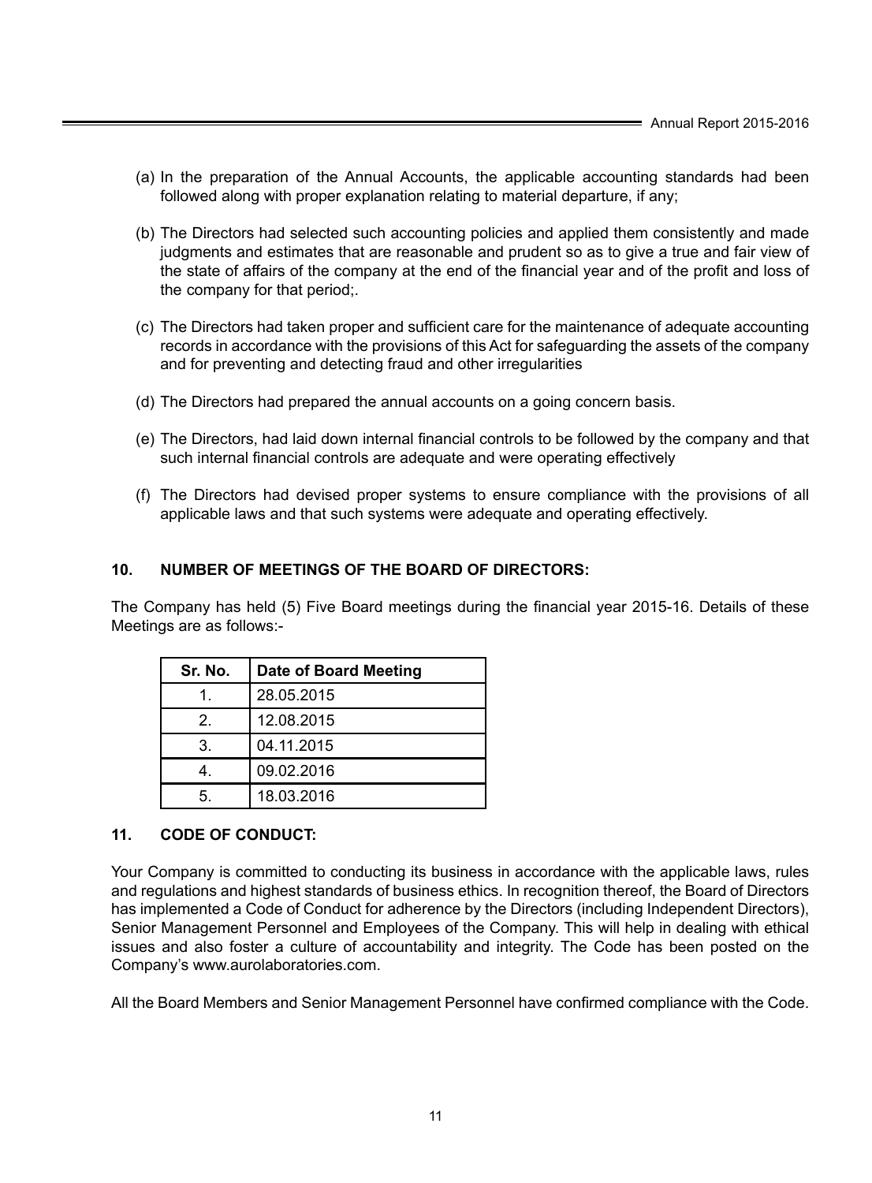(a) In the preparation of the Annual Accounts, the applicable accounting standards had been followed along with proper explanation relating to material departure, if any;

(b) The Directors had selected such accounting policies and applied them consistently and made judgments and estimates that are reasonable and prudent so as to give a true and fair view of the state of affairs of the company at the end of the financial year and of the profit and loss of the company for that period;.

(c) The Directors had taken proper and sufficient care for the maintenance of adequate accounting records in accordance with the provisions of this Act for safeguarding the assets of the company and for preventing and detecting fraud and other irregularities

(d) The Directors had prepared the annual accounts on a going concern basis.

(e) The Directors, had laid down internal financial controls to be followed by the company and that such internal financial controls are adequate and were operating effectively

(f) The Directors had devised proper systems to ensure compliance with the provisions of all applicable laws and that such systems were adequate and operating effectively.

## 10. NUMBER OF MEETINGS OF THE BOARD OF DIRECTORS:

The Company has held (5) Five Board meetings during the financial year 2015-16. Details of these Meetings are as follows:-

| Sr. No. | Date of Board Meeting |
|---|---|
| 1. | 28.05.2015 |
| 2. | 12.08.2015 |
| 3. | 04.11.2015 |
| 4. | 09.02.2016 |
| 5. | 18.03.2016 |

## 11. CODE OF CONDUCT:

Your Company is committed to conducting its business in accordance with the applicable laws, rules and regulations and highest standards of business ethics. In recognition thereof, the Board of Directors has implemented a Code of Conduct for adherence by the Directors (including Independent Directors), Senior Management Personnel and Employees of the Company. This will help in dealing with ethical issues and also foster a culture of accountability and integrity. The Code has been posted on the Company's www.aurolaboratories.com.

All the Board Members and Senior Management Personnel have confirmed compliance with the Code.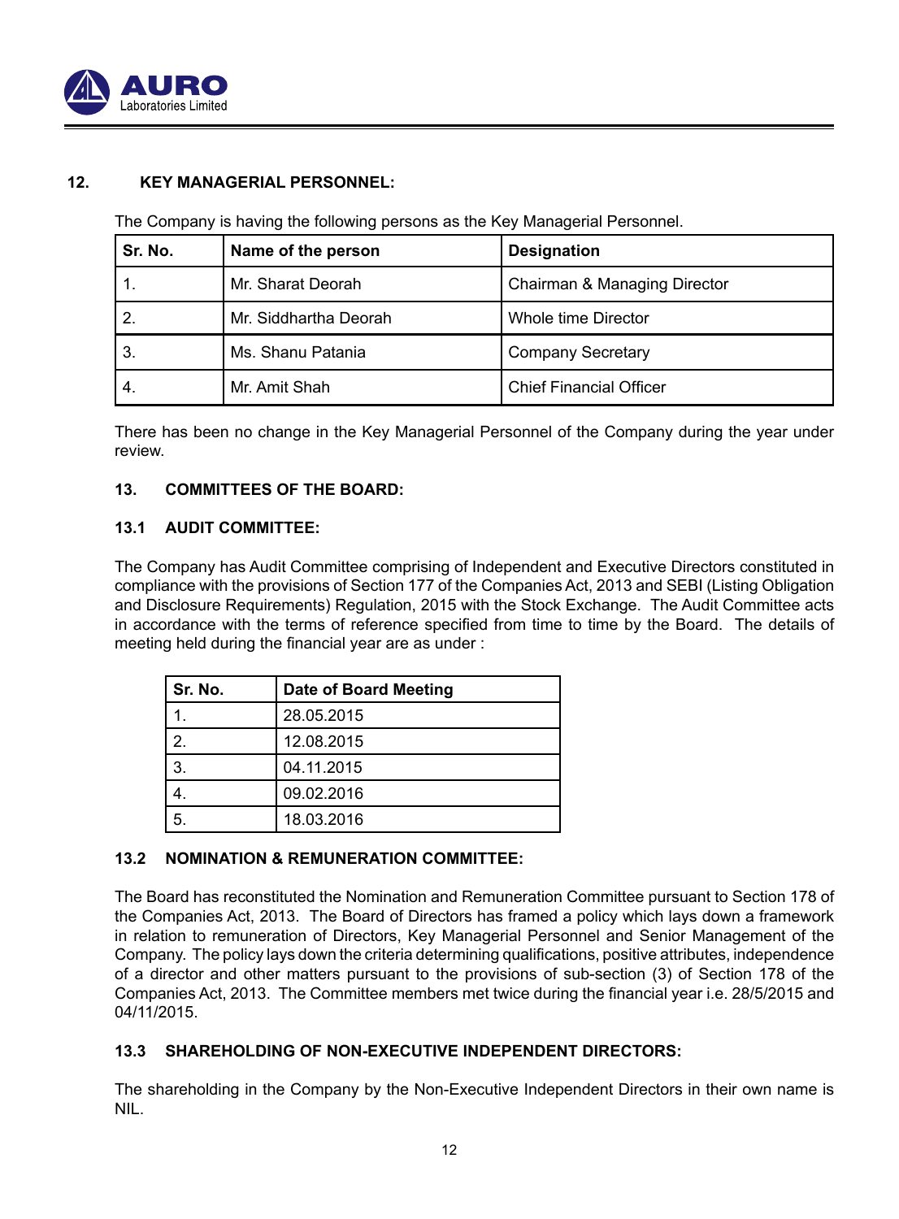## 12. KEY MANAGERIAL PERSONNEL:

The Company is having the following persons as the Key Managerial Personnel.

| Sr. No. | Name of the person | Designation |
|---|---|---|
| 1. | Mr. Sharat Deorah | Chairman & Managing Director |
| 2. | Mr. Siddhartha Deorah | Whole time Director |
| 3. | Ms. Shanu Patania | Company Secretary |
| 4. | Mr. Amit Shah | Chief Financial Officer |

There has been no change in the Key Managerial Personnel of the Company during the year under review.

## 13. COMMITTEES OF THE BOARD:

### 13.1 AUDIT COMMITTEE:

The Company has Audit Committee comprising of Independent and Executive Directors constituted in compliance with the provisions of Section 177 of the Companies Act, 2013 and SEBI (Listing Obligation and Disclosure Requirements) Regulation, 2015 with the Stock Exchange. The Audit Committee acts in accordance with the terms of reference specified from time to time by the Board. The details of meeting held during the financial year are as under :

| Sr. No. | Date of Board Meeting |
|---|---|
| 1. | 28.05.2015 |
| 2. | 12.08.2015 |
| 3. | 04.11.2015 |
| 4. | 09.02.2016 |
| 5. | 18.03.2016 |

### 13.2 NOMINATION & REMUNERATION COMMITTEE:

The Board has reconstituted the Nomination and Remuneration Committee pursuant to Section 178 of the Companies Act, 2013. The Board of Directors has framed a policy which lays down a framework in relation to remuneration of Directors, Key Managerial Personnel and Senior Management of the Company. The policy lays down the criteria determining qualifications, positive attributes, independence of a director and other matters pursuant to the provisions of sub-section (3) of Section 178 of the Companies Act, 2013. The Committee members met twice during the financial year i.e. 28/5/2015 and 04/11/2015.

### 13.3 SHAREHOLDING OF NON-EXECUTIVE INDEPENDENT DIRECTORS:

The shareholding in the Company by the Non-Executive Independent Directors in their own name is NIL.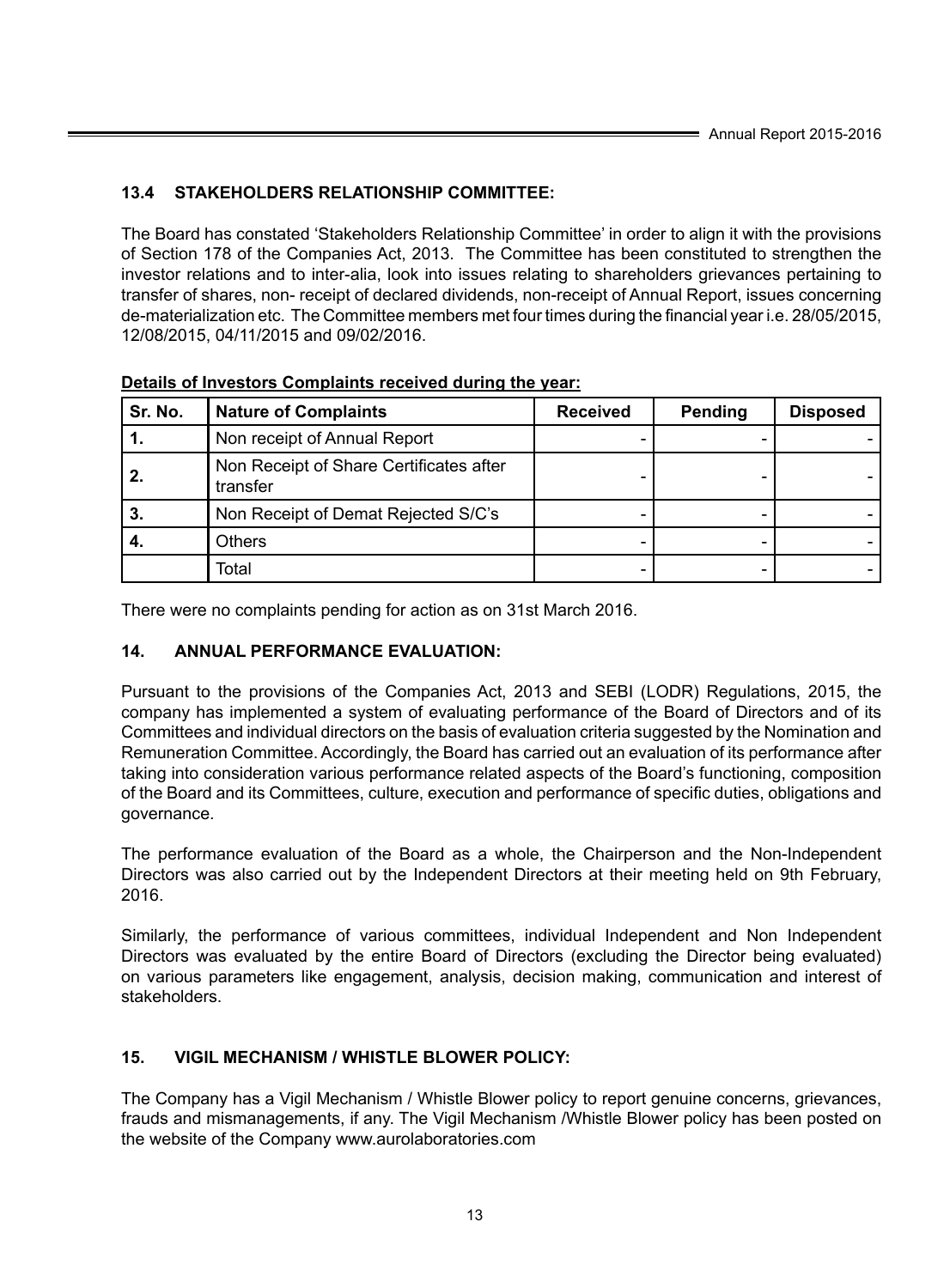### 13.4 STAKEHOLDERS RELATIONSHIP COMMITTEE:

The Board has constated 'Stakeholders Relationship Committee' in order to align it with the provisions of Section 178 of the Companies Act, 2013. The Committee has been constituted to strengthen the investor relations and to inter-alia, look into issues relating to shareholders grievances pertaining to transfer of shares, non- receipt of declared dividends, non-receipt of Annual Report, issues concerning de-materialization etc. The Committee members met four times during the financial year i.e. 28/05/2015, 12/08/2015, 04/11/2015 and 09/02/2016.

**Details of Investors Complaints received during the year:**

| Sr. No. | Nature of Complaints | Received | Pending | Disposed |
|---|---|---|---|---|
| 1. | Non receipt of Annual Report | - | - | - |
| 2. | Non Receipt of Share Certificates after transfer | - | - | - |
| 3. | Non Receipt of Demat Rejected S/C's | - | - | - |
| 4. | Others | - | - | - |
| | Total | - | - | - |

There were no complaints pending for action as on 31st March 2016.

### 14. ANNUAL PERFORMANCE EVALUATION:

Pursuant to the provisions of the Companies Act, 2013 and SEBI (LODR) Regulations, 2015, the company has implemented a system of evaluating performance of the Board of Directors and of its Committees and individual directors on the basis of evaluation criteria suggested by the Nomination and Remuneration Committee. Accordingly, the Board has carried out an evaluation of its performance after taking into consideration various performance related aspects of the Board's functioning, composition of the Board and its Committees, culture, execution and performance of specific duties, obligations and governance.

The performance evaluation of the Board as a whole, the Chairperson and the Non-Independent Directors was also carried out by the Independent Directors at their meeting held on 9th February, 2016.

Similarly, the performance of various committees, individual Independent and Non Independent Directors was evaluated by the entire Board of Directors (excluding the Director being evaluated) on various parameters like engagement, analysis, decision making, communication and interest of stakeholders.

### 15. VIGIL MECHANISM / WHISTLE BLOWER POLICY:

The Company has a Vigil Mechanism / Whistle Blower policy to report genuine concerns, grievances, frauds and mismanagements, if any. The Vigil Mechanism /Whistle Blower policy has been posted on the website of the Company www.aurolaboratories.com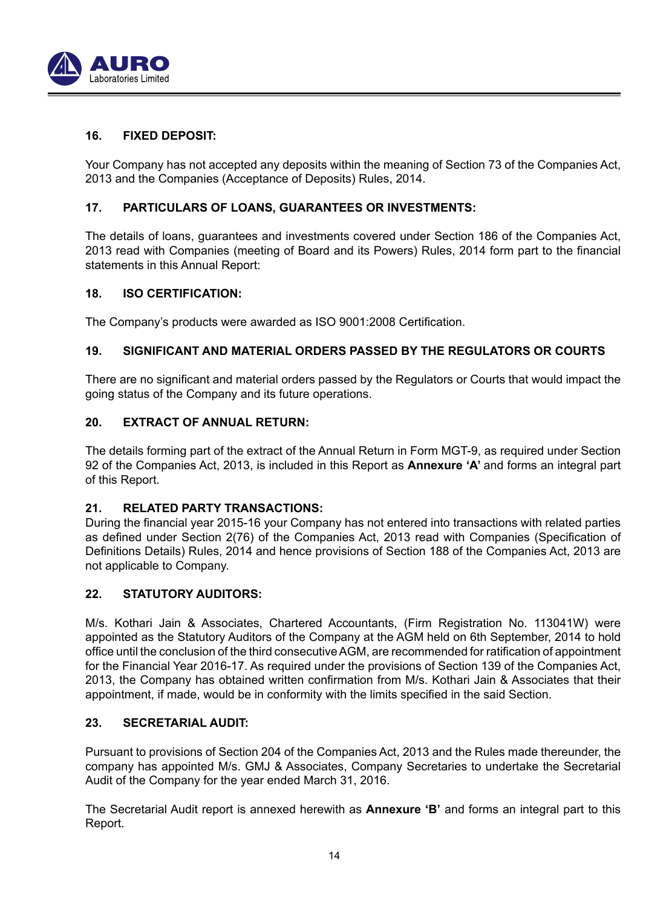## 16. FIXED DEPOSIT:

Your Company has not accepted any deposits within the meaning of Section 73 of the Companies Act, 2013 and the Companies (Acceptance of Deposits) Rules, 2014.

## 17. PARTICULARS OF LOANS, GUARANTEES OR INVESTMENTS:

The details of loans, guarantees and investments covered under Section 186 of the Companies Act, 2013 read with Companies (meeting of Board and its Powers) Rules, 2014 form part to the financial statements in this Annual Report:

## 18. ISO CERTIFICATION:

The Company's products were awarded as ISO 9001:2008 Certification.

## 19. SIGNIFICANT AND MATERIAL ORDERS PASSED BY THE REGULATORS OR COURTS

There are no significant and material orders passed by the Regulators or Courts that would impact the going status of the Company and its future operations.

## 20. EXTRACT OF ANNUAL RETURN:

The details forming part of the extract of the Annual Return in Form MGT-9, as required under Section 92 of the Companies Act, 2013, is included in this Report as **Annexure 'A'** and forms an integral part of this Report.

## 21. RELATED PARTY TRANSACTIONS:

During the financial year 2015-16 your Company has not entered into transactions with related parties as defined under Section 2(76) of the Companies Act, 2013 read with Companies (Specification of Definitions Details) Rules, 2014 and hence provisions of Section 188 of the Companies Act, 2013 are not applicable to Company.

## 22. STATUTORY AUDITORS:

M/s. Kothari Jain & Associates, Chartered Accountants, (Firm Registration No. 113041W) were appointed as the Statutory Auditors of the Company at the AGM held on 6th September, 2014 to hold office until the conclusion of the third consecutive AGM, are recommended for ratification of appointment for the Financial Year 2016-17. As required under the provisions of Section 139 of the Companies Act, 2013, the Company has obtained written confirmation from M/s. Kothari Jain & Associates that their appointment, if made, would be in conformity with the limits specified in the said Section.

## 23. SECRETARIAL AUDIT:

Pursuant to provisions of Section 204 of the Companies Act, 2013 and the Rules made thereunder, the company has appointed M/s. GMJ & Associates, Company Secretaries to undertake the Secretarial Audit of the Company for the year ended March 31, 2016.

The Secretarial Audit report is annexed herewith as **Annexure 'B'** and forms an integral part to this Report.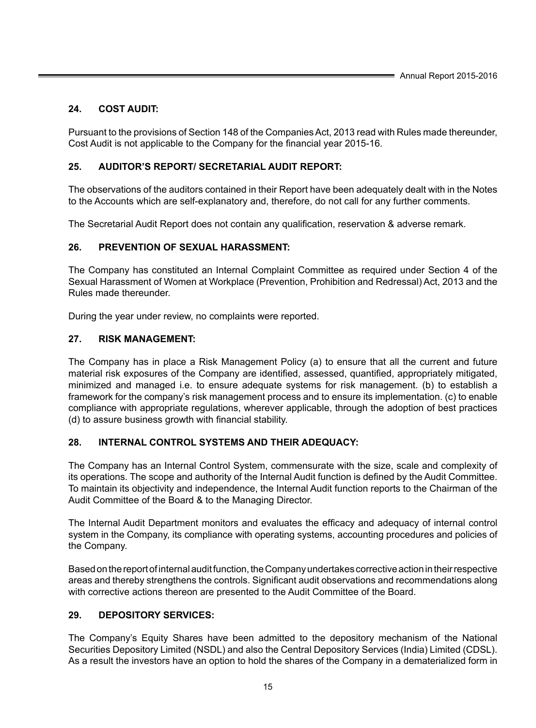## 24. COST AUDIT:

Pursuant to the provisions of Section 148 of the Companies Act, 2013 read with Rules made thereunder, Cost Audit is not applicable to the Company for the financial year 2015-16.

## 25. AUDITOR'S REPORT/ SECRETARIAL AUDIT REPORT:

The observations of the auditors contained in their Report have been adequately dealt with in the Notes to the Accounts which are self-explanatory and, therefore, do not call for any further comments.

The Secretarial Audit Report does not contain any qualification, reservation & adverse remark.

## 26. PREVENTION OF SEXUAL HARASSMENT:

The Company has constituted an Internal Complaint Committee as required under Section 4 of the Sexual Harassment of Women at Workplace (Prevention, Prohibition and Redressal) Act, 2013 and the Rules made thereunder.

During the year under review, no complaints were reported.

## 27. RISK MANAGEMENT:

The Company has in place a Risk Management Policy (a) to ensure that all the current and future material risk exposures of the Company are identified, assessed, quantified, appropriately mitigated, minimized and managed i.e. to ensure adequate systems for risk management. (b) to establish a framework for the company's risk management process and to ensure its implementation. (c) to enable compliance with appropriate regulations, wherever applicable, through the adoption of best practices (d) to assure business growth with financial stability.

## 28. INTERNAL CONTROL SYSTEMS AND THEIR ADEQUACY:

The Company has an Internal Control System, commensurate with the size, scale and complexity of its operations. The scope and authority of the Internal Audit function is defined by the Audit Committee. To maintain its objectivity and independence, the Internal Audit function reports to the Chairman of the Audit Committee of the Board & to the Managing Director.

The Internal Audit Department monitors and evaluates the efficacy and adequacy of internal control system in the Company, its compliance with operating systems, accounting procedures and policies of the Company.

Based on the report of internal audit function, the Company undertakes corrective action in their respective areas and thereby strengthens the controls. Significant audit observations and recommendations along with corrective actions thereon are presented to the Audit Committee of the Board.

## 29. DEPOSITORY SERVICES:

The Company's Equity Shares have been admitted to the depository mechanism of the National Securities Depository Limited (NSDL) and also the Central Depository Services (India) Limited (CDSL). As a result the investors have an option to hold the shares of the Company in a dematerialized form in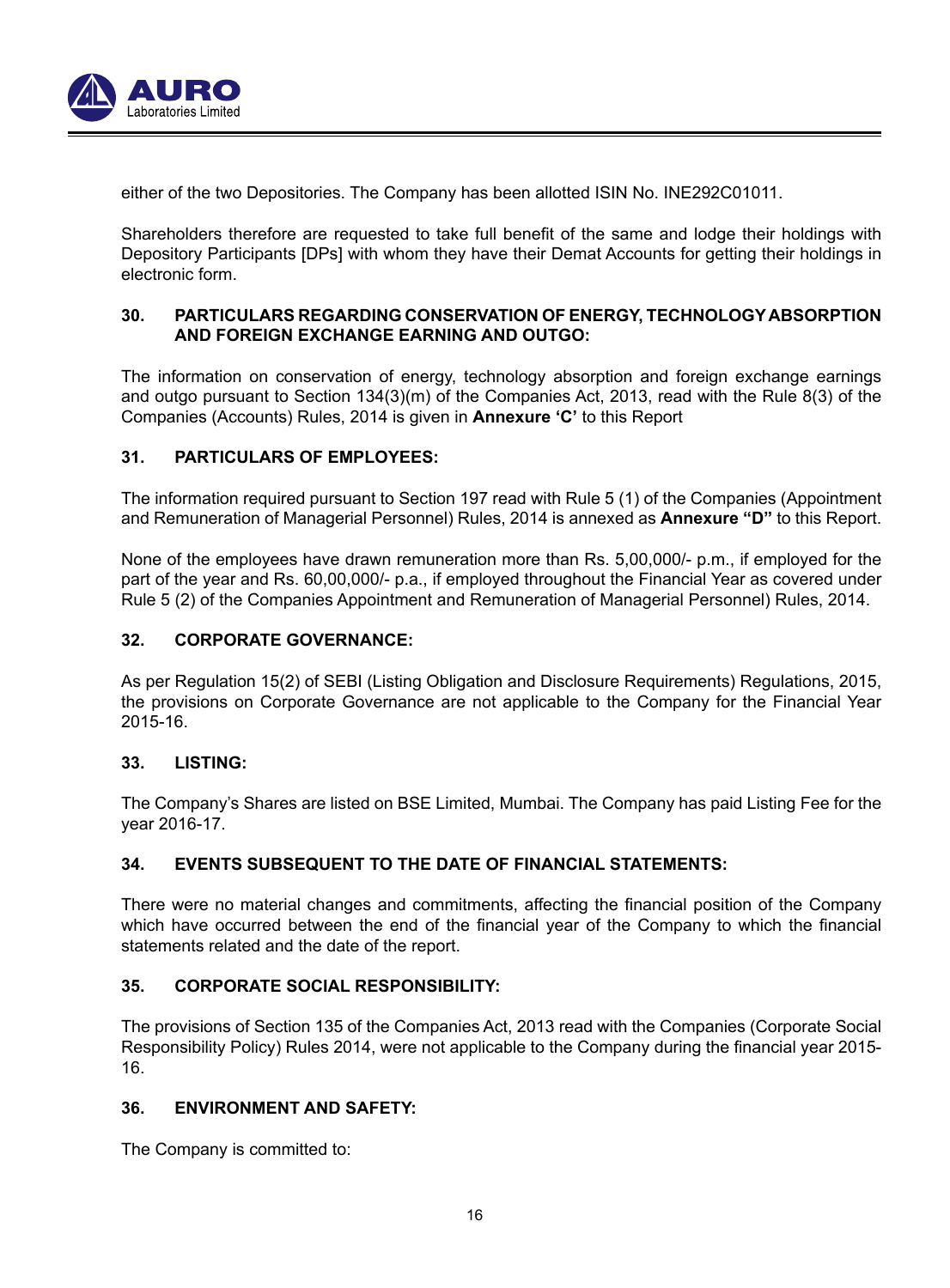either of the two Depositories. The Company has been allotted ISIN No. INE292C01011.

Shareholders therefore are requested to take full benefit of the same and lodge their holdings with Depository Participants [DPs] with whom they have their Demat Accounts for getting their holdings in electronic form.

## 30. PARTICULARS REGARDING CONSERVATION OF ENERGY, TECHNOLOGY ABSORPTION AND FOREIGN EXCHANGE EARNING AND OUTGO:

The information on conservation of energy, technology absorption and foreign exchange earnings and outgo pursuant to Section 134(3)(m) of the Companies Act, 2013, read with the Rule 8(3) of the Companies (Accounts) Rules, 2014 is given in **Annexure 'C'** to this Report

## 31. PARTICULARS OF EMPLOYEES:

The information required pursuant to Section 197 read with Rule 5 (1) of the Companies (Appointment and Remuneration of Managerial Personnel) Rules, 2014 is annexed as **Annexure "D"** to this Report.

None of the employees have drawn remuneration more than Rs. 5,00,000/- p.m., if employed for the part of the year and Rs. 60,00,000/- p.a., if employed throughout the Financial Year as covered under Rule 5 (2) of the Companies Appointment and Remuneration of Managerial Personnel) Rules, 2014.

## 32. CORPORATE GOVERNANCE:

As per Regulation 15(2) of SEBI (Listing Obligation and Disclosure Requirements) Regulations, 2015, the provisions on Corporate Governance are not applicable to the Company for the Financial Year 2015-16.

## 33. LISTING:

The Company's Shares are listed on BSE Limited, Mumbai. The Company has paid Listing Fee for the year 2016-17.

## 34. EVENTS SUBSEQUENT TO THE DATE OF FINANCIAL STATEMENTS:

There were no material changes and commitments, affecting the financial position of the Company which have occurred between the end of the financial year of the Company to which the financial statements related and the date of the report.

## 35. CORPORATE SOCIAL RESPONSIBILITY:

The provisions of Section 135 of the Companies Act, 2013 read with the Companies (Corporate Social Responsibility Policy) Rules 2014, were not applicable to the Company during the financial year 2015-16.

## 36. ENVIRONMENT AND SAFETY:

The Company is committed to: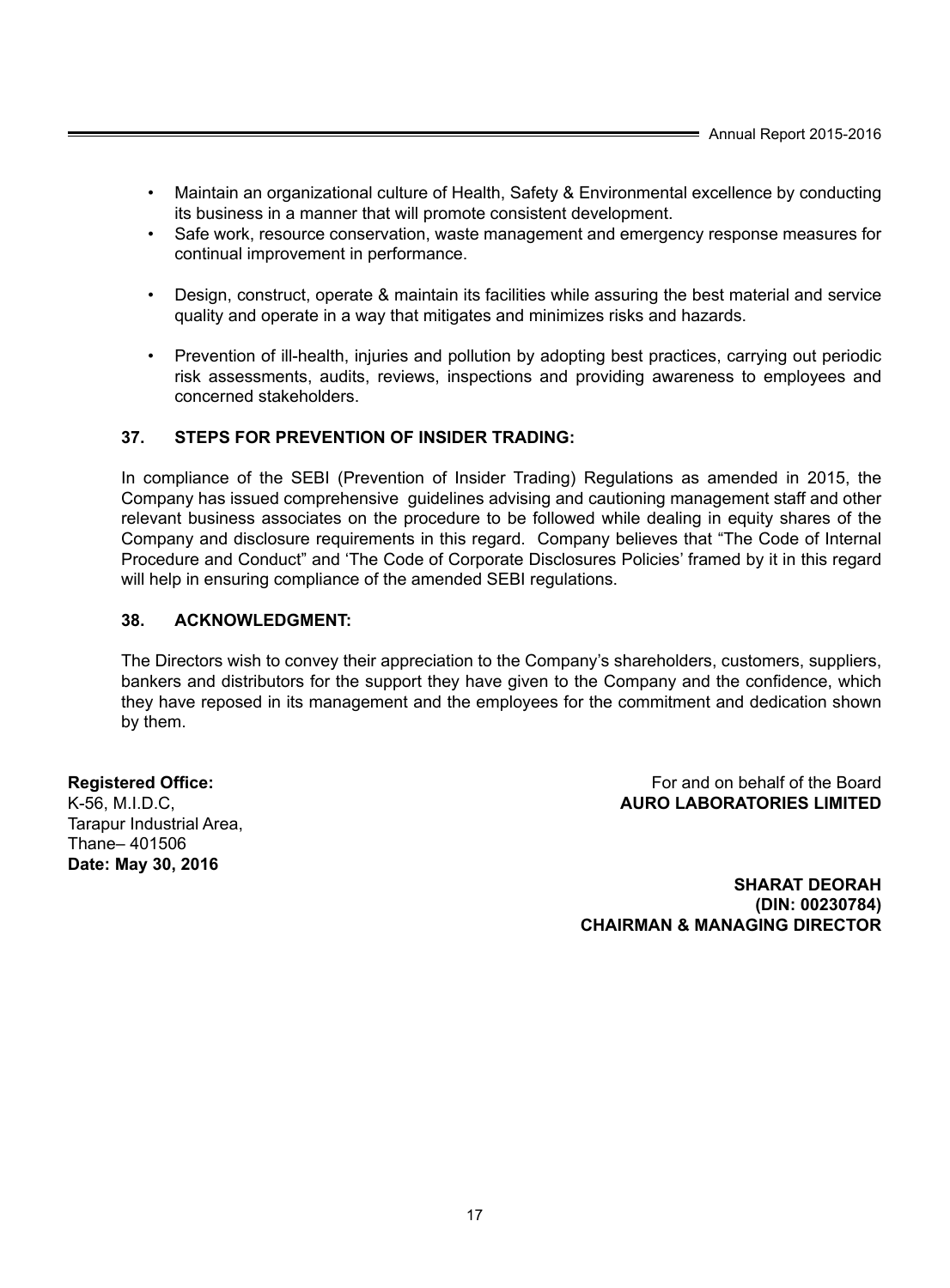- Maintain an organizational culture of Health, Safety & Environmental excellence by conducting its business in a manner that will promote consistent development.
- Safe work, resource conservation, waste management and emergency response measures for continual improvement in performance.
- Design, construct, operate & maintain its facilities while assuring the best material and service quality and operate in a way that mitigates and minimizes risks and hazards.
- Prevention of ill-health, injuries and pollution by adopting best practices, carrying out periodic risk assessments, audits, reviews, inspections and providing awareness to employees and concerned stakeholders.

**37. STEPS FOR PREVENTION OF INSIDER TRADING:**

In compliance of the SEBI (Prevention of Insider Trading) Regulations as amended in 2015, the Company has issued comprehensive guidelines advising and cautioning management staff and other relevant business associates on the procedure to be followed while dealing in equity shares of the Company and disclosure requirements in this regard. Company believes that "The Code of Internal Procedure and Conduct" and 'The Code of Corporate Disclosures Policies' framed by it in this regard will help in ensuring compliance of the amended SEBI regulations.

**38. ACKNOWLEDGMENT:**

The Directors wish to convey their appreciation to the Company's shareholders, customers, suppliers, bankers and distributors for the support they have given to the Company and the confidence, which they have reposed in its management and the employees for the commitment and dedication shown by them.

**Registered Office:**
K-56, M.I.D.C,
Tarapur Industrial Area,
Thane– 401506
**Date: May 30, 2016**

For and on behalf of the Board
**AURO LABORATORIES LIMITED**

**SHARAT DEORAH**
**(DIN: 00230784)**
**CHAIRMAN & MANAGING DIRECTOR**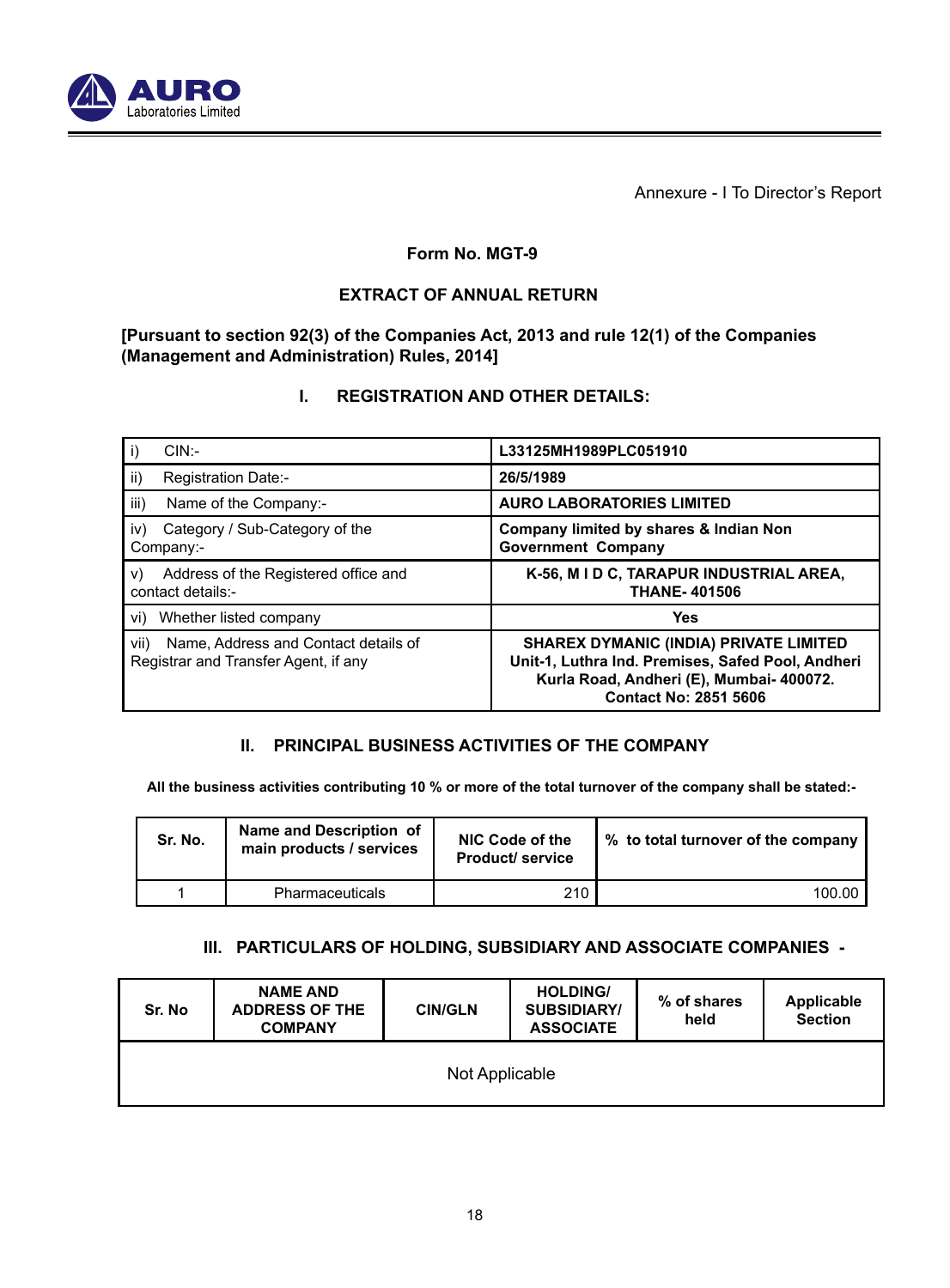Annexure - I To Director's Report

## Form No. MGT-9

## EXTRACT OF ANNUAL RETURN

**[Pursuant to section 92(3) of the Companies Act, 2013 and rule 12(1) of the Companies (Management and Administration) Rules, 2014]**

### I. REGISTRATION AND OTHER DETAILS:

| | |
|---|---|
| i) CIN:- | **L33125MH1989PLC051910** |
| ii) Registration Date:- | **26/5/1989** |
| iii) Name of the Company:- | **AURO LABORATORIES LIMITED** |
| iv) Category / Sub-Category of the Company:- | **Company limited by shares & Indian Non Government Company** |
| v) Address of the Registered office and contact details:- | **K-56, M I D C, TARAPUR INDUSTRIAL AREA, THANE- 401506** |
| vi) Whether listed company | **Yes** |
| vii) Name, Address and Contact details of Registrar and Transfer Agent, if any | **SHAREX DYMANIC (INDIA) PRIVATE LIMITED Unit-1, Luthra Ind. Premises, Safed Pool, Andheri Kurla Road, Andheri (E), Mumbai- 400072. Contact No: 2851 5606** |

### II. PRINCIPAL BUSINESS ACTIVITIES OF THE COMPANY

**All the business activities contributing 10 % or more of the total turnover of the company shall be stated:-**

| Sr. No. | Name and Description of main products / services | NIC Code of the Product/ service | % to total turnover of the company |
|---|---|---|---|
| 1 | Pharmaceuticals | 210 | 100.00 |

### III. PARTICULARS OF HOLDING, SUBSIDIARY AND ASSOCIATE COMPANIES -

| Sr. No | NAME AND ADDRESS OF THE COMPANY | CIN/GLN | HOLDING/ SUBSIDIARY/ ASSOCIATE | % of shares held | Applicable Section |
|---|---|---|---|---|---|
| Not Applicable | | | | | |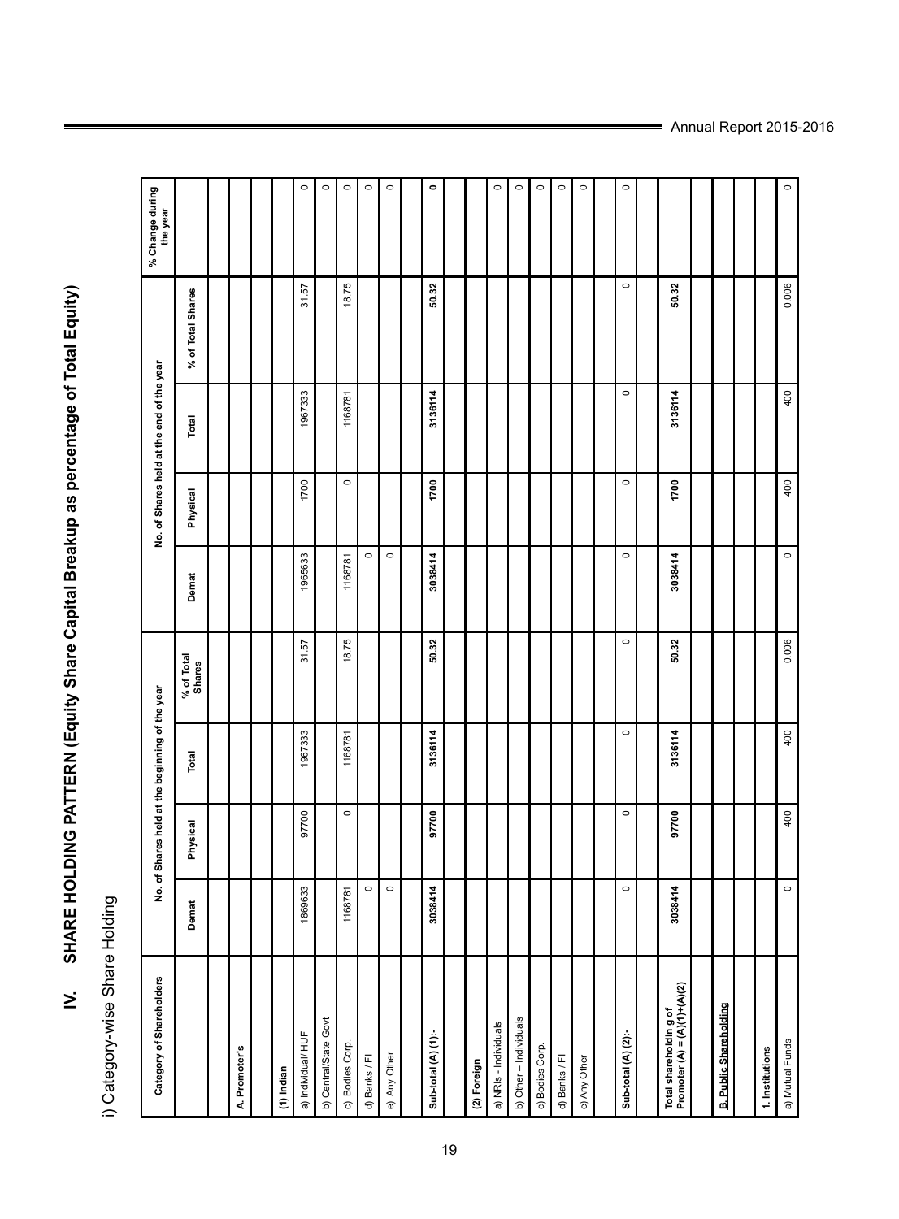## IV. SHARE HOLDING PATTERN (Equity Share Capital Breakup as percentage of Total Equity)

i) Category-wise Share Holding

| Category of Shareholders | No. of Shares held at the beginning of the year | | | | No. of Shares held at the end of the year | | | | % Change during the year |
|---|---|---|---|---|---|---|---|---|---|
| | Demat | Physical | Total | % of Total Shares | Demat | Physical | Total | % of Total Shares | |
| | | | | | | | | | |
| **A. Promoter's** | | | | | | | | | |
| | | | | | | | | | |
| **(1) Indian** | | | | | | | | | |
| a) Individual/ HUF | 1869633 | 97700 | 1967333 | 31.57 | 1965633 | 1700 | 1967333 | 31.57 | 0 |
| b) Central/State Govt | | | | | | | | | 0 |
| c) Bodies Corp. | 1168781 | 0 | 1168781 | 18.75 | 1168781 | 0 | 1168781 | 18.75 | 0 |
| d) Banks / FI | 0 | | | | 0 | | | | 0 |
| e) Any Other | 0 | | | | 0 | | | | 0 |
| | | | | | | | | | |
| **Sub-total (A) (1):-** | **3038414** | **97700** | **3136114** | **50.32** | **3038414** | **1700** | **3136114** | **50.32** | **0** |
| | | | | | | | | | |
| **(2) Foreign** | | | | | | | | | |
| a) NRIs - Individuals | | | | | | | | | 0 |
| b) Other – Individuals | | | | | | | | | 0 |
| c) Bodies Corp. | | | | | | | | | 0 |
| d) Banks / FI | | | | | | | | | 0 |
| e) Any Other | | | | | | | | | 0 |
| | | | | | | | | | |
| **Sub-total (A) (2):-** | 0 | 0 | 0 | 0 | 0 | 0 | 0 | 0 | 0 |
| | | | | | | | | | |
| **Total shareholdin g of Promoter (A) = (A)(1)+(A)(2)** | **3038414** | **97700** | **3136114** | **50.32** | **3038414** | **1700** | **3136114** | **50.32** | |
| | | | | | | | | | |
| **B. Public Shareholding** | | | | | | | | | |
| | | | | | | | | | |
| **1. Institutions** | | | | | | | | | |
| a) Mutual Funds | 0 | 400 | 400 | 0.006 | 0 | 400 | 400 | 0.006 | 0 |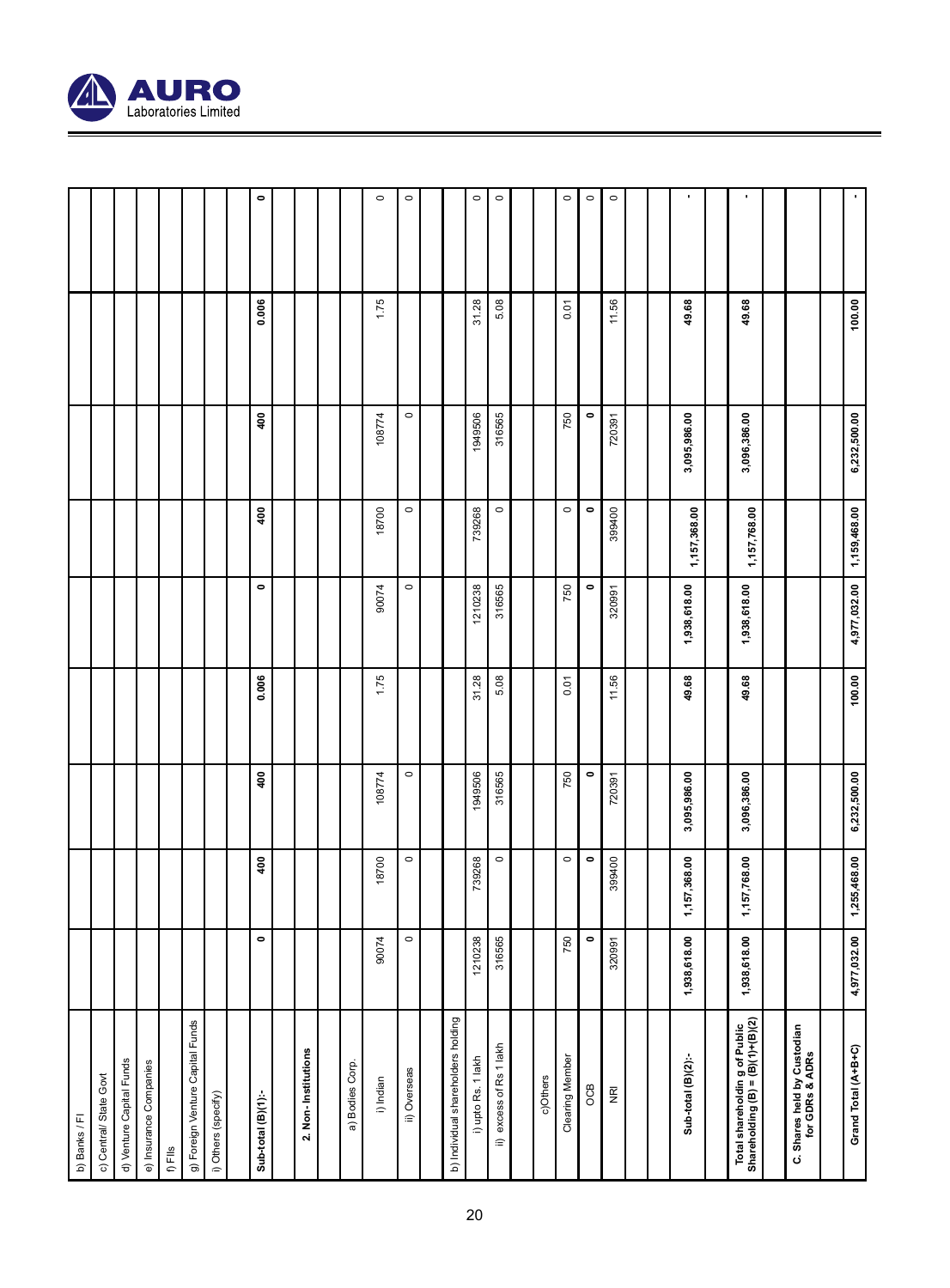| Category of Shareholders | | | | | | | | | |
|---|---|---|---|---|---|---|---|---|---|
| b) Banks / FI | | | | | | | | | |
| c) Central/ State Govt | | | | | | | | | |
| d) Venture Capital Funds | | | | | | | | | |
| e) Insurance Companies | | | | | | | | | |
| f) FIIs | | | | | | | | | |
| g) Foreign Venture Capital Funds | | | | | | | | | |
| i) Others (specify) | | | | | | | | | |
| | | | | | | | | | |
| **Sub-total (B)(1):-** | **0** | **400** | **400** | **0.006** | **0** | **400** | **400** | **0.006** | **0** |
| | | | | | | | | | |
| **2. Non- Institutions** | | | | | | | | | |
| | | | | | | | | | |
| a) Bodies Corp. | | | | | | | | | |
| i) Indian | 90074 | 18700 | 108774 | 1.75 | 90074 | 18700 | 108774 | 1.75 | 0 |
| ii) Overseas | 0 | 0 | 0 | | 0 | 0 | 0 | | 0 |
| | | | | | | | | | |
| b) Individual shareholders holding | | | | | | | | | |
| i) upto Rs. 1 lakh | 1210238 | 739268 | 1949506 | 31.28 | 1210238 | 739268 | 1949506 | 31.28 | 0 |
| ii) excess of Rs 1 lakh | 316565 | 0 | 316565 | 5.08 | 316565 | 0 | 316565 | 5.08 | 0 |
| | | | | | | | | | |
| c)Others | | | | | | | | | |
| Clearing Member | 750 | 0 | 750 | 0.01 | 750 | 0 | 750 | 0.01 | 0 |
| OCB | **0** | **0** | **0** | | **0** | **0** | **0** | | 0 |
| NRI | 320991 | 399400 | 720391 | 11.56 | 320991 | 399400 | 720391 | 11.56 | 0 |
| | | | | | | | | | |
| | | | | | | | | | |
| **Sub-total (B)(2):-** | **1,938,618.00** | **1,157,368.00** | **3,095,986.00** | **49.68** | **1,938,618.00** | **1,157,368.00** | **3,095,986.00** | **49.68** | **-** |
| | | | | | | | | | |
| **Total shareholdin g of Public Shareholding (B) = (B)(1)+(B)(2)** | **1,938,618.00** | **1,157,768.00** | **3,096,386.00** | **49.68** | **1,938,618.00** | **1,157,768.00** | **3,096,386.00** | **49.68** | **-** |
| | | | | | | | | | |
| **C. Shares held by Custodian for GDRs & ADRs** | | | | | | | | | |
| | | | | | | | | | |
| **Grand Total (A+B+C)** | **4,977,032.00** | **1,255,468.00** | **6,232,500.00** | **100.00** | **4,977,032.00** | **1,159,468.00** | **6,232,500.00** | **100.00** | **-** |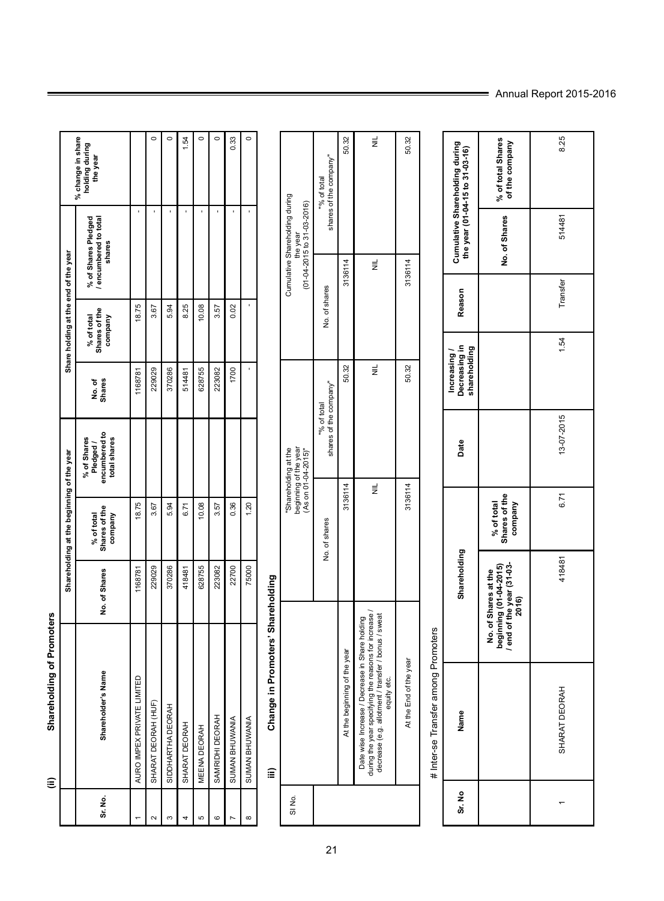## (ii) Shareholding of Promoters

| Sr. No. | Shareholder's Name | Shareholding at the beginning of the year | | | Share holding at the end of the year | | | % change in share holding during the year |
|---|---|---|---|---|---|---|---|---|
| | | No. of Shares | % of total Shares of the company | % of Shares Pledged / encumbered to total shares | No. of Shares | % of total Shares of the company | % of Shares Pledged / encumbered to total shares | |
| 1 | AURO IMPEX PRIVATE LIMITED | 1168781 | 18.75 | | 1168781 | 18.75 | - | |
| 2 | SHARAT DEORAH (HUF) | 229029 | 3.67 | | 229029 | 3.67 | - | 0 |
| 3 | SIDDHARTHA DEORAH | 370286 | 5.94 | | 370286 | 5.94 | - | 0 |
| 4 | SHARAT DEORAH | 418481 | 6.71 | | 514481 | 8.25 | - | 1.54 |
| 5 | MEENA DEORAH | 628755 | 10.08 | | 628755 | 10.08 | - | 0 |
| 6 | SAMRIDHI DEORAH | 223082 | 3.57 | | 223082 | 3.57 | - | 0 |
| 7 | SUMAN BHUWANIA | 22700 | 0.36 | | 1700 | 0.02 | - | 0.33 |
| 8 | SUMAN BHUWANIA | 75000 | 1.20 | | - | - | - | 0 |

## iii) Change in Promoters' Shareholding

| Sl No. | | "Shareholding at the beginning of the year (As on 01-04-2015)" | | Cumulative Shareholding during the year (01-04-2015 to 31-03-2016) | |
|---|---|---|---|---|---|
| | | No. of shares | "% of total shares of the company" | No. of shares | "% of total shares of the company" |
| | At the beginning of the year | 3136114 | 50.32 | 3136114 | 50.32 |
| | Date wise Increase / Decrease in Share holding during the year specifying the reasons for increase / decrease (e.g. allotment / transfer / bonus / sweat equity etc. | NIL | NIL | NIL | NIL |
| | At the End of the year | 3136114 | 50.32 | 3136114 | 50.32 |

# Inter-se Transfer among Promoters

| Sr. No | Name | Shareholding | | Date | Increasing / Decreasing in shareholding | Reason | Cumulative Shareholding during the year (01-04-15 to 31-03-16) | |
|---|---|---|---|---|---|---|---|---|
| | | No. of Shares at the beginning (01-04-2015) / end of the year (31-03-2016) | % of total Shares of the company | | | | No. of Shares | % of total Shares of the company |
| 1 | SHARAT DEORAH | 418481 | 6.71 | 13-07-2015 | 1.54 | Transfer | 514481 | 8.25 |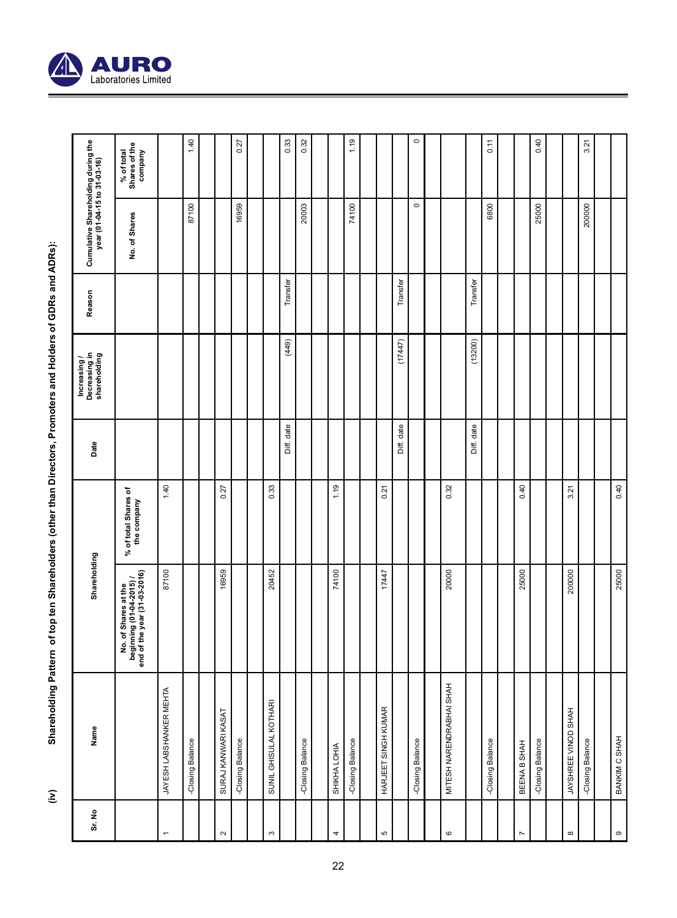(iv) **Shareholding Pattern of top ten Shareholders (other than Directors, Promoters and Holders of GDRs and ADRs):**

| Sr. No | Name | Shareholding | | Date | Increasing / Decreasing in shareholding | Reason | Cumulative Shareholding during the year (01-04-15 to 31-03-16) | |
|---|---|---|---|---|---|---|---|---|
| | | No. of Shares at the beginning (01-04-2015) / end of the year (31-03-2016) | % of total Shares of the company | | | | No. of Shares | % of total Shares of the company |
| 1 | JAYESH LABSHANKER MEHTA | 87100 | 1.40 | | | | | |
| | -Closing Balance | | | | | | 87100 | 1.40 |
| | | | | | | | | |
| 2 | SURAJ KANWARI KASAT | 16959 | 0.27 | | | | | |
| | -Closing Balance | | | | | | 16959 | 0.27 |
| | | | | | | | | |
| 3 | SUNIL GHISULAL KOTHARI | 20452 | 0.33 | | | | | |
| | | | | Diff. date | (449) | Transfer | | 0.33 |
| | -Closing Balance | | | | | | 20003 | 0.32 |
| | | | | | | | | |
| 4 | SHIKHA LOHIA | 74100 | 1.19 | | | | | |
| | -Closing Balance | | | | | | 74100 | 1.19 |
| | | | | | | | | |
| 5 | HARJEET SINGH KUMAR | 17447 | 0.21 | | | | | |
| | | | | Diff. date | (17447) | Transfer | | |
| | -Closing Balance | | | | | | 0 | 0 |
| | | | | | | | | |
| 6 | MITESH NARENDRABHAI SHAH | 20000 | 0.32 | | | | | |
| | | | | Diff. date | (13200) | Transfer | | |
| | -Closing Balance | | | | | | 6800 | 0.11 |
| | | | | | | | | |
| 7 | BEENA B SHAH | 25000 | 0.40 | | | | | |
| | -Closing Balance | | | | | | 25000 | 0.40 |
| | | | | | | | | |
| 8 | JAYSHREE VINOD SHAH | 200000 | 3.21 | | | | | |
| | -Closing Balance | | | | | | 200000 | 3.21 |
| | | | | | | | | |
| 9 | BANKIM C SHAH | 25000 | 0.40 | | | | | |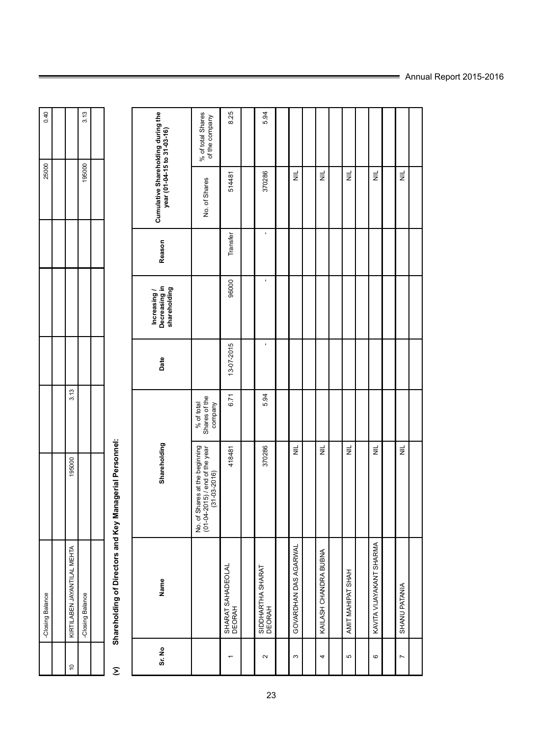| | | | | | | | | |
|---|---|---|---|---|---|---|---|---|
| | -Closing Balance | | | | | | 25000 | 0.40 |
| | | | | | | | | |
| 10 | KIRTILABEN JAYANTILAL MEHTA | 195000 | 3.13 | | | | | |
| | -Closing Balance | | | | | | 195000 | 3.13 |
| | | | | | | | | |

**(v) Shareholding of Directors and Key Managerial Personnel:**

| Sr. No | Name | Shareholding | | Date | Increasing / Decreasing in shareholding | Reason | Cumulative Shareholding during the year (01-04-15 to 31-03-16) | |
|---|---|---|---|---|---|---|---|---|
| | | No. of Shares at the beginning (01-04-2015) / end of the year (31-03-2016) | % of total Shares of the company | | | | No. of Shares | % of total Shares of the company |
| 1 | SHARAT SAHADEOLAL DEORAH | 418481 | 6.71 | 13-07-2015 | 96000 | Transfer | 514481 | 8.25 |
| | | | | | | | | |
| 2 | SIDDHARTHA SHARAT DEORAH | 370286 | 5.94 | - | - | - | 370286 | 5.94 |
| | | | | | | | | |
| 3 | GOVARDHAN DAS AGARWAL | NIL | | | | | NIL | |
| | | | | | | | | |
| 4 | KAILASH CHANDRA BUBNA | NIL | | | | | NIL | |
| | | | | | | | | |
| 5 | AMIT MAHIPAT SHAH | NIL | | | | | NIL | |
| | | | | | | | | |
| 6 | KAVITA VIJAYAKANT SHARMA | NIL | | | | | NIL | |
| | | | | | | | | |
| 7 | SHANU PATANIA | NIL | | | | | NIL | |
| | | | | | | | | |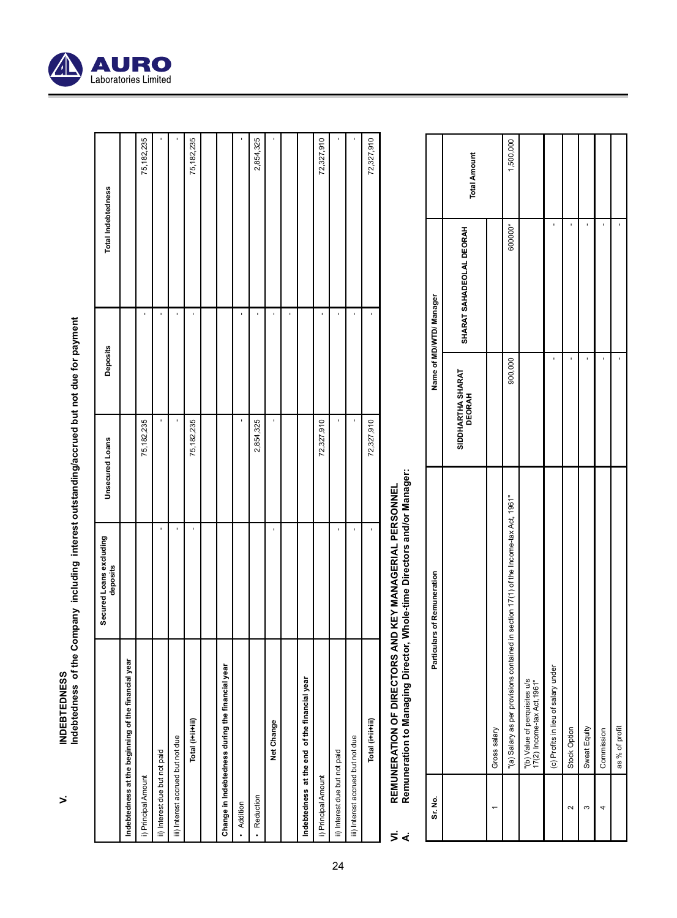## V. INDEBTEDNESS

Indebtedness of the Company including interest outstanding/accrued but not due for payment

| | Secured Loans excluding deposits | Unsecured Loans | Deposits | Total Indebtedness |
|---|---|---|---|---|
| **Indebtedness at the beginning of the financial year** | | | | |
| i) Principal Amount | | 75,182,235 | - | 75,182,235 |
| ii) Interest due but not paid | - | - | - | - |
| iii) Interest accrued but not due | - | - | - | - |
| **Total (i+ii+iii)** | - | 75,182,235 | - | 75,182,235 |
| | | | | |
| **Change in Indebtedness during the financial year** | | | | |
| • Addition | | - | - | - |
| • Reduction | | 2,854,325 | - | 2,854,325 |
| **Net Change** | - | - | - | - |
| | | | - | |
| **Indebtedness at the end of the financial year** | | | | |
| i) Principal Amount | | 72,327,910 | - | 72,327,910 |
| ii) Interest due but not paid | - | - | - | - |
| iii) Interest accrued but not due | - | - | - | - |
| **Total (i+ii+iii)** | - | 72,327,910 | - | 72,327,910 |

## VI. REMUNERATION OF DIRECTORS AND KEY MANAGERIAL PERSONNEL

### A. Remuneration to Managing Director, Whole-time Directors and/or Manager:

| Sr. No. | Particulars of Remuneration | Name of MD/WTD/ Manager | | Total Amount |
|---|---|---|---|---|
| | | SIDDHARTHA SHARAT DEORAH | SHARAT SAHADEOLAL DEORAH | |
| 1 | Gross salary | | | |
| | "(a) Salary as per provisions contained in section 17(1) of the Income-tax Act, 1961" | 900,000 | 600000* | 1,500,000 |
| | "(b) Value of perquisites u/s 17(2) Income-tax Act,1961" | | | |
| | (c) Profits in lieu of salary under | - | - | |
| 2 | Stock Option | - | - | |
| 3 | Sweat Equity | - | - | |
| 4 | Commission | - | - | |
| | as % of profit | - | - | |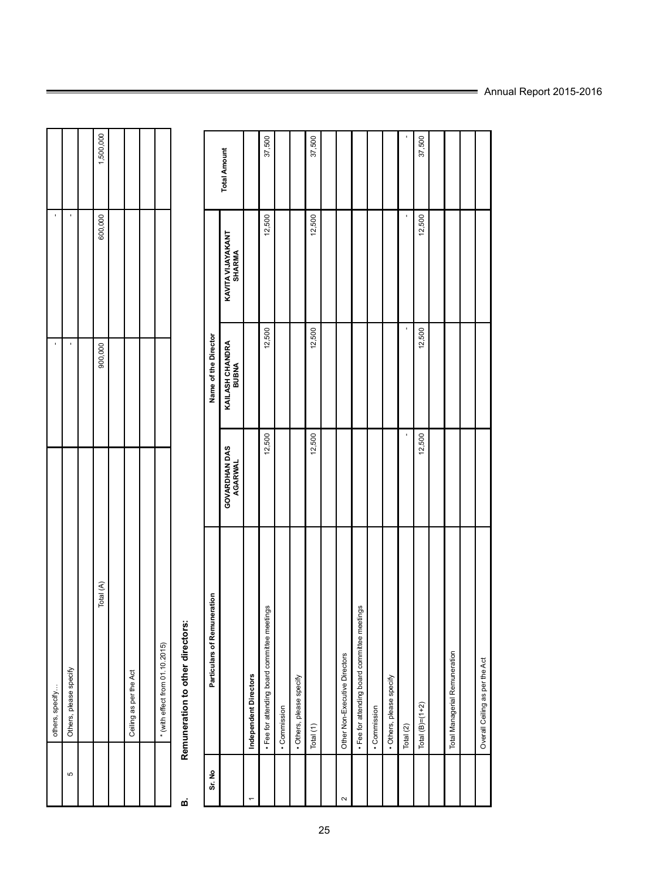| | | | | |
|---|---|---|---|---|
| | others, specify... | - | - | |
| 5 | Others, please specify | - | - | |
| | | | | |
| | Total (A) | 900,000 | 600,000 | 1,500,000 |
| | | | | |
| | Ceiling as per the Act | | | |
| | | | | |
| | * (with effect from 01.10.2015) | | | |

**B. Remuneration to other directors:**

| Sr. No | Particulars of Remuneration | Name of the Director | | | Total Amount |
|---|---|---|---|---|---|
| | | GOVARDHAN DAS AGARWAL | KAILASH CHANDRA BUBNA | KAVITA VIJAYAKANT SHARMA | |
| 1 | Independent Directors | | | | |
| | • Fee for attending board committee meetings | 12,500 | 12,500 | 12,500 | 37,500 |
| | • Commission | | | | |
| | • Others, please specify | | | | |
| | Total (1) | 12,500 | 12,500 | 12,500 | 37,500 |
| | | | | | |
| 2 | Other Non-Executive Directors | | | | |
| | • Fee for attending board committee meetings | | | | |
| | • Commission | | | | |
| | • Others, please specify | | | | |
| | Total (2) | - | - | - | - |
| | Total (B)=(1+2) | 12,500 | 12,500 | 12,500 | 37,500 |
| | | | | | |
| | Total Managerial Remuneration | | | | |
| | | | | | |
| | Overall Ceiling as per the Act | | | | |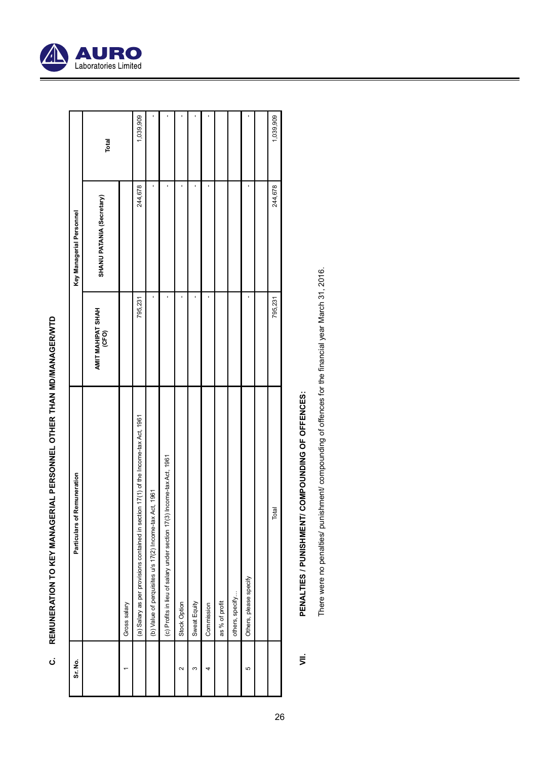## C. REMUNERATION TO KEY MANAGERIAL PERSONNEL OTHER THAN MD/MANAGER/WTD

| Sr. No. | Particulars of Remuneration | Key Managerial Personnel | | Total |
|---|---|---|---|---|
| | | AMIT MAHIPAT SHAH (CFO) | SHANU PATANIA (Secretary) | |
| 1 | Gross salary | | | |
| | (a) Salary as per provisions contained in section 17(1) of the Income-tax Act, 1961 | 795,231 | 244,678 | 1,039,909 |
| | (b) Value of perquisites u/s 17(2) Income-tax Act, 1961 | - | - | - |
| | (c) Profits in lieu of salary under section 17(3) Income-tax Act, 1961 | - | - | - |
| 2 | Stock Option | - | - | - |
| 3 | Sweat Equity | - | - | - |
| 4 | Commission | - | - | - |
| | as % of profit | | | |
| | others, specify... | | | |
| 5 | Others, please specify | - | - | - |
| | | | | |
| | Total | 795,231 | 244,678 | 1,039,909 |

## VII. PENALTIES / PUNISHMENT/ COMPOUNDING OF OFFENCES:

There were no penalties/ punishment/ compounding of offences for the financial year March 31, 2016.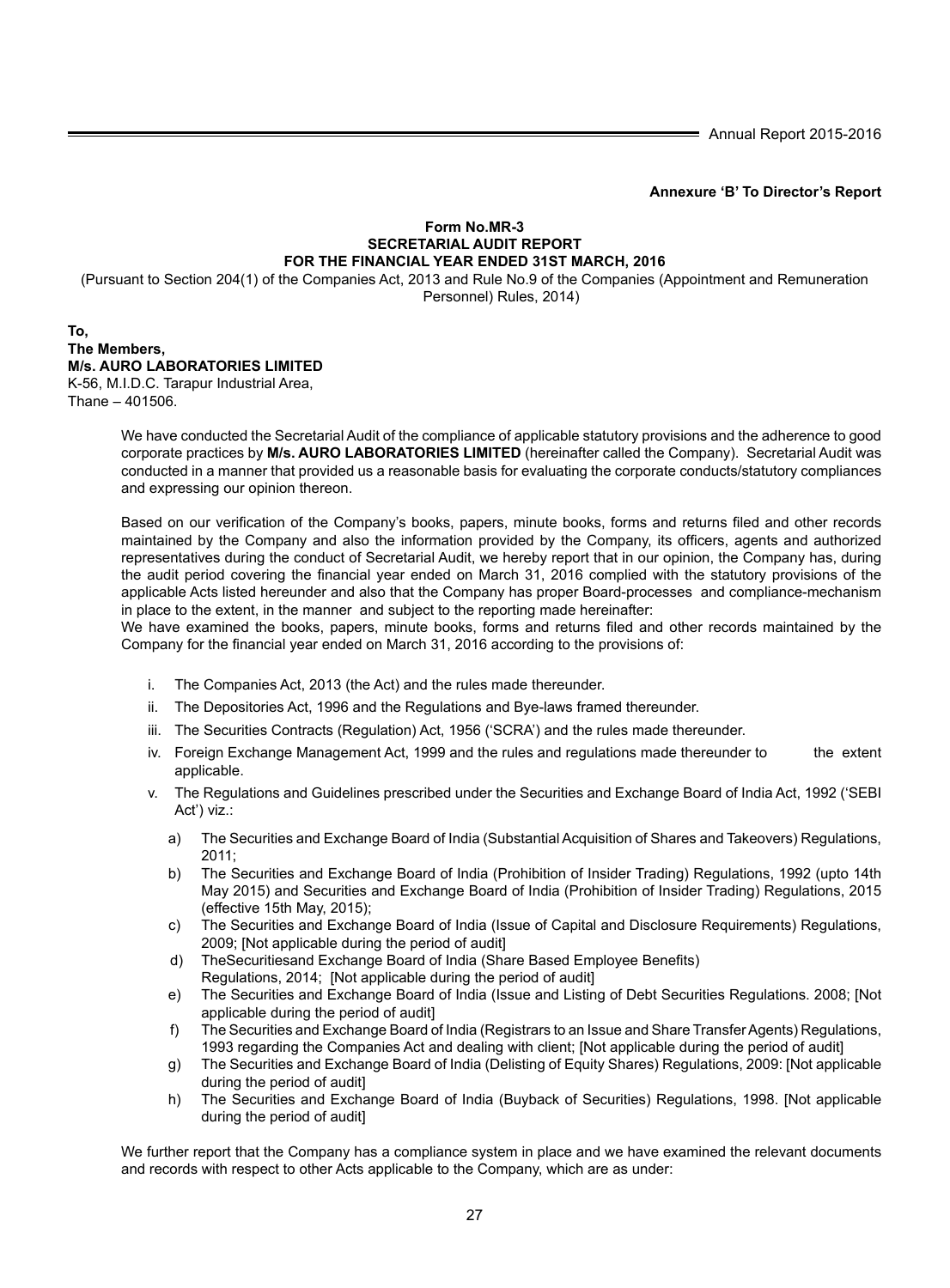**Annexure 'B' To Director's Report**

**Form No.MR-3**
**SECRETARIAL AUDIT REPORT**
**FOR THE FINANCIAL YEAR ENDED 31ST MARCH, 2016**

(Pursuant to Section 204(1) of the Companies Act, 2013 and Rule No.9 of the Companies (Appointment and Remuneration Personnel) Rules, 2014)

**To,**
**The Members,**
**M/s. AURO LABORATORIES LIMITED**
K-56, M.I.D.C. Tarapur Industrial Area,
Thane – 401506.

We have conducted the Secretarial Audit of the compliance of applicable statutory provisions and the adherence to good corporate practices by **M/s. AURO LABORATORIES LIMITED** (hereinafter called the Company). Secretarial Audit was conducted in a manner that provided us a reasonable basis for evaluating the corporate conducts/statutory compliances and expressing our opinion thereon.

Based on our verification of the Company's books, papers, minute books, forms and returns filed and other records maintained by the Company and also the information provided by the Company, its officers, agents and authorized representatives during the conduct of Secretarial Audit, we hereby report that in our opinion, the Company has, during the audit period covering the financial year ended on March 31, 2016 complied with the statutory provisions of the applicable Acts listed hereunder and also that the Company has proper Board-processes and compliance-mechanism in place to the extent, in the manner and subject to the reporting made hereinafter:

We have examined the books, papers, minute books, forms and returns filed and other records maintained by the Company for the financial year ended on March 31, 2016 according to the provisions of:

i. The Companies Act, 2013 (the Act) and the rules made thereunder.

ii. The Depositories Act, 1996 and the Regulations and Bye-laws framed thereunder.

iii. The Securities Contracts (Regulation) Act, 1956 ('SCRA') and the rules made thereunder.

iv. Foreign Exchange Management Act, 1999 and the rules and regulations made thereunder to the extent applicable.

v. The Regulations and Guidelines prescribed under the Securities and Exchange Board of India Act, 1992 ('SEBI Act') viz.:

   a) The Securities and Exchange Board of India (Substantial Acquisition of Shares and Takeovers) Regulations, 2011;

   b) The Securities and Exchange Board of India (Prohibition of Insider Trading) Regulations, 1992 (upto 14th May 2015) and Securities and Exchange Board of India (Prohibition of Insider Trading) Regulations, 2015 (effective 15th May, 2015);

   c) The Securities and Exchange Board of India (Issue of Capital and Disclosure Requirements) Regulations, 2009; [Not applicable during the period of audit]

   d) TheSecuritiesand Exchange Board of India (Share Based Employee Benefits) Regulations, 2014; [Not applicable during the period of audit]

   e) The Securities and Exchange Board of India (Issue and Listing of Debt Securities Regulations. 2008; [Not applicable during the period of audit]

   f) The Securities and Exchange Board of India (Registrars to an Issue and Share Transfer Agents) Regulations, 1993 regarding the Companies Act and dealing with client; [Not applicable during the period of audit]

   g) The Securities and Exchange Board of India (Delisting of Equity Shares) Regulations, 2009: [Not applicable during the period of audit]

   h) The Securities and Exchange Board of India (Buyback of Securities) Regulations, 1998. [Not applicable during the period of audit]

We further report that the Company has a compliance system in place and we have examined the relevant documents and records with respect to other Acts applicable to the Company, which are as under: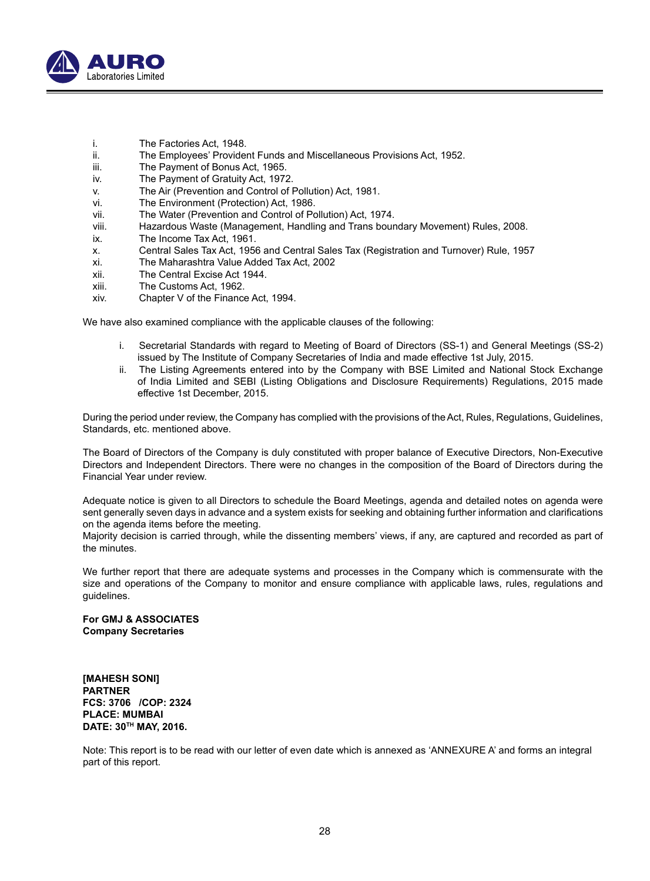i. The Factories Act, 1948.
ii. The Employees' Provident Funds and Miscellaneous Provisions Act, 1952.
iii. The Payment of Bonus Act, 1965.
iv. The Payment of Gratuity Act, 1972.
v. The Air (Prevention and Control of Pollution) Act, 1981.
vi. The Environment (Protection) Act, 1986.
vii. The Water (Prevention and Control of Pollution) Act, 1974.
viii. Hazardous Waste (Management, Handling and Trans boundary Movement) Rules, 2008.
ix. The Income Tax Act, 1961.
x. Central Sales Tax Act, 1956 and Central Sales Tax (Registration and Turnover) Rule, 1957
xi. The Maharashtra Value Added Tax Act, 2002
xii. The Central Excise Act 1944.
xiii. The Customs Act, 1962.
xiv. Chapter V of the Finance Act, 1994.

We have also examined compliance with the applicable clauses of the following:

i. Secretarial Standards with regard to Meeting of Board of Directors (SS-1) and General Meetings (SS-2) issued by The Institute of Company Secretaries of India and made effective 1st July, 2015.
ii. The Listing Agreements entered into by the Company with BSE Limited and National Stock Exchange of India Limited and SEBI (Listing Obligations and Disclosure Requirements) Regulations, 2015 made effective 1st December, 2015.

During the period under review, the Company has complied with the provisions of the Act, Rules, Regulations, Guidelines, Standards, etc. mentioned above.

The Board of Directors of the Company is duly constituted with proper balance of Executive Directors, Non-Executive Directors and Independent Directors. There were no changes in the composition of the Board of Directors during the Financial Year under review.

Adequate notice is given to all Directors to schedule the Board Meetings, agenda and detailed notes on agenda were sent generally seven days in advance and a system exists for seeking and obtaining further information and clarifications on the agenda items before the meeting.
Majority decision is carried through, while the dissenting members' views, if any, are captured and recorded as part of the minutes.

We further report that there are adequate systems and processes in the Company which is commensurate with the size and operations of the Company to monitor and ensure compliance with applicable laws, rules, regulations and guidelines.

**For GMJ & ASSOCIATES**
**Company Secretaries**

**[MAHESH SONI]**
**PARTNER**
**FCS: 3706 /COP: 2324**
**PLACE: MUMBAI**
**DATE: 30TH MAY, 2016.**

Note: This report is to be read with our letter of even date which is annexed as 'ANNEXURE A' and forms an integral part of this report.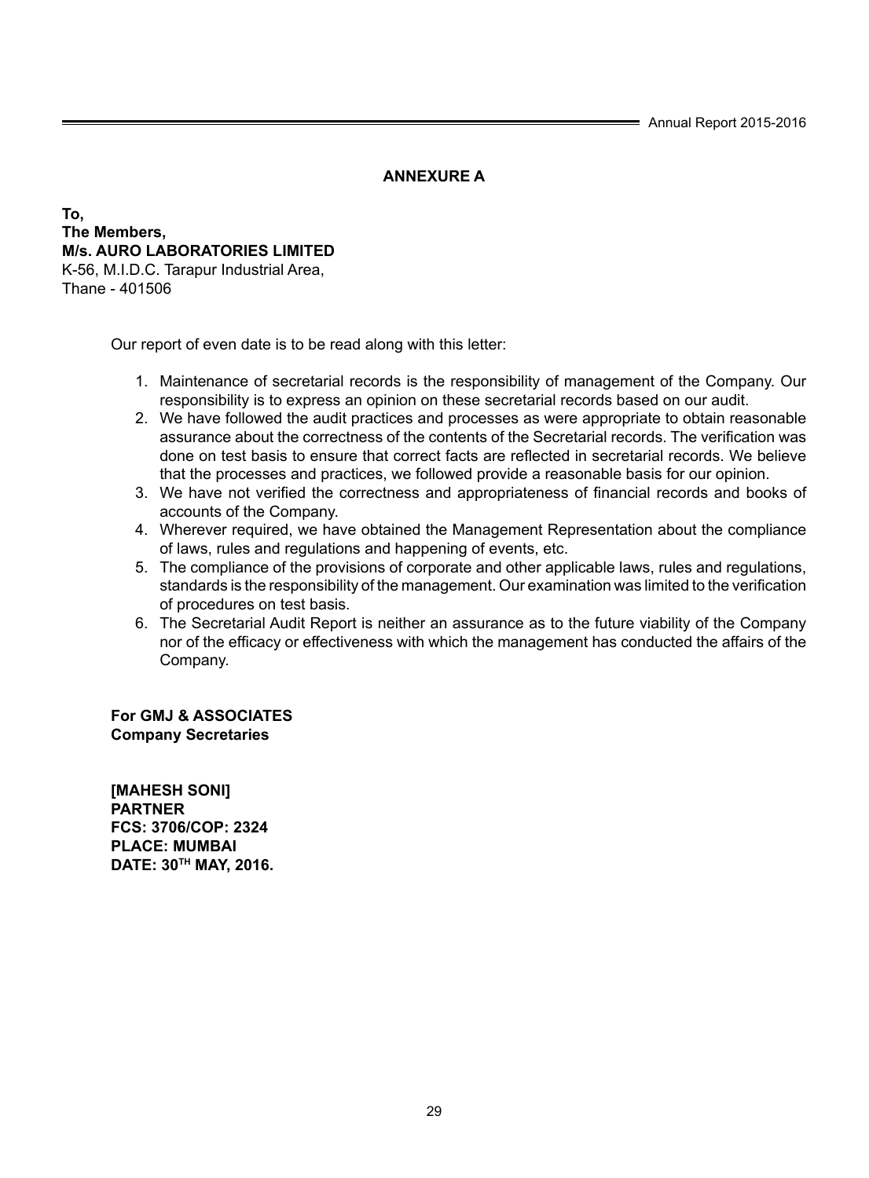## ANNEXURE A

**To,**
**The Members,**
**M/s. AURO LABORATORIES LIMITED**
K-56, M.I.D.C. Tarapur Industrial Area,
Thane - 401506

Our report of even date is to be read along with this letter:

1. Maintenance of secretarial records is the responsibility of management of the Company. Our responsibility is to express an opinion on these secretarial records based on our audit.
2. We have followed the audit practices and processes as were appropriate to obtain reasonable assurance about the correctness of the contents of the Secretarial records. The verification was done on test basis to ensure that correct facts are reflected in secretarial records. We believe that the processes and practices, we followed provide a reasonable basis for our opinion.
3. We have not verified the correctness and appropriateness of financial records and books of accounts of the Company.
4. Wherever required, we have obtained the Management Representation about the compliance of laws, rules and regulations and happening of events, etc.
5. The compliance of the provisions of corporate and other applicable laws, rules and regulations, standards is the responsibility of the management. Our examination was limited to the verification of procedures on test basis.
6. The Secretarial Audit Report is neither an assurance as to the future viability of the Company nor of the efficacy or effectiveness with which the management has conducted the affairs of the Company.

**For GMJ & ASSOCIATES**
**Company Secretaries**

**[MAHESH SONI]**
**PARTNER**
**FCS: 3706/COP: 2324**
**PLACE: MUMBAI**
**DATE: 30TH MAY, 2016.**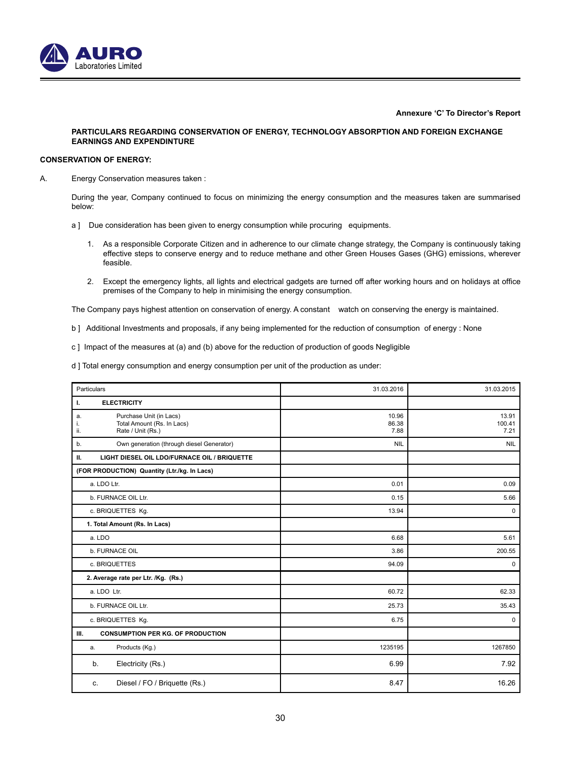**Annexure 'C' To Director's Report**

**PARTICULARS REGARDING CONSERVATION OF ENERGY, TECHNOLOGY ABSORPTION AND FOREIGN EXCHANGE EARNINGS AND EXPENDITURE**

**CONSERVATION OF ENERGY:**

A. Energy Conservation measures taken :

During the year, Company continued to focus on minimizing the energy consumption and the measures taken are summarised below:

a ] Due consideration has been given to energy consumption while procuring equipments.

1. As a responsible Corporate Citizen and in adherence to our climate change strategy, the Company is continuously taking effective steps to conserve energy and to reduce methane and other Green Houses Gases (GHG) emissions, wherever feasible.
2. Except the emergency lights, all lights and electrical gadgets are turned off after working hours and on holidays at office premises of the Company to help in minimising the energy consumption.

The Company pays highest attention on conservation of energy. A constant watch on conserving the energy is maintained.

b ] Additional Investments and proposals, if any being implemented for the reduction of consumption of energy : None

c ] Impact of the measures at (a) and (b) above for the reduction of production of goods Negligible

d ] Total energy consumption and energy consumption per unit of the production as under:

| Particulars | 31.03.2016 | 31.03.2015 |
|---|---|---|
| **I. ELECTRICITY** | | |
| a. Purchase Unit (in Lacs)<br>i. Total Amount (Rs. In Lacs)<br>ii. Rate / Unit (Rs.) | 10.96<br>86.38<br>7.88 | 13.91<br>100.41<br>7.21 |
| b. Own generation (through diesel Generator) | NIL | NIL |
| **II. LIGHT DIESEL OIL LDO/FURNACE OIL / BRIQUETTE** | | |
| **(FOR PRODUCTION) Quantity (Ltr./kg. In Lacs)** | | |
| a. LDO Ltr. | 0.01 | 0.09 |
| b. FURNACE OIL Ltr. | 0.15 | 5.66 |
| c. BRIQUETTES Kg. | 13.94 | 0 |
| **1. Total Amount (Rs. In Lacs)** | | |
| a. LDO | 6.68 | 5.61 |
| b. FURNACE OIL | 3.86 | 200.55 |
| c. BRIQUETTES | 94.09 | 0 |
| **2. Average rate per Ltr. /Kg. (Rs.)** | | |
| a. LDO Ltr. | 60.72 | 62.33 |
| b. FURNACE OIL Ltr. | 25.73 | 35.43 |
| c. BRIQUETTES Kg. | 6.75 | 0 |
| **III. CONSUMPTION PER KG. OF PRODUCTION** | | |
| a. Products (Kg.) | 1235195 | 1267850 |
| b. Electricity (Rs.) | 6.99 | 7.92 |
| c. Diesel / FO / Briquette (Rs.) | 8.47 | 16.26 |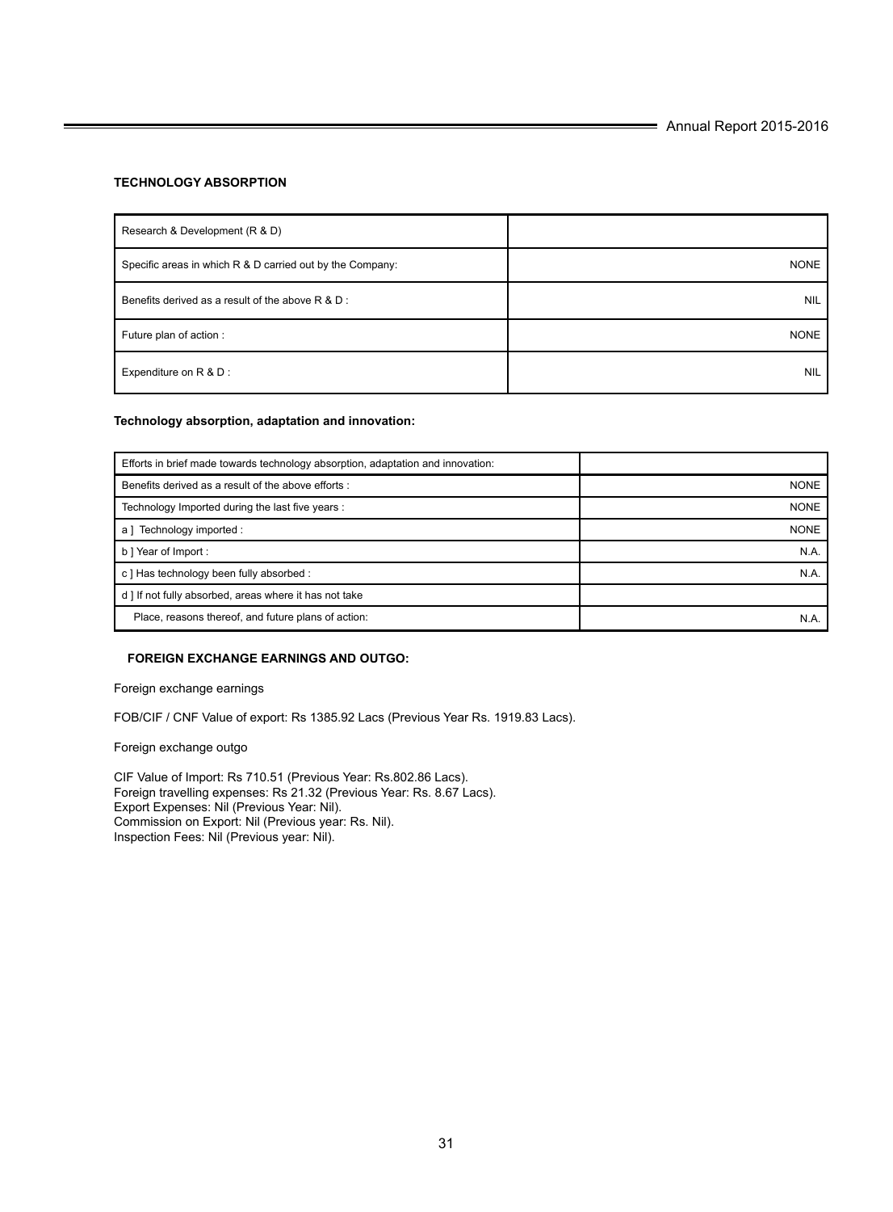### TECHNOLOGY ABSORPTION

| Research & Development (R & D) | |
|---|---|
| Specific areas in which R & D carried out by the Company: | NONE |
| Benefits derived as a result of the above R & D : | NIL |
| Future plan of action : | NONE |
| Expenditure on R & D : | NIL |

### Technology absorption, adaptation and innovation:

| Efforts in brief made towards technology absorption, adaptation and innovation: | |
|---|---|
| Benefits derived as a result of the above efforts : | NONE |
| Technology Imported during the last five years : | NONE |
| a ] Technology imported : | NONE |
| b ] Year of Import : | N.A. |
| c ] Has technology been fully absorbed : | N.A. |
| d ] If not fully absorbed, areas where it has not take | |
| Place, reasons thereof, and future plans of action: | N.A. |

### FOREIGN EXCHANGE EARNINGS AND OUTGO:

Foreign exchange earnings

FOB/CIF / CNF Value of export: Rs 1385.92 Lacs (Previous Year Rs. 1919.83 Lacs).

Foreign exchange outgo

CIF Value of Import: Rs 710.51 (Previous Year: Rs.802.86 Lacs).
Foreign travelling expenses: Rs 21.32 (Previous Year: Rs. 8.67 Lacs).
Export Expenses: Nil (Previous Year: Nil).
Commission on Export: Nil (Previous year: Rs. Nil).
Inspection Fees: Nil (Previous year: Nil).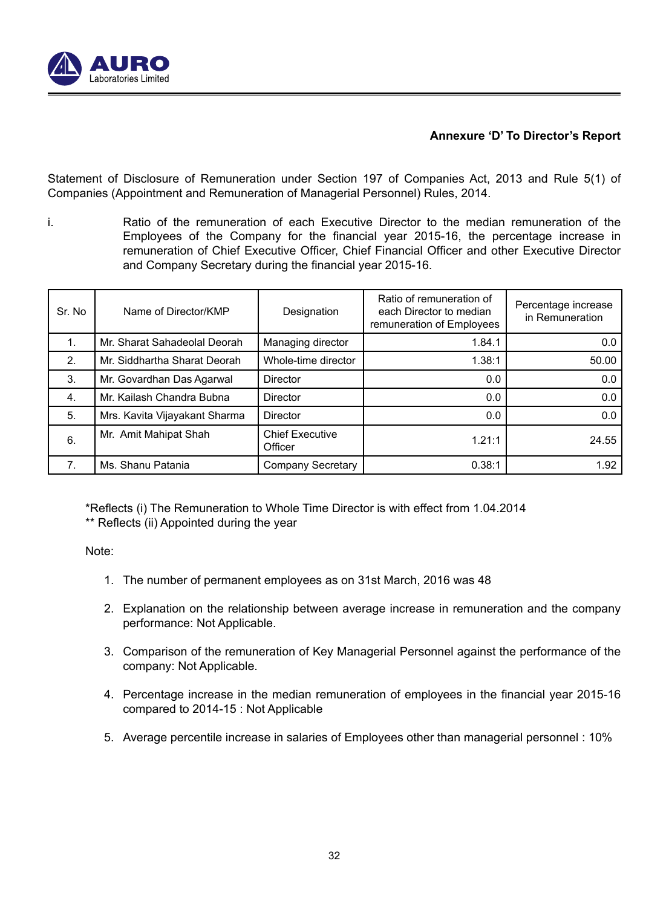**Annexure 'D' To Director's Report**

Statement of Disclosure of Remuneration under Section 197 of Companies Act, 2013 and Rule 5(1) of Companies (Appointment and Remuneration of Managerial Personnel) Rules, 2014.

i. Ratio of the remuneration of each Executive Director to the median remuneration of the Employees of the Company for the financial year 2015-16, the percentage increase in remuneration of Chief Executive Officer, Chief Financial Officer and other Executive Director and Company Secretary during the financial year 2015-16.

| Sr. No | Name of Director/KMP | Designation | Ratio of remuneration of each Director to median remuneration of Employees | Percentage increase in Remuneration |
|---|---|---|---|---|
| 1. | Mr. Sharat Sahadeolal Deorah | Managing director | 1.84.1 | 0.0 |
| 2. | Mr. Siddhartha Sharat Deorah | Whole-time director | 1.38:1 | 50.00 |
| 3. | Mr. Govardhan Das Agarwal | Director | 0.0 | 0.0 |
| 4. | Mr. Kailash Chandra Bubna | Director | 0.0 | 0.0 |
| 5. | Mrs. Kavita Vijayakant Sharma | Director | 0.0 | 0.0 |
| 6. | Mr. Amit Mahipat Shah | Chief Executive Officer | 1.21:1 | 24.55 |
| 7. | Ms. Shanu Patania | Company Secretary | 0.38:1 | 1.92 |

*Reflects (i) The Remuneration to Whole Time Director is with effect from 1.04.2014
** Reflects (ii) Appointed during the year

Note:

1. The number of permanent employees as on 31st March, 2016 was 48
2. Explanation on the relationship between average increase in remuneration and the company performance: Not Applicable.
3. Comparison of the remuneration of Key Managerial Personnel against the performance of the company: Not Applicable.
4. Percentage increase in the median remuneration of employees in the financial year 2015-16 compared to 2014-15 : Not Applicable
5. Average percentile increase in salaries of Employees other than managerial personnel : 10%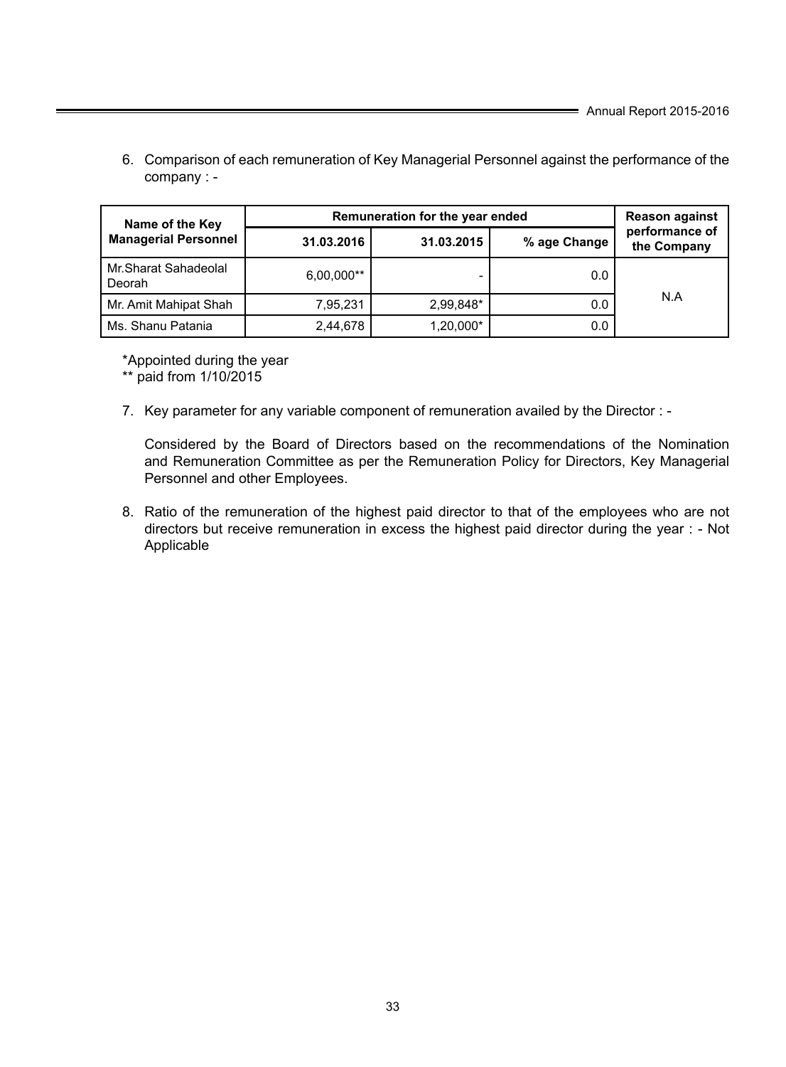6. Comparison of each remuneration of Key Managerial Personnel against the performance of the company : -

| Name of the Key Managerial Personnel | Remuneration for the year ended | | | Reason against performance of the Company |
|---|---|---|---|---|
| | 31.03.2016 | 31.03.2015 | % age Change | |
| Mr.Sharat Sahadeolal Deorah | 6,00,000** | - | 0.0 | N.A |
| Mr. Amit Mahipat Shah | 7,95,231 | 2,99,848* | 0.0 | |
| Ms. Shanu Patania | 2,44,678 | 1,20,000* | 0.0 | |

*Appointed during the year

** paid from 1/10/2015

7. Key parameter for any variable component of remuneration availed by the Director : -

   Considered by the Board of Directors based on the recommendations of the Nomination and Remuneration Committee as per the Remuneration Policy for Directors, Key Managerial Personnel and other Employees.

8. Ratio of the remuneration of the highest paid director to that of the employees who are not directors but receive remuneration in excess the highest paid director during the year : - Not Applicable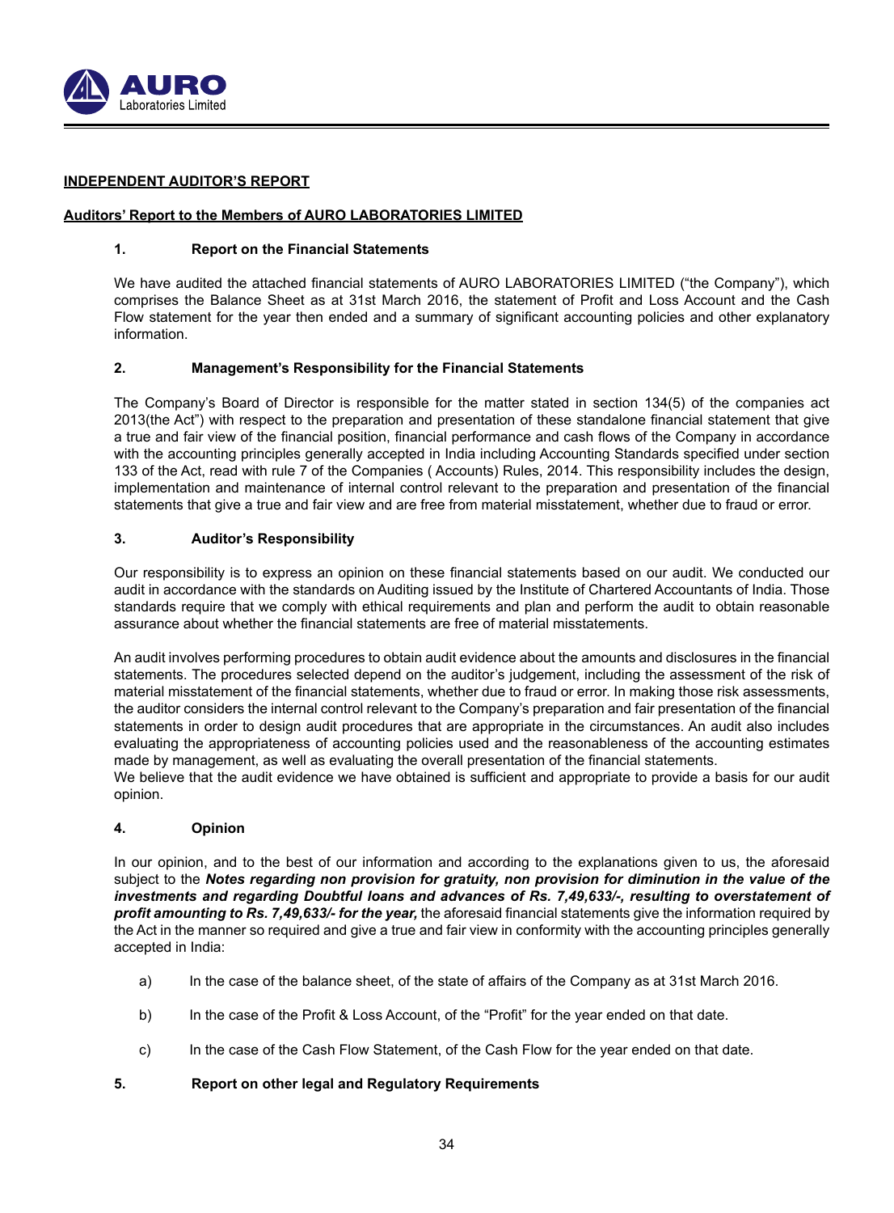## INDEPENDENT AUDITOR'S REPORT

### Auditors' Report to the Members of AURO LABORATORIES LIMITED

**1. Report on the Financial Statements**

We have audited the attached financial statements of AURO LABORATORIES LIMITED ("the Company"), which comprises the Balance Sheet as at 31st March 2016, the statement of Profit and Loss Account and the Cash Flow statement for the year then ended and a summary of significant accounting policies and other explanatory information.

**2. Management's Responsibility for the Financial Statements**

The Company's Board of Director is responsible for the matter stated in section 134(5) of the companies act 2013(the Act") with respect to the preparation and presentation of these standalone financial statement that give a true and fair view of the financial position, financial performance and cash flows of the Company in accordance with the accounting principles generally accepted in India including Accounting Standards specified under section 133 of the Act, read with rule 7 of the Companies ( Accounts) Rules, 2014. This responsibility includes the design, implementation and maintenance of internal control relevant to the preparation and presentation of the financial statements that give a true and fair view and are free from material misstatement, whether due to fraud or error.

**3. Auditor's Responsibility**

Our responsibility is to express an opinion on these financial statements based on our audit. We conducted our audit in accordance with the standards on Auditing issued by the Institute of Chartered Accountants of India. Those standards require that we comply with ethical requirements and plan and perform the audit to obtain reasonable assurance about whether the financial statements are free of material misstatements.

An audit involves performing procedures to obtain audit evidence about the amounts and disclosures in the financial statements. The procedures selected depend on the auditor's judgement, including the assessment of the risk of material misstatement of the financial statements, whether due to fraud or error. In making those risk assessments, the auditor considers the internal control relevant to the Company's preparation and fair presentation of the financial statements in order to design audit procedures that are appropriate in the circumstances. An audit also includes evaluating the appropriateness of accounting policies used and the reasonableness of the accounting estimates made by management, as well as evaluating the overall presentation of the financial statements.

We believe that the audit evidence we have obtained is sufficient and appropriate to provide a basis for our audit opinion.

**4. Opinion**

In our opinion, and to the best of our information and according to the explanations given to us, the aforesaid subject to the ***Notes regarding non provision for gratuity, non provision for diminution in the value of the investments and regarding Doubtful loans and advances of Rs. 7,49,633/-, resulting to overstatement of profit amounting to Rs. 7,49,633/- for the year,*** the aforesaid financial statements give the information required by the Act in the manner so required and give a true and fair view in conformity with the accounting principles generally accepted in India:

a) In the case of the balance sheet, of the state of affairs of the Company as at 31st March 2016.

b) In the case of the Profit & Loss Account, of the "Profit" for the year ended on that date.

c) In the case of the Cash Flow Statement, of the Cash Flow for the year ended on that date.

**5. Report on other legal and Regulatory Requirements**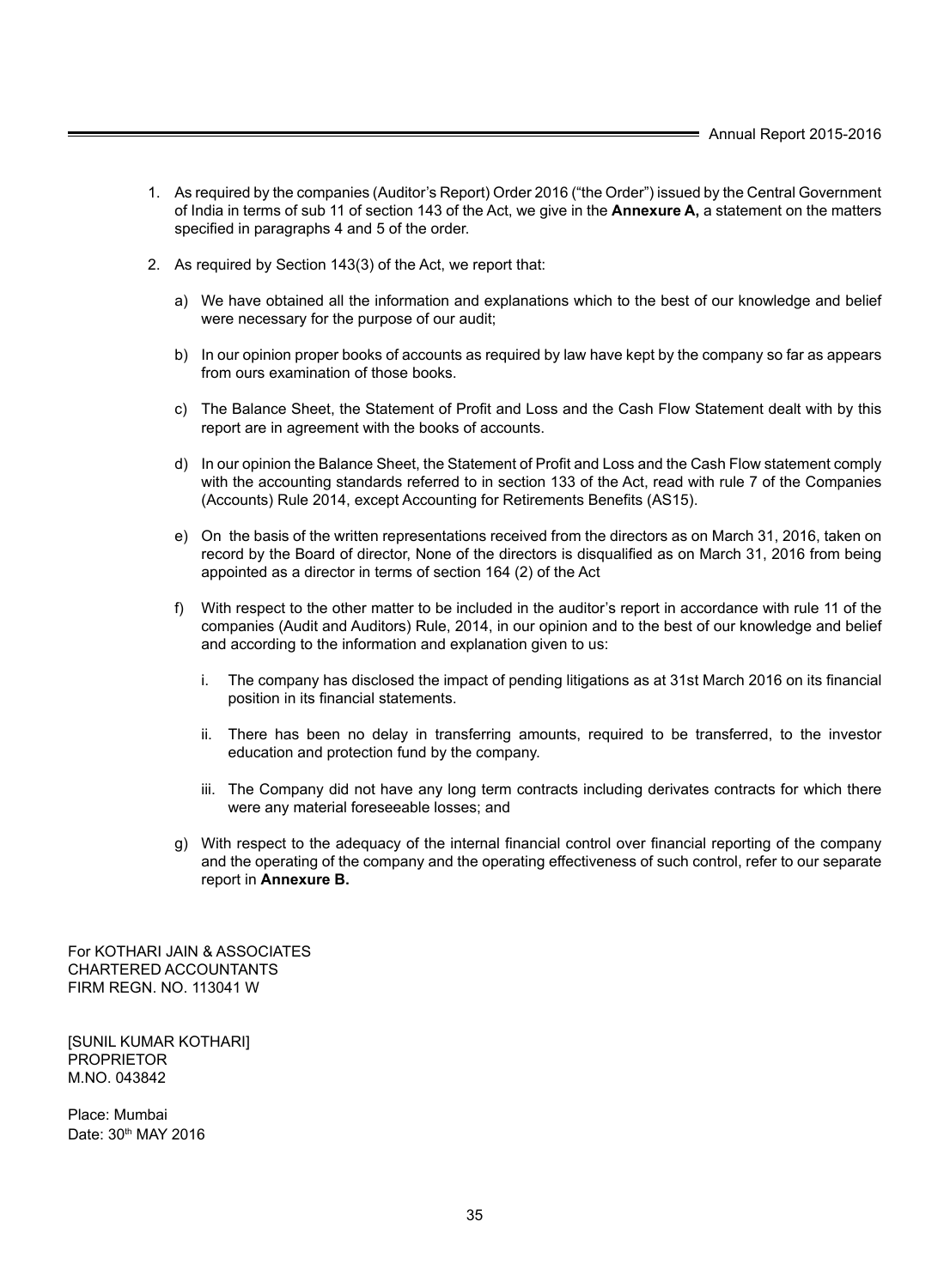1. As required by the companies (Auditor's Report) Order 2016 ("the Order") issued by the Central Government of India in terms of sub 11 of section 143 of the Act, we give in the **Annexure A,** a statement on the matters specified in paragraphs 4 and 5 of the order.

2. As required by Section 143(3) of the Act, we report that:

   a) We have obtained all the information and explanations which to the best of our knowledge and belief were necessary for the purpose of our audit;

   b) In our opinion proper books of accounts as required by law have kept by the company so far as appears from ours examination of those books.

   c) The Balance Sheet, the Statement of Profit and Loss and the Cash Flow Statement dealt with by this report are in agreement with the books of accounts.

   d) In our opinion the Balance Sheet, the Statement of Profit and Loss and the Cash Flow statement comply with the accounting standards referred to in section 133 of the Act, read with rule 7 of the Companies (Accounts) Rule 2014, except Accounting for Retirements Benefits (AS15).

   e) On the basis of the written representations received from the directors as on March 31, 2016, taken on record by the Board of director, None of the directors is disqualified as on March 31, 2016 from being appointed as a director in terms of section 164 (2) of the Act

   f) With respect to the other matter to be included in the auditor's report in accordance with rule 11 of the companies (Audit and Auditors) Rule, 2014, in our opinion and to the best of our knowledge and belief and according to the information and explanation given to us:

      i. The company has disclosed the impact of pending litigations as at 31st March 2016 on its financial position in its financial statements.

      ii. There has been no delay in transferring amounts, required to be transferred, to the investor education and protection fund by the company.

      iii. The Company did not have any long term contracts including derivates contracts for which there were any material foreseeable losses; and

   g) With respect to the adequacy of the internal financial control over financial reporting of the company and the operating of the company and the operating effectiveness of such control, refer to our separate report in **Annexure B.**

For KOTHARI JAIN & ASSOCIATES
CHARTERED ACCOUNTANTS
FIRM REGN. NO. 113041 W

[SUNIL KUMAR KOTHARI]
PROPRIETOR
M.NO. 043842

Place: Mumbai
Date: 30th MAY 2016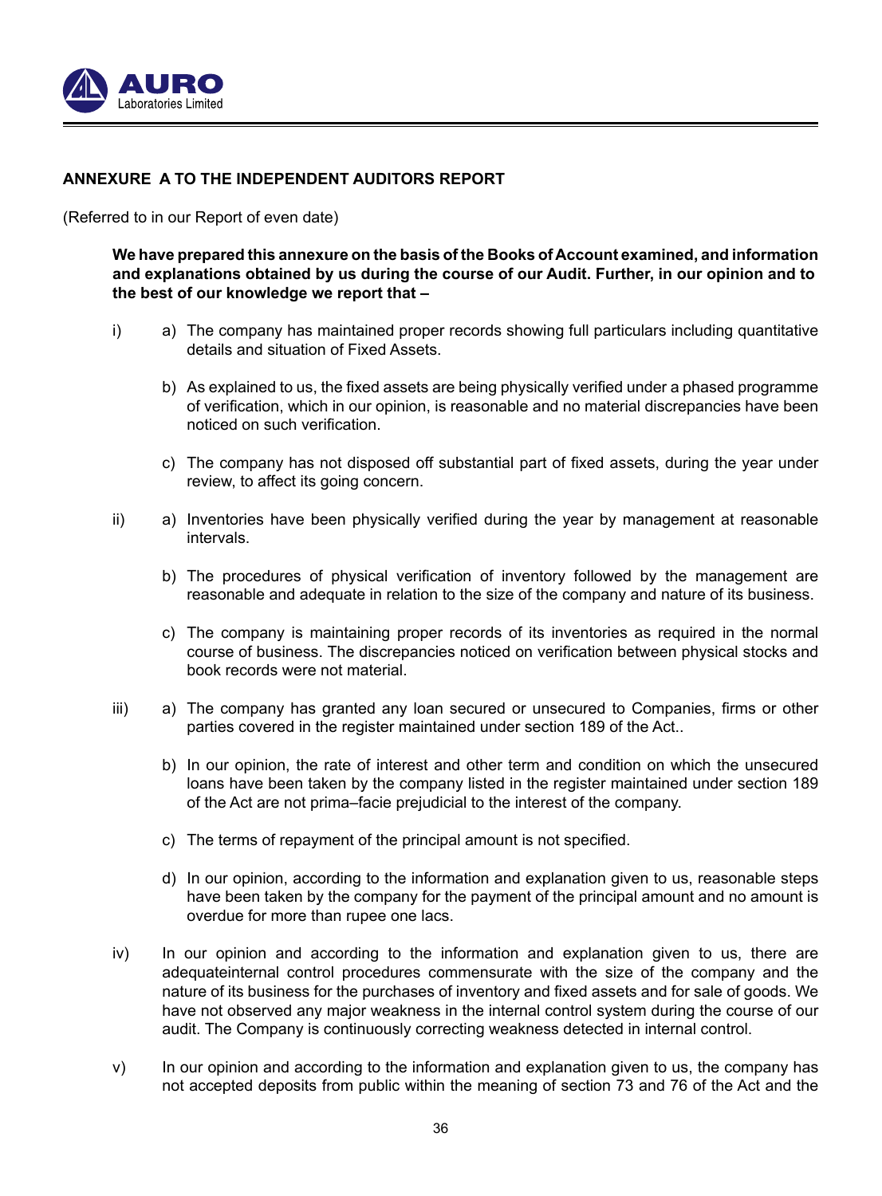## ANNEXURE A TO THE INDEPENDENT AUDITORS REPORT

(Referred to in our Report of even date)

**We have prepared this annexure on the basis of the Books of Account examined, and information and explanations obtained by us during the course of our Audit. Further, in our opinion and to the best of our knowledge we report that –**

i) a) The company has maintained proper records showing full particulars including quantitative details and situation of Fixed Assets.

b) As explained to us, the fixed assets are being physically verified under a phased programme of verification, which in our opinion, is reasonable and no material discrepancies have been noticed on such verification.

c) The company has not disposed off substantial part of fixed assets, during the year under review, to affect its going concern.

ii) a) Inventories have been physically verified during the year by management at reasonable intervals.

b) The procedures of physical verification of inventory followed by the management are reasonable and adequate in relation to the size of the company and nature of its business.

c) The company is maintaining proper records of its inventories as required in the normal course of business. The discrepancies noticed on verification between physical stocks and book records were not material.

iii) a) The company has granted any loan secured or unsecured to Companies, firms or other parties covered in the register maintained under section 189 of the Act..

b) In our opinion, the rate of interest and other term and condition on which the unsecured loans have been taken by the company listed in the register maintained under section 189 of the Act are not prima–facie prejudicial to the interest of the company.

c) The terms of repayment of the principal amount is not specified.

d) In our opinion, according to the information and explanation given to us, reasonable steps have been taken by the company for the payment of the principal amount and no amount is overdue for more than rupee one lacs.

iv) In our opinion and according to the information and explanation given to us, there are adequateinternal control procedures commensurate with the size of the company and the nature of its business for the purchases of inventory and fixed assets and for sale of goods. We have not observed any major weakness in the internal control system during the course of our audit. The Company is continuously correcting weakness detected in internal control.

v) In our opinion and according to the information and explanation given to us, the company has not accepted deposits from public within the meaning of section 73 and 76 of the Act and the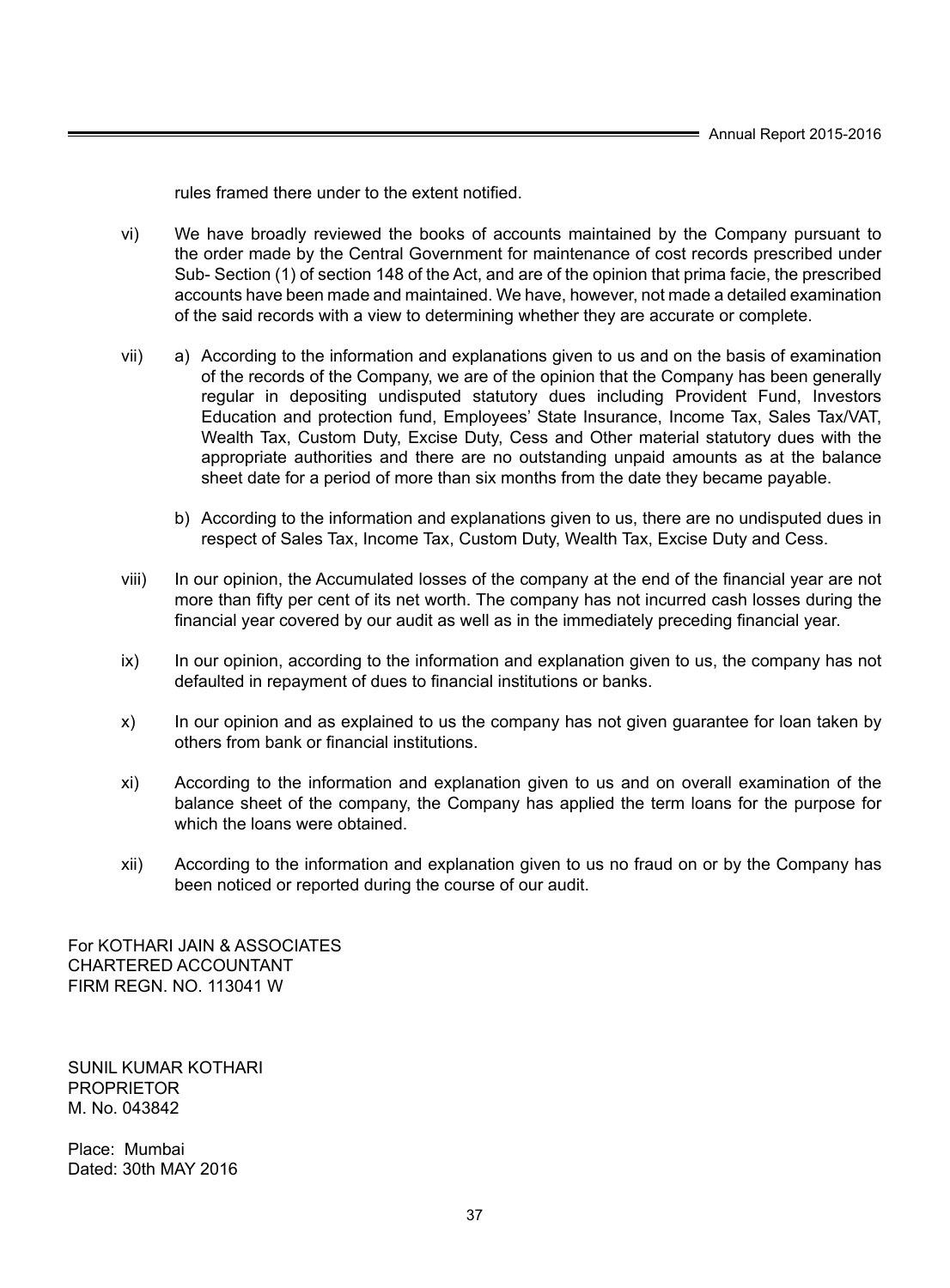rules framed there under to the extent notified.

vi) We have broadly reviewed the books of accounts maintained by the Company pursuant to the order made by the Central Government for maintenance of cost records prescribed under Sub- Section (1) of section 148 of the Act, and are of the opinion that prima facie, the prescribed accounts have been made and maintained. We have, however, not made a detailed examination of the said records with a view to determining whether they are accurate or complete.

vii) a) According to the information and explanations given to us and on the basis of examination of the records of the Company, we are of the opinion that the Company has been generally regular in depositing undisputed statutory dues including Provident Fund, Investors Education and protection fund, Employees' State Insurance, Income Tax, Sales Tax/VAT, Wealth Tax, Custom Duty, Excise Duty, Cess and Other material statutory dues with the appropriate authorities and there are no outstanding unpaid amounts as at the balance sheet date for a period of more than six months from the date they became payable.

b) According to the information and explanations given to us, there are no undisputed dues in respect of Sales Tax, Income Tax, Custom Duty, Wealth Tax, Excise Duty and Cess.

viii) In our opinion, the Accumulated losses of the company at the end of the financial year are not more than fifty per cent of its net worth. The company has not incurred cash losses during the financial year covered by our audit as well as in the immediately preceding financial year.

ix) In our opinion, according to the information and explanation given to us, the company has not defaulted in repayment of dues to financial institutions or banks.

x) In our opinion and as explained to us the company has not given guarantee for loan taken by others from bank or financial institutions.

xi) According to the information and explanation given to us and on overall examination of the balance sheet of the company, the Company has applied the term loans for the purpose for which the loans were obtained.

xii) According to the information and explanation given to us no fraud on or by the Company has been noticed or reported during the course of our audit.

For KOTHARI JAIN & ASSOCIATES
CHARTERED ACCOUNTANT
FIRM REGN. NO. 113041 W

SUNIL KUMAR KOTHARI
PROPRIETOR
M. No. 043842

Place: Mumbai
Dated: 30th MAY 2016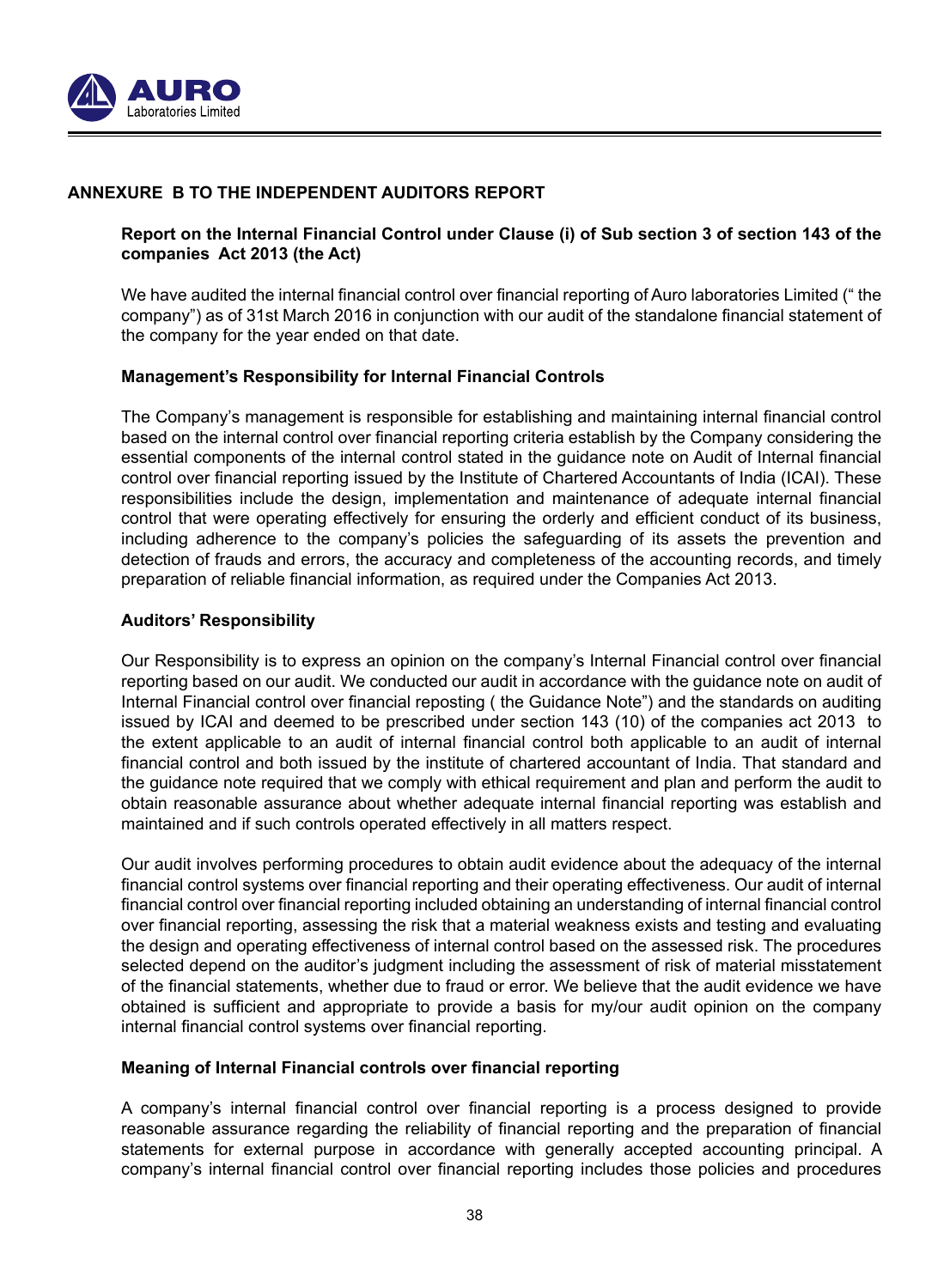## ANNEXURE B TO THE INDEPENDENT AUDITORS REPORT

**Report on the Internal Financial Control under Clause (i) of Sub section 3 of section 143 of the companies Act 2013 (the Act)**

We have audited the internal financial control over financial reporting of Auro laboratories Limited (" the company") as of 31st March 2016 in conjunction with our audit of the standalone financial statement of the company for the year ended on that date.

**Management's Responsibility for Internal Financial Controls**

The Company's management is responsible for establishing and maintaining internal financial control based on the internal control over financial reporting criteria establish by the Company considering the essential components of the internal control stated in the guidance note on Audit of Internal financial control over financial reporting issued by the Institute of Chartered Accountants of India (ICAI). These responsibilities include the design, implementation and maintenance of adequate internal financial control that were operating effectively for ensuring the orderly and efficient conduct of its business, including adherence to the company's policies the safeguarding of its assets the prevention and detection of frauds and errors, the accuracy and completeness of the accounting records, and timely preparation of reliable financial information, as required under the Companies Act 2013.

**Auditors' Responsibility**

Our Responsibility is to express an opinion on the company's Internal Financial control over financial reporting based on our audit. We conducted our audit in accordance with the guidance note on audit of Internal Financial control over financial reposting ( the Guidance Note") and the standards on auditing issued by ICAI and deemed to be prescribed under section 143 (10) of the companies act 2013 to the extent applicable to an audit of internal financial control both applicable to an audit of internal financial control and both issued by the institute of chartered accountant of India. That standard and the guidance note required that we comply with ethical requirement and plan and perform the audit to obtain reasonable assurance about whether adequate internal financial reporting was establish and maintained and if such controls operated effectively in all matters respect.

Our audit involves performing procedures to obtain audit evidence about the adequacy of the internal financial control systems over financial reporting and their operating effectiveness. Our audit of internal financial control over financial reporting included obtaining an understanding of internal financial control over financial reporting, assessing the risk that a material weakness exists and testing and evaluating the design and operating effectiveness of internal control based on the assessed risk. The procedures selected depend on the auditor's judgment including the assessment of risk of material misstatement of the financial statements, whether due to fraud or error. We believe that the audit evidence we have obtained is sufficient and appropriate to provide a basis for my/our audit opinion on the company internal financial control systems over financial reporting.

**Meaning of Internal Financial controls over financial reporting**

A company's internal financial control over financial reporting is a process designed to provide reasonable assurance regarding the reliability of financial reporting and the preparation of financial statements for external purpose in accordance with generally accepted accounting principal. A company's internal financial control over financial reporting includes those policies and procedures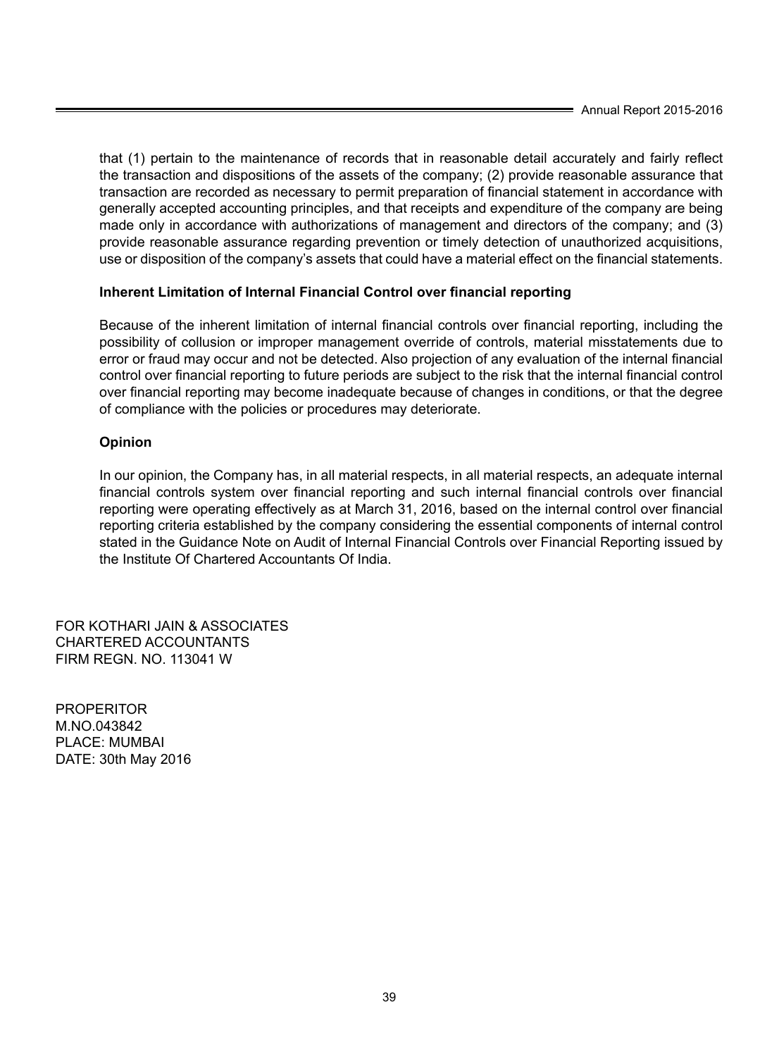that (1) pertain to the maintenance of records that in reasonable detail accurately and fairly reflect the transaction and dispositions of the assets of the company; (2) provide reasonable assurance that transaction are recorded as necessary to permit preparation of financial statement in accordance with generally accepted accounting principles, and that receipts and expenditure of the company are being made only in accordance with authorizations of management and directors of the company; and (3) provide reasonable assurance regarding prevention or timely detection of unauthorized acquisitions, use or disposition of the company's assets that could have a material effect on the financial statements.

**Inherent Limitation of Internal Financial Control over financial reporting**

Because of the inherent limitation of internal financial controls over financial reporting, including the possibility of collusion or improper management override of controls, material misstatements due to error or fraud may occur and not be detected. Also projection of any evaluation of the internal financial control over financial reporting to future periods are subject to the risk that the internal financial control over financial reporting may become inadequate because of changes in conditions, or that the degree of compliance with the policies or procedures may deteriorate.

**Opinion**

In our opinion, the Company has, in all material respects, in all material respects, an adequate internal financial controls system over financial reporting and such internal financial controls over financial reporting were operating effectively as at March 31, 2016, based on the internal control over financial reporting criteria established by the company considering the essential components of internal control stated in the Guidance Note on Audit of Internal Financial Controls over Financial Reporting issued by the Institute Of Chartered Accountants Of India.

FOR KOTHARI JAIN & ASSOCIATES
CHARTERED ACCOUNTANTS
FIRM REGN. NO. 113041 W

PROPERITOR
M.NO.043842
PLACE: MUMBAI
DATE: 30th May 2016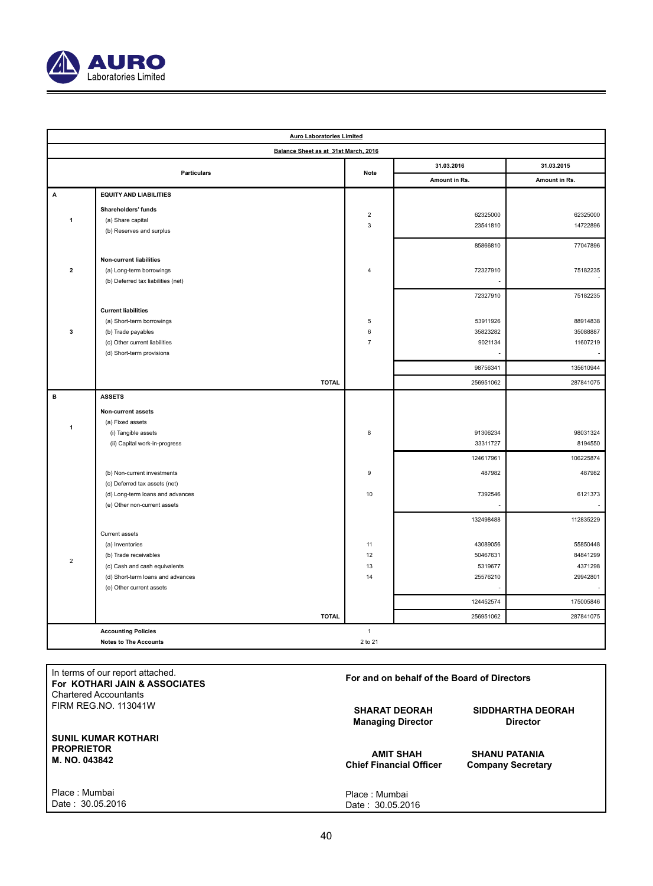**AURO** Laboratories Limited

## Auro Laboratories Limited

### Balance Sheet as at 31st March, 2016

| | Particulars | Note | 31.03.2016 Amount in Rs. | 31.03.2015 Amount in Rs. |
|---|---|---|---|---|
| **A** | **EQUITY AND LIABILITIES** | | | |
| **1** | **Shareholders' funds** | | | |
| | (a) Share capital | 2 | 62325000 | 62325000 |
| | (b) Reserves and surplus | 3 | 23541810 | 14722896 |
| | | | 85866810 | 77047896 |
| **2** | **Non-current liabilities** | | | |
| | (a) Long-term borrowings | 4 | 72327910 | 75182235 |
| | (b) Deferred tax liabilities (net) | | - | - |
| | | | 72327910 | 75182235 |
| **3** | **Current liabilities** | | | |
| | (a) Short-term borrowings | 5 | 53911926 | 88914838 |
| | (b) Trade payables | 6 | 35823282 | 35088887 |
| | (c) Other current liabilities | 7 | 9021134 | 11607219 |
| | (d) Short-term provisions | | - | - |
| | | | 98756341 | 135610944 |
| | **TOTAL** | | 256951062 | 287841075 |
| **B** | **ASSETS** | | | |
| **1** | **Non-current assets** | | | |
| | (a) Fixed assets | | | |
| | (i) Tangible assets | 8 | 91306234 | 98031324 |
| | (ii) Capital work-in-progress | | 33311727 | 8194550 |
| | | | 124617961 | 106225874 |
| | (b) Non-current investments | 9 | 487982 | 487982 |
| | (c) Deferred tax assets (net) | | | |
| | (d) Long-term loans and advances | 10 | 7392546 | 6121373 |
| | (e) Other non-current assets | | - | - |
| | | | 132498488 | 112835229 |
| 2 | Current assets | | | |
| | (a) Inventories | 11 | 43089056 | 55850448 |
| | (b) Trade receivables | 12 | 50467631 | 84841299 |
| | (c) Cash and cash equivalents | 13 | 5319677 | 4371298 |
| | (d) Short-term loans and advances | 14 | 25576210 | 29942801 |
| | (e) Other current assets | | - | - |
| | | | 124452574 | 175005846 |
| | **TOTAL** | | 256951062 | 287841075 |
| | **Accounting Policies** | 1 | | |
| | **Notes to The Accounts** | 2 to 21 | | |

In terms of our report attached.
**For KOTHARI JAIN & ASSOCIATES**
Chartered Accountants
FIRM REG.NO. 113041W

**SUNIL KUMAR KOTHARI**
**PROPRIETOR**
**M. NO. 043842**

Place : Mumbai
Date : 30.05.2016

**For and on behalf of the Board of Directors**

**SHARAT DEORAH**
**Managing Director**

**SIDDHARTHA DEORAH**
**Director**

**AMIT SHAH**
**Chief Financial Officer**

**SHANU PATANIA**
**Company Secretary**

Place : Mumbai
Date : 30.05.2016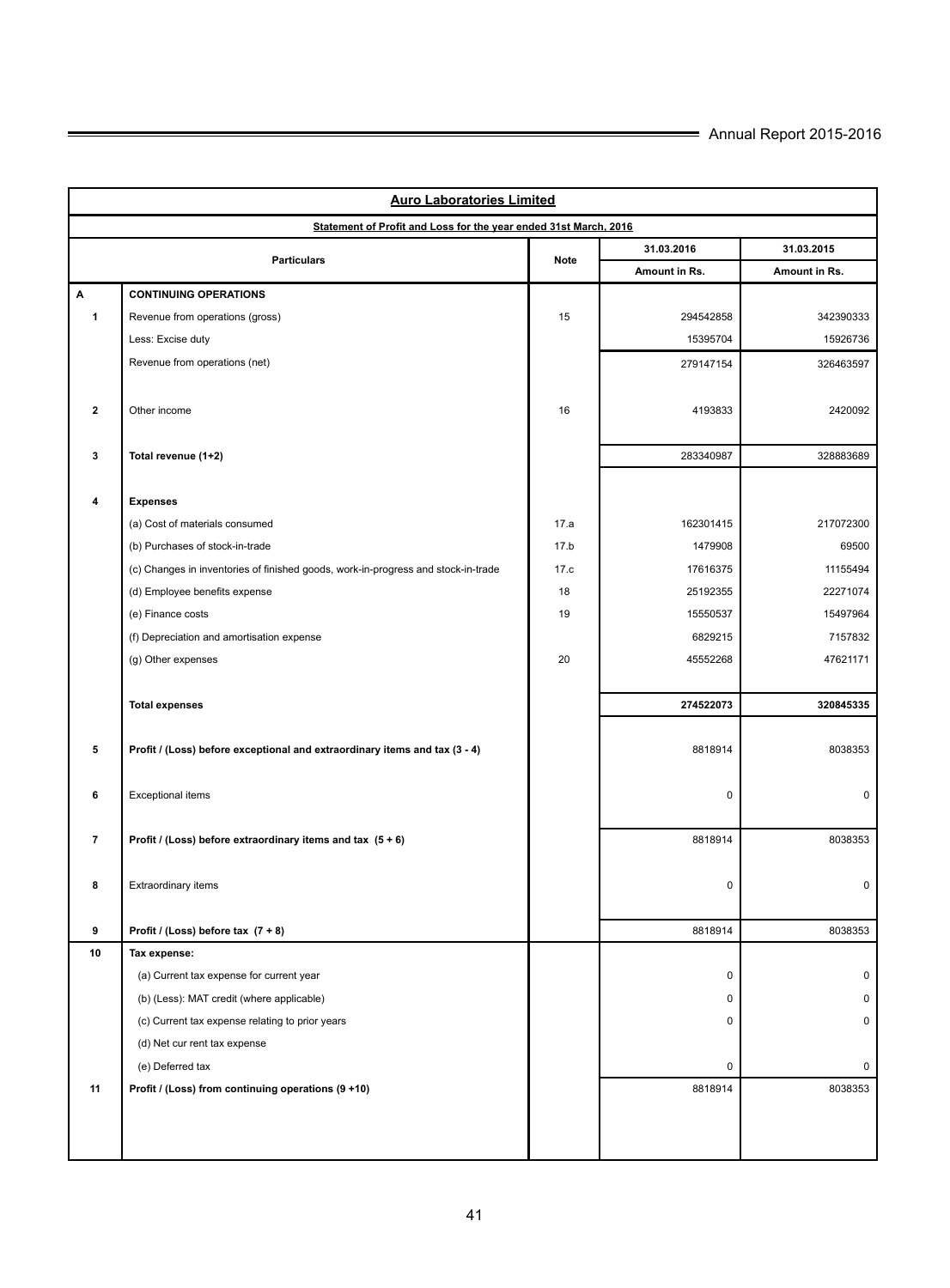## Auro Laboratories Limited

### Statement of Profit and Loss for the year ended 31st March, 2016

| | Particulars | Note | 31.03.2016 | 31.03.2015 |
|---|---|---|---|---|
| | | | Amount in Rs. | Amount in Rs. |
| **A** | **CONTINUING OPERATIONS** | | | |
| **1** | Revenue from operations (gross) | 15 | 294542858 | 342390333 |
| | Less: Excise duty | | 15395704 | 15926736 |
| | Revenue from operations (net) | | 279147154 | 326463597 |
| **2** | Other income | 16 | 4193833 | 2420092 |
| **3** | **Total revenue (1+2)** | | 283340987 | 328883689 |
| **4** | **Expenses** | | | |
| | (a) Cost of materials consumed | 17.a | 162301415 | 217072300 |
| | (b) Purchases of stock-in-trade | 17.b | 1479908 | 69500 |
| | (c) Changes in inventories of finished goods, work-in-progress and stock-in-trade | 17.c | 17616375 | 11155494 |
| | (d) Employee benefits expense | 18 | 25192355 | 22271074 |
| | (e) Finance costs | 19 | 15550537 | 15497964 |
| | (f) Depreciation and amortisation expense | | 6829215 | 7157832 |
| | (g) Other expenses | 20 | 45552268 | 47621171 |
| | **Total expenses** | | **274522073** | **320845335** |
| **5** | **Profit / (Loss) before exceptional and extraordinary items and tax (3 - 4)** | | 8818914 | 8038353 |
| **6** | Exceptional items | | 0 | 0 |
| **7** | **Profit / (Loss) before extraordinary items and tax (5 + 6)** | | 8818914 | 8038353 |
| **8** | Extraordinary items | | 0 | 0 |
| **9** | **Profit / (Loss) before tax (7 + 8)** | | 8818914 | 8038353 |
| **10** | **Tax expense:** | | | |
| | (a) Current tax expense for current year | | 0 | 0 |
| | (b) (Less): MAT credit (where applicable) | | 0 | 0 |
| | (c) Current tax expense relating to prior years | | 0 | 0 |
| | (d) Net cur rent tax expense | | | |
| | (e) Deferred tax | | 0 | 0 |
| **11** | **Profit / (Loss) from continuing operations (9 +10)** | | 8818914 | 8038353 |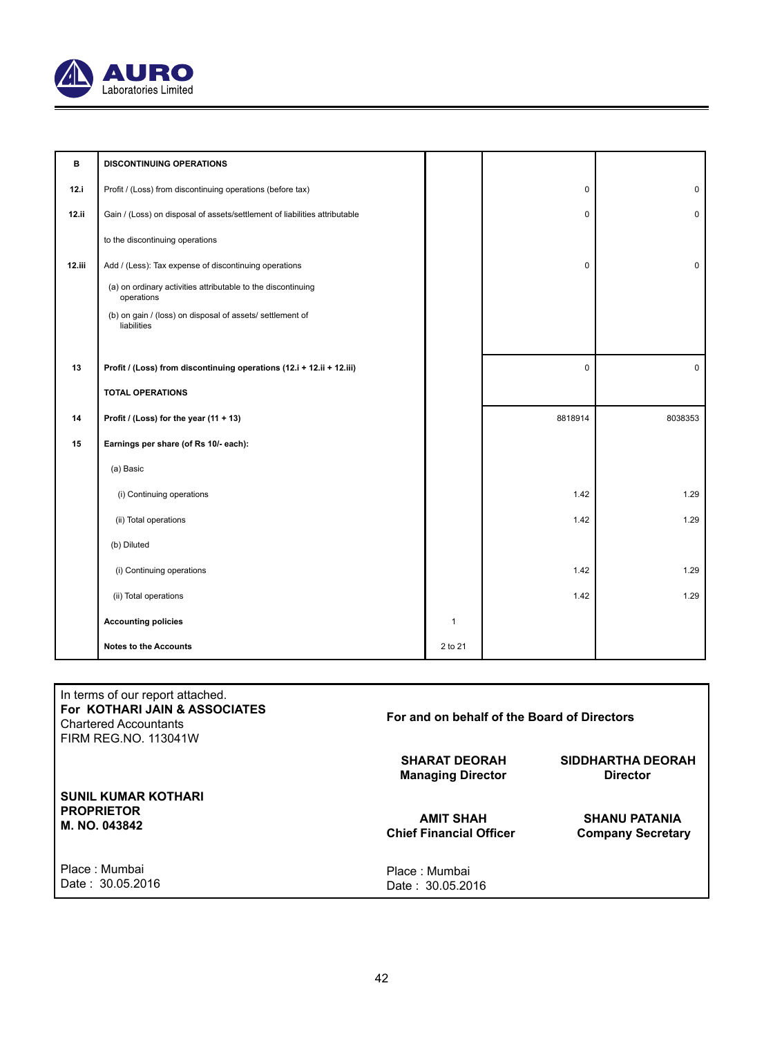| B | DISCONTINUING OPERATIONS | | | |
|---|---|---|---|---|
| 12.i | Profit / (Loss) from discontinuing operations (before tax) | | 0 | 0 |
| 12.ii | Gain / (Loss) on disposal of assets/settlement of liabilities attributable | | 0 | 0 |
| | to the discontinuing operations | | | |
| 12.iii | Add / (Less): Tax expense of discontinuing operations | | 0 | 0 |
| | (a) on ordinary activities attributable to the discontinuing operations | | | |
| | (b) on gain / (loss) on disposal of assets/ settlement of liabilities | | | |
| 13 | **Profit / (Loss) from discontinuing operations (12.i + 12.ii + 12.iii)** | | 0 | 0 |
| | **TOTAL OPERATIONS** | | | |
| 14 | **Profit / (Loss) for the year (11 + 13)** | | 8818914 | 8038353 |
| 15 | **Earnings per share (of Rs 10/- each):** | | | |
| | (a) Basic | | | |
| | (i) Continuing operations | | 1.42 | 1.29 |
| | (ii) Total operations | | 1.42 | 1.29 |
| | (b) Diluted | | | |
| | (i) Continuing operations | | 1.42 | 1.29 |
| | (ii) Total operations | | 1.42 | 1.29 |
| | **Accounting policies** | 1 | | |
| | **Notes to the Accounts** | 2 to 21 | | |

In terms of our report attached.
**For KOTHARI JAIN & ASSOCIATES**
Chartered Accountants
FIRM REG.NO. 113041W

**SUNIL KUMAR KOTHARI**
**PROPRIETOR**
**M. NO. 043842**

Place : Mumbai
Date : 30.05.2016

**For and on behalf of the Board of Directors**

**SHARAT DEORAH**
**Managing Director**

**SIDDHARTHA DEORAH**
**Director**

**AMIT SHAH**
**Chief Financial Officer**

**SHANU PATANIA**
**Company Secretary**

Place : Mumbai
Date : 30.05.2016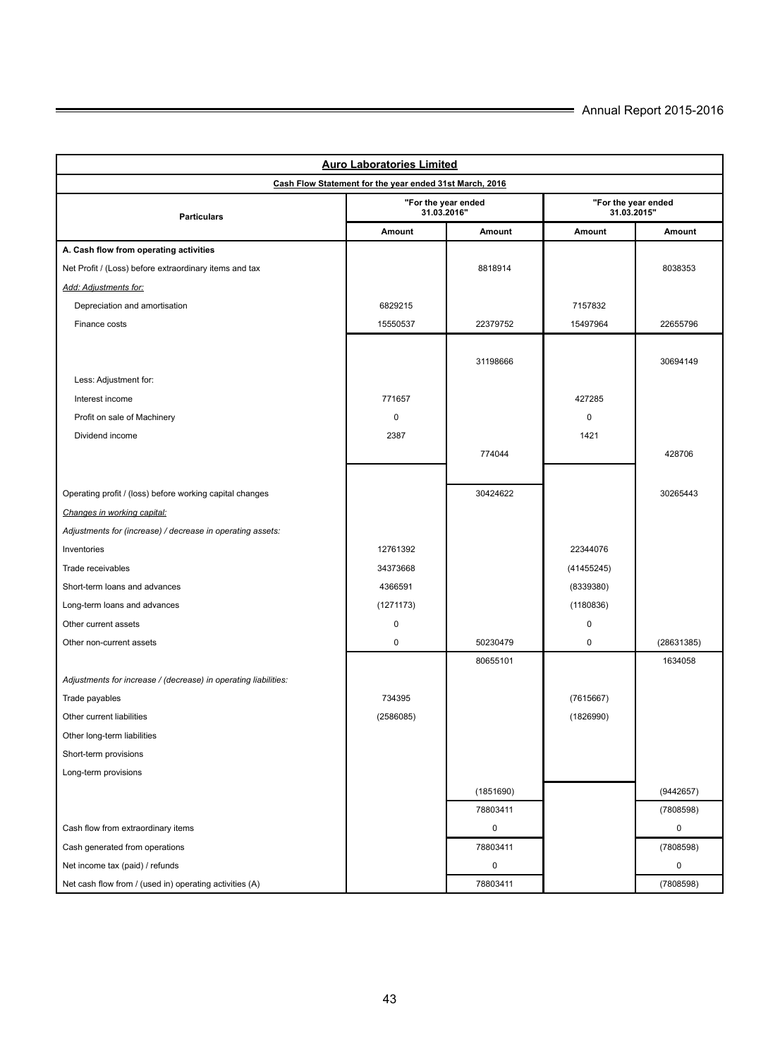**Auro Laboratories Limited**

**Cash Flow Statement for the year ended 31st March, 2016**

| Particulars | "For the year ended 31.03.2016" | | "For the year ended 31.03.2015" | |
|---|---|---|---|---|
| | Amount | Amount | Amount | Amount |
| **A. Cash flow from operating activities** | | | | |
| Net Profit / (Loss) before extraordinary items and tax | | 8818914 | | 8038353 |
| *Add: Adjustments for:* | | | | |
| Depreciation and amortisation | 6829215 | | 7157832 | |
| Finance costs | 15550537 | 22379752 | 15497964 | 22655796 |
| | | 31198666 | | 30694149 |
| Less: Adjustment for: | | | | |
| Interest income | 771657 | | 427285 | |
| Profit on sale of Machinery | 0 | | 0 | |
| Dividend income | 2387 | | 1421 | |
| | | 774044 | | 428706 |
| Operating profit / (loss) before working capital changes | | 30424622 | | 30265443 |
| *Changes in working capital:* | | | | |
| *Adjustments for (increase) / decrease in operating assets:* | | | | |
| Inventories | 12761392 | | 22344076 | |
| Trade receivables | 34373668 | | (41455245) | |
| Short-term loans and advances | 4366591 | | (8339380) | |
| Long-term loans and advances | (1271173) | | (1180836) | |
| Other current assets | 0 | | 0 | |
| Other non-current assets | 0 | 50230479 | 0 | (28631385) |
| | | 80655101 | | 1634058 |
| *Adjustments for increase / (decrease) in operating liabilities:* | | | | |
| Trade payables | 734395 | | (7615667) | |
| Other current liabilities | (2586085) | | (1826990) | |
| Other long-term liabilities | | | | |
| Short-term provisions | | | | |
| Long-term provisions | | | | |
| | | (1851690) | | (9442657) |
| | | 78803411 | | (7808598) |
| Cash flow from extraordinary items | | 0 | | 0 |
| Cash generated from operations | | 78803411 | | (7808598) |
| Net income tax (paid) / refunds | | 0 | | 0 |
| Net cash flow from / (used in) operating activities (A) | | 78803411 | | (7808598) |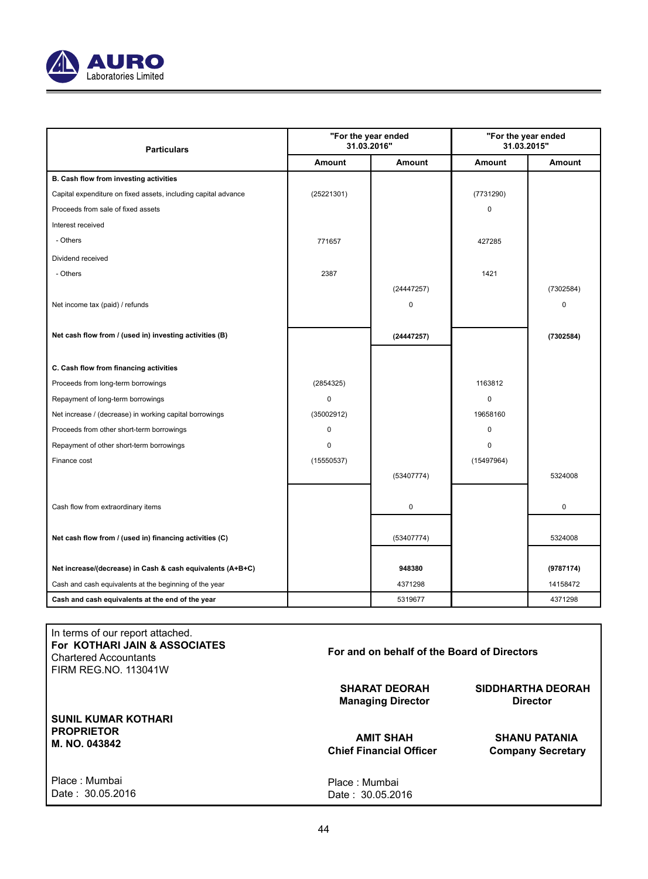| Particulars | "For the year ended 31.03.2016" | | "For the year ended 31.03.2015" | |
|---|---|---|---|---|
| | Amount | Amount | Amount | Amount |
| **B. Cash flow from investing activities** | | | | |
| Capital expenditure on fixed assets, including capital advance | (25221301) | | (7731290) | |
| Proceeds from sale of fixed assets | | | 0 | |
| Interest received | | | | |
| - Others | 771657 | | 427285 | |
| Dividend received | | | | |
| - Others | 2387 | | 1421 | |
| | | (24447257) | | (7302584) |
| Net income tax (paid) / refunds | | 0 | | 0 |
| **Net cash flow from / (used in) investing activities (B)** | | **(24447257)** | | **(7302584)** |
| **C. Cash flow from financing activities** | | | | |
| Proceeds from long-term borrowings | (2854325) | | 1163812 | |
| Repayment of long-term borrowings | 0 | | 0 | |
| Net increase / (decrease) in working capital borrowings | (35002912) | | 19658160 | |
| Proceeds from other short-term borrowings | 0 | | 0 | |
| Repayment of other short-term borrowings | 0 | | 0 | |
| Finance cost | (15550537) | | (15497964) | |
| | | (53407774) | | 5324008 |
| Cash flow from extraordinary items | | 0 | | 0 |
| **Net cash flow from / (used in) financing activities (C)** | | (53407774) | | 5324008 |
| **Net increase/(decrease) in Cash & cash equivalents (A+B+C)** | | **948380** | | **(9787174)** |
| Cash and cash equivalents at the beginning of the year | | 4371298 | | 14158472 |
| **Cash and cash equivalents at the end of the year** | | 5319677 | | 4371298 |

In terms of our report attached.
**For KOTHARI JAIN & ASSOCIATES**
Chartered Accountants
FIRM REG.NO. 113041W

**SUNIL KUMAR KOTHARI**
**PROPRIETOR**
**M. NO. 043842**

Place : Mumbai
Date : 30.05.2016

**For and on behalf of the Board of Directors**

**SHARAT DEORAH**
**Managing Director**

**SIDDHARTHA DEORAH**
**Director**

**AMIT SHAH**
**Chief Financial Officer**

**SHANU PATANIA**
**Company Secretary**

Place : Mumbai
Date : 30.05.2016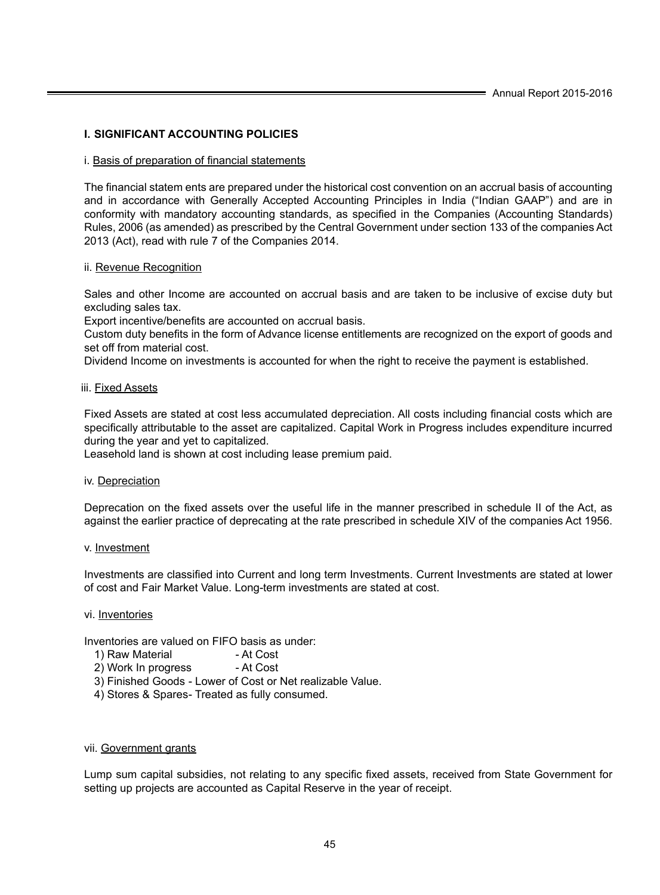## I. SIGNIFICANT ACCOUNTING POLICIES

i. Basis of preparation of financial statements

The financial statem ents are prepared under the historical cost convention on an accrual basis of accounting and in accordance with Generally Accepted Accounting Principles in India ("Indian GAAP") and are in conformity with mandatory accounting standards, as specified in the Companies (Accounting Standards) Rules, 2006 (as amended) as prescribed by the Central Government under section 133 of the companies Act 2013 (Act), read with rule 7 of the Companies 2014.

ii. Revenue Recognition

Sales and other Income are accounted on accrual basis and are taken to be inclusive of excise duty but excluding sales tax.

Export incentive/benefits are accounted on accrual basis.

Custom duty benefits in the form of Advance license entitlements are recognized on the export of goods and set off from material cost.

Dividend Income on investments is accounted for when the right to receive the payment is established.

iii. Fixed Assets

Fixed Assets are stated at cost less accumulated depreciation. All costs including financial costs which are specifically attributable to the asset are capitalized. Capital Work in Progress includes expenditure incurred during the year and yet to capitalized.

Leasehold land is shown at cost including lease premium paid.

iv. Depreciation

Deprecation on the fixed assets over the useful life in the manner prescribed in schedule II of the Act, as against the earlier practice of deprecating at the rate prescribed in schedule XIV of the companies Act 1956.

v. Investment

Investments are classified into Current and long term Investments. Current Investments are stated at lower of cost and Fair Market Value. Long-term investments are stated at cost.

vi. Inventories

Inventories are valued on FIFO basis as under:

1) Raw Material - At Cost
2) Work In progress - At Cost
3) Finished Goods - Lower of Cost or Net realizable Value.
4) Stores & Spares- Treated as fully consumed.

vii. Government grants

Lump sum capital subsidies, not relating to any specific fixed assets, received from State Government for setting up projects are accounted as Capital Reserve in the year of receipt.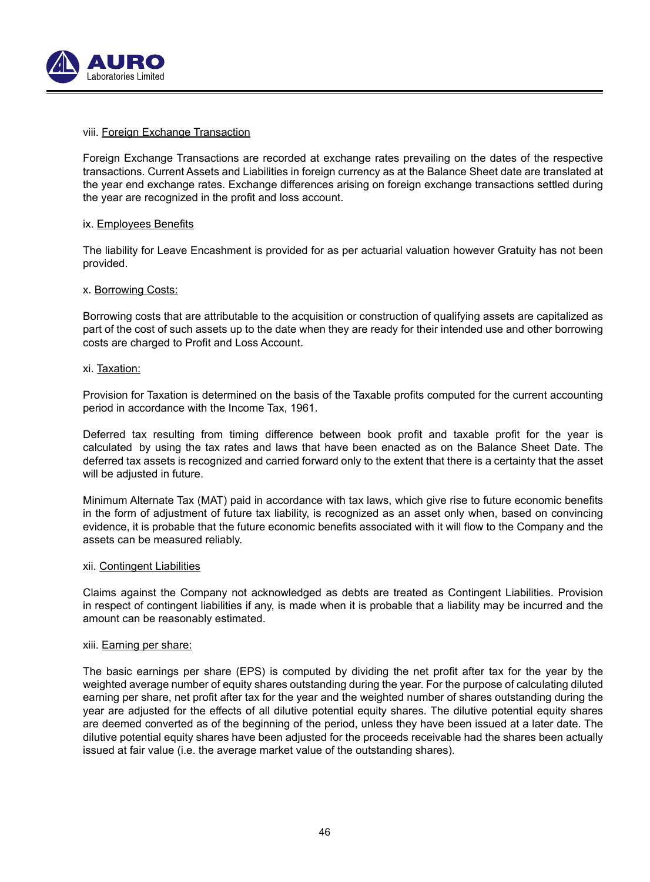viii. Foreign Exchange Transaction

Foreign Exchange Transactions are recorded at exchange rates prevailing on the dates of the respective transactions. Current Assets and Liabilities in foreign currency as at the Balance Sheet date are translated at the year end exchange rates. Exchange differences arising on foreign exchange transactions settled during the year are recognized in the profit and loss account.

ix. Employees Benefits

The liability for Leave Encashment is provided for as per actuarial valuation however Gratuity has not been provided.

x. Borrowing Costs:

Borrowing costs that are attributable to the acquisition or construction of qualifying assets are capitalized as part of the cost of such assets up to the date when they are ready for their intended use and other borrowing costs are charged to Profit and Loss Account.

xi. Taxation:

Provision for Taxation is determined on the basis of the Taxable profits computed for the current accounting period in accordance with the Income Tax, 1961.

Deferred tax resulting from timing difference between book profit and taxable profit for the year is calculated by using the tax rates and laws that have been enacted as on the Balance Sheet Date. The deferred tax assets is recognized and carried forward only to the extent that there is a certainty that the asset will be adjusted in future.

Minimum Alternate Tax (MAT) paid in accordance with tax laws, which give rise to future economic benefits in the form of adjustment of future tax liability, is recognized as an asset only when, based on convincing evidence, it is probable that the future economic benefits associated with it will flow to the Company and the assets can be measured reliably.

xii. Contingent Liabilities

Claims against the Company not acknowledged as debts are treated as Contingent Liabilities. Provision in respect of contingent liabilities if any, is made when it is probable that a liability may be incurred and the amount can be reasonably estimated.

xiii. Earning per share:

The basic earnings per share (EPS) is computed by dividing the net profit after tax for the year by the weighted average number of equity shares outstanding during the year. For the purpose of calculating diluted earning per share, net profit after tax for the year and the weighted number of shares outstanding during the year are adjusted for the effects of all dilutive potential equity shares. The dilutive potential equity shares are deemed converted as of the beginning of the period, unless they have been issued at a later date. The dilutive potential equity shares have been adjusted for the proceeds receivable had the shares been actually issued at fair value (i.e. the average market value of the outstanding shares).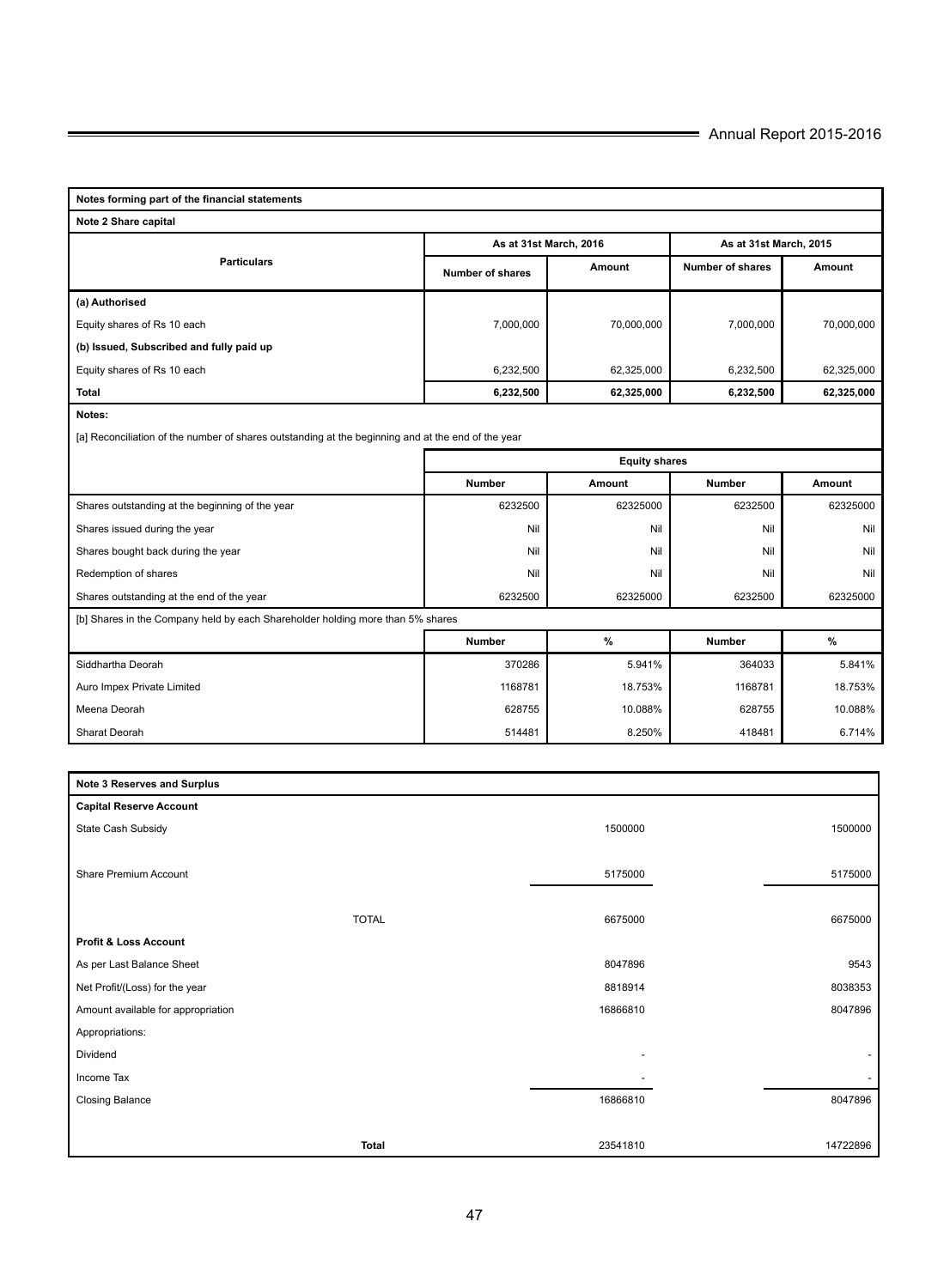Notes forming part of the financial statements

## Note 2 Share capital

| Particulars | As at 31st March, 2016 | | As at 31st March, 2015 | |
|---|---|---|---|---|
| | Number of shares | Amount | Number of shares | Amount |
| **(a) Authorised** | | | | |
| Equity shares of Rs 10 each | 7,000,000 | 70,000,000 | 7,000,000 | 70,000,000 |
| **(b) Issued, Subscribed and fully paid up** | | | | |
| Equity shares of Rs 10 each | 6,232,500 | 62,325,000 | 6,232,500 | 62,325,000 |
| **Total** | **6,232,500** | **62,325,000** | **6,232,500** | **62,325,000** |

**Notes:**

[a] Reconciliation of the number of shares outstanding at the beginning and at the end of the year

| | Equity shares | | | |
|---|---|---|---|---|
| | Number | Amount | Number | Amount |
| Shares outstanding at the beginning of the year | 6232500 | 62325000 | 6232500 | 62325000 |
| Shares issued during the year | Nil | Nil | Nil | Nil |
| Shares bought back during the year | Nil | Nil | Nil | Nil |
| Redemption of shares | Nil | Nil | Nil | Nil |
| Shares outstanding at the end of the year | 6232500 | 62325000 | 6232500 | 62325000 |

[b] Shares in the Company held by each Shareholder holding more than 5% shares

| | Number | % | Number | % |
|---|---|---|---|---|
| Siddhartha Deorah | 370286 | 5.941% | 364033 | 5.841% |
| Auro Impex Private Limited | 1168781 | 18.753% | 1168781 | 18.753% |
| Meena Deorah | 628755 | 10.088% | 628755 | 10.088% |
| Sharat Deorah | 514481 | 8.250% | 418481 | 6.714% |

## Note 3 Reserves and Surplus

| | | |
|---|---|---|
| **Capital Reserve Account** | | |
| State Cash Subsidy | 1500000 | 1500000 |
| Share Premium Account | 5175000 | 5175000 |
| TOTAL | 6675000 | 6675000 |
| **Profit & Loss Account** | | |
| As per Last Balance Sheet | 8047896 | 9543 |
| Net Profit/(Loss) for the year | 8818914 | 8038353 |
| Amount available for appropriation | 16866810 | 8047896 |
| Appropriations: | | |
| Dividend | - | - |
| Income Tax | - | - |
| Closing Balance | 16866810 | 8047896 |
| **Total** | 23541810 | 14722896 |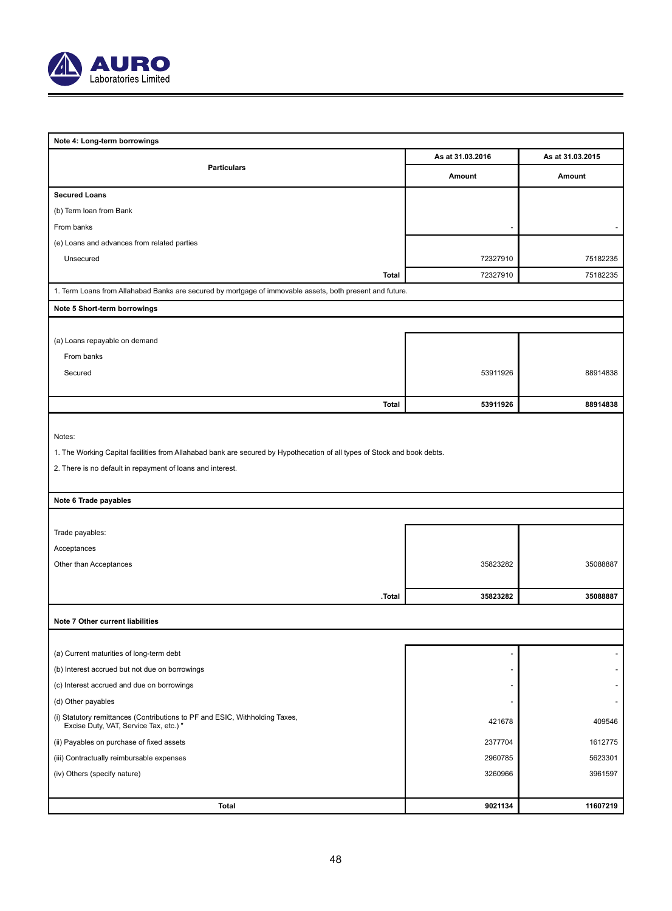### Note 4: Long-term borrowings

| Particulars | As at 31.03.2016 | As at 31.03.2015 |
|---|---|---|
| | Amount | Amount |
| **Secured Loans** | | |
| (b) Term loan from Bank | | |
| From banks | - | - |
| (e) Loans and advances from related parties | | |
| Unsecured | 72327910 | 75182235 |
| **Total** | 72327910 | 75182235 |

1. Term Loans from Allahabad Banks are secured by mortgage of immovable assets, both present and future.

### Note 5 Short-term borrowings

| Particulars | As at 31.03.2016 | As at 31.03.2015 |
|---|---|---|
| (a) Loans repayable on demand | | |
| From banks | | |
| Secured | 53911926 | 88914838 |
| **Total** | **53911926** | **88914838** |

Notes:

1. The Working Capital facilities from Allahabad bank are secured by Hypothecation of all types of Stock and book debts.
2. There is no default in repayment of loans and interest.

### Note 6 Trade payables

| Particulars | As at 31.03.2016 | As at 31.03.2015 |
|---|---|---|
| Trade payables: | | |
| Acceptances | | |
| Other than Acceptances | 35823282 | 35088887 |
| **.Total** | **35823282** | **35088887** |

### Note 7 Other current liabilities

| Particulars | As at 31.03.2016 | As at 31.03.2015 |
|---|---|---|
| (a) Current maturities of long-term debt | - | - |
| (b) Interest accrued but not due on borrowings | - | - |
| (c) Interest accrued and due on borrowings | - | - |
| (d) Other payables | - | - |
| (i) Statutory remittances (Contributions to PF and ESIC, Withholding Taxes, Excise Duty, VAT, Service Tax, etc.) " | 421678 | 409546 |
| (ii) Payables on purchase of fixed assets | 2377704 | 1612775 |
| (iii) Contractually reimbursable expenses | 2960785 | 5623301 |
| (iv) Others (specify nature) | 3260966 | 3961597 |
| **Total** | **9021134** | **11607219** |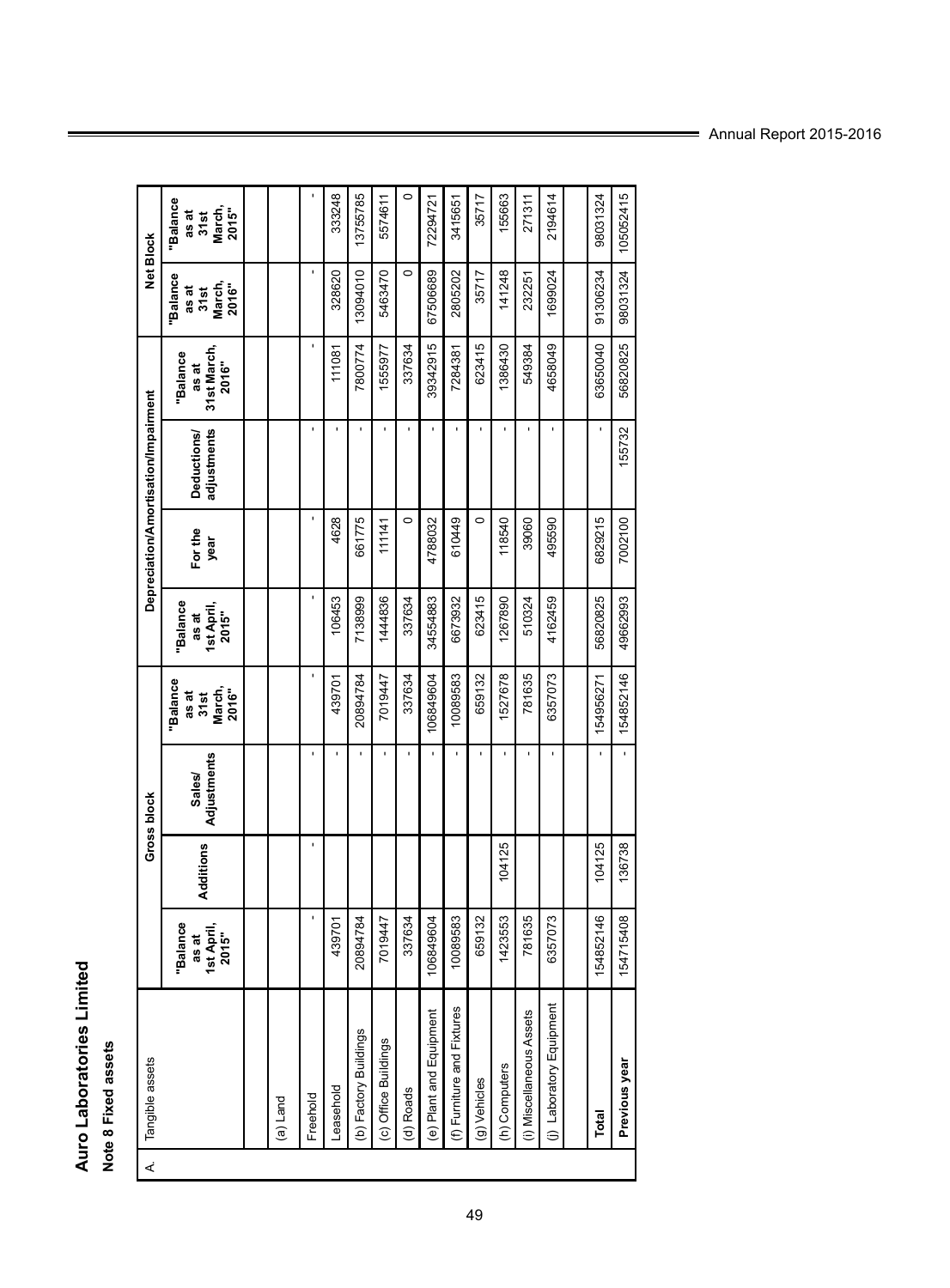# Auro Laboratories Limited

## Note 8 Fixed assets

| A. Tangible assets | Gross block | | | | Depreciation/Amortisation/Impairment | | | | Net Block | |
|---|---|---|---|---|---|---|---|---|---|---|
| | "Balance as at 1st April, 2015" | Additions | Sales/ Adjustments | "Balance as at 31st March, 2016" | "Balance as at 1st April, 2015" | For the year | Deductions/ adjustments | "Balance as at 31st March, 2016" | "Balance as at 31st March, 2016" | "Balance as at 31st March, 2015" |
| (a) Land | | | | | | | | | | |
| Freehold | - | - | - | - | - | - | - | - | - | - |
| Leasehold | 439701 | | - | 439701 | 106453 | 4628 | - | 111081 | 328620 | 333248 |
| (b) Factory Buildings | 20894784 | | - | 20894784 | 7138999 | 661775 | - | 7800774 | 13094010 | 13755785 |
| (c) Office Buildings | 7019447 | | - | 7019447 | 1444836 | 111141 | - | 1555977 | 5463470 | 5574611 |
| (d) Roads | 337634 | | - | 337634 | 337634 | 0 | - | 337634 | 0 | 0 |
| (e) Plant and Equipment | 106849604 | | - | 106849604 | 34554883 | 4788032 | - | 39342915 | 67506689 | 72294721 |
| (f) Furniture and Fixtures | 10089583 | | - | 10089583 | 6673932 | 610449 | - | 7284381 | 2805202 | 3415651 |
| (g) Vehicles | 659132 | | - | 659132 | 623415 | 0 | - | 623415 | 35717 | 35717 |
| (h) Computers | 1423553 | 104125 | - | 1527678 | 1267890 | 118540 | - | 1386430 | 141248 | 155663 |
| (i) Miscellaneous Assets | 781635 | | - | 781635 | 510324 | 39060 | - | 549384 | 232251 | 271311 |
| (j) Laboratory Equipment | 6357073 | | - | 6357073 | 4162459 | 495590 | - | 4658049 | 1699024 | 2194614 |
| | | | | | | | | | | |
| **Total** | 154852146 | 104125 | - | 154956271 | 56820825 | 6829215 | - | 63650040 | 91306234 | 98031324 |
| **Previous year** | 154715408 | 136738 | - | 154852146 | 49662993 | 7002100 | 155732 | 56820825 | 98031324 | 105052415 |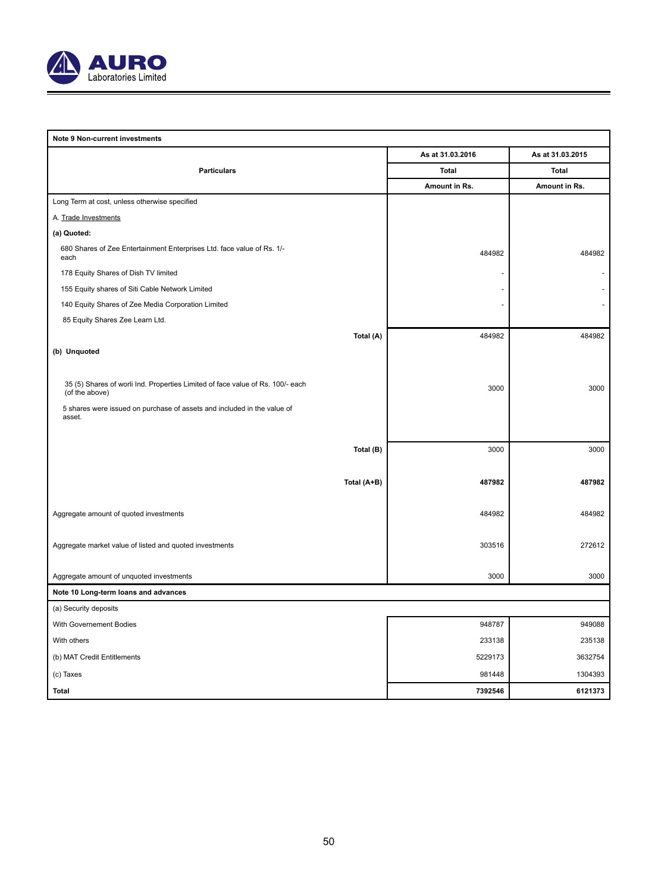| Note 9 Non-current investments | | |
|---|---|---|
| **Particulars** | **As at 31.03.2016** | **As at 31.03.2015** |
| | **Total** | **Total** |
| | **Amount in Rs.** | **Amount in Rs.** |
| Long Term at cost, unless otherwise specified | | |
| A. Trade Investments | | |
| **(a) Quoted:** | | |
| 680 Shares of Zee Entertainment Enterprises Ltd. face value of Rs. 1/- each | 484982 | 484982 |
| 178 Equity Shares of Dish TV limited | - | - |
| 155 Equity shares of Siti Cable Network Limited | - | - |
| 140 Equity Shares of Zee Media Corporation Limited | - | - |
| 85 Equity Shares Zee Learn Ltd. | | |
| **Total (A)** | 484982 | 484982 |
| **(b) Unquoted** | | |
| 35 (5) Shares of worli Ind. Properties Limited of face value of Rs. 100/- each (of the above) | 3000 | 3000 |
| 5 shares were issued on purchase of assets and included in the value of asset. | | |
| **Total (B)** | 3000 | 3000 |
| **Total (A+B)** | **487982** | **487982** |
| Aggregate amount of quoted investments | 484982 | 484982 |
| Aggregate market value of listed and quoted investments | 303516 | 272612 |
| Aggregate amount of unquoted investments | 3000 | 3000 |

| Note 10 Long-term loans and advances | | |
|---|---|---|
| (a) Security deposits | | |
| With Governement Bodies | 948787 | 949088 |
| With others | 233138 | 235138 |
| (b) MAT Credit Entitlements | 5229173 | 3632754 |
| (c) Taxes | 981448 | 1304393 |
| **Total** | **7392546** | **6121373** |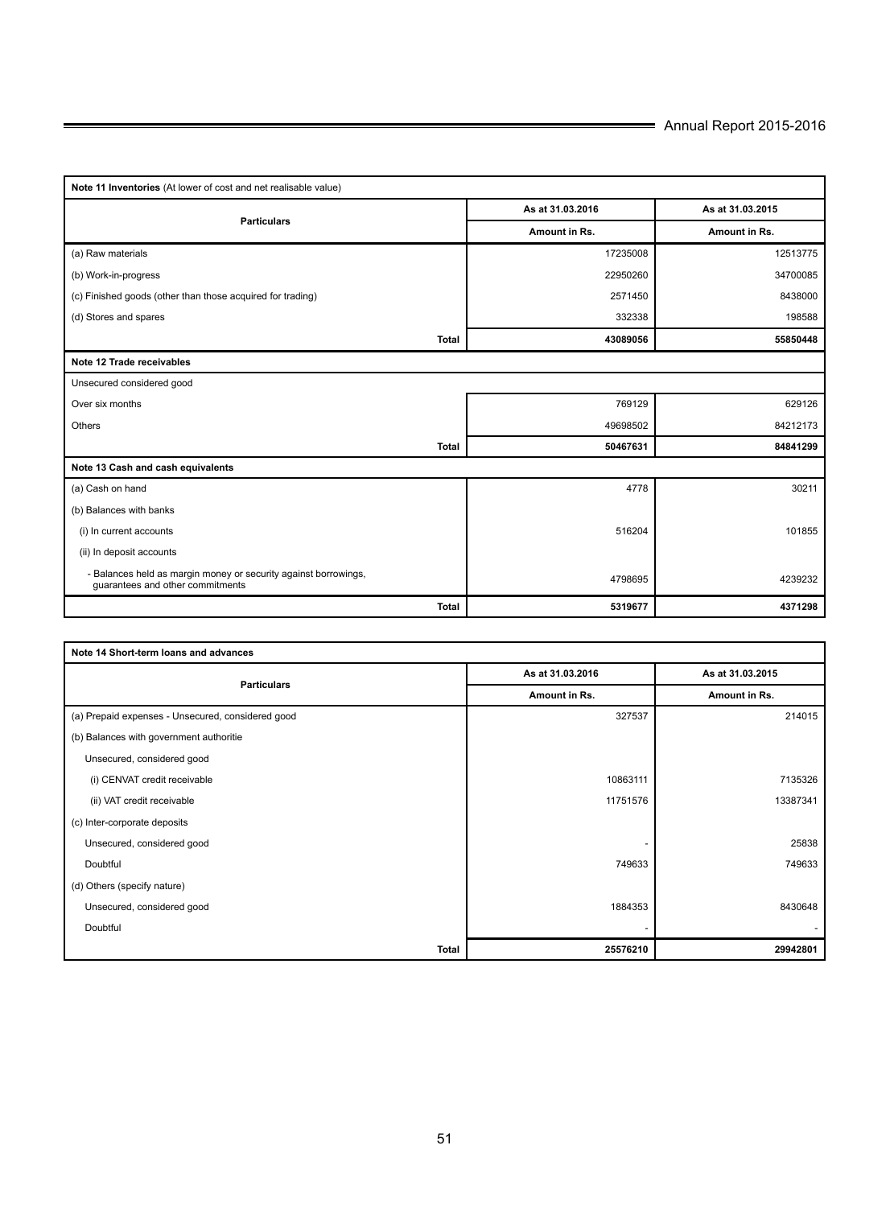**Note 11 Inventories** (At lower of cost and net realisable value)

| Particulars | As at 31.03.2016 | As at 31.03.2015 |
|---|---|---|
| | Amount in Rs. | Amount in Rs. |
| (a) Raw materials | 17235008 | 12513775 |
| (b) Work-in-progress | 22950260 | 34700085 |
| (c) Finished goods (other than those acquired for trading) | 2571450 | 8438000 |
| (d) Stores and spares | 332338 | 198588 |
| **Total** | **43089056** | **55850448** |

**Note 12 Trade receivables**

| Particulars | As at 31.03.2016 | As at 31.03.2015 |
|---|---|---|
| Unsecured considered good | | |
| Over six months | 769129 | 629126 |
| Others | 49698502 | 84212173 |
| **Total** | **50467631** | **84841299** |

**Note 13 Cash and cash equivalents**

| Particulars | As at 31.03.2016 | As at 31.03.2015 |
|---|---|---|
| (a) Cash on hand | 4778 | 30211 |
| (b) Balances with banks | | |
| (i) In current accounts | 516204 | 101855 |
| (ii) In deposit accounts | | |
| - Balances held as margin money or security against borrowings, guarantees and other commitments | 4798695 | 4239232 |
| **Total** | **5319677** | **4371298** |

**Note 14 Short-term loans and advances**

| Particulars | As at 31.03.2016 | As at 31.03.2015 |
|---|---|---|
| | Amount in Rs. | Amount in Rs. |
| (a) Prepaid expenses - Unsecured, considered good | 327537 | 214015 |
| (b) Balances with government authoritie | | |
| Unsecured, considered good | | |
| (i) CENVAT credit receivable | 10863111 | 7135326 |
| (ii) VAT credit receivable | 11751576 | 13387341 |
| (c) Inter-corporate deposits | | |
| Unsecured, considered good | - | 25838 |
| Doubtful | 749633 | 749633 |
| (d) Others (specify nature) | | |
| Unsecured, considered good | 1884353 | 8430648 |
| Doubtful | - | - |
| **Total** | **25576210** | **29942801** |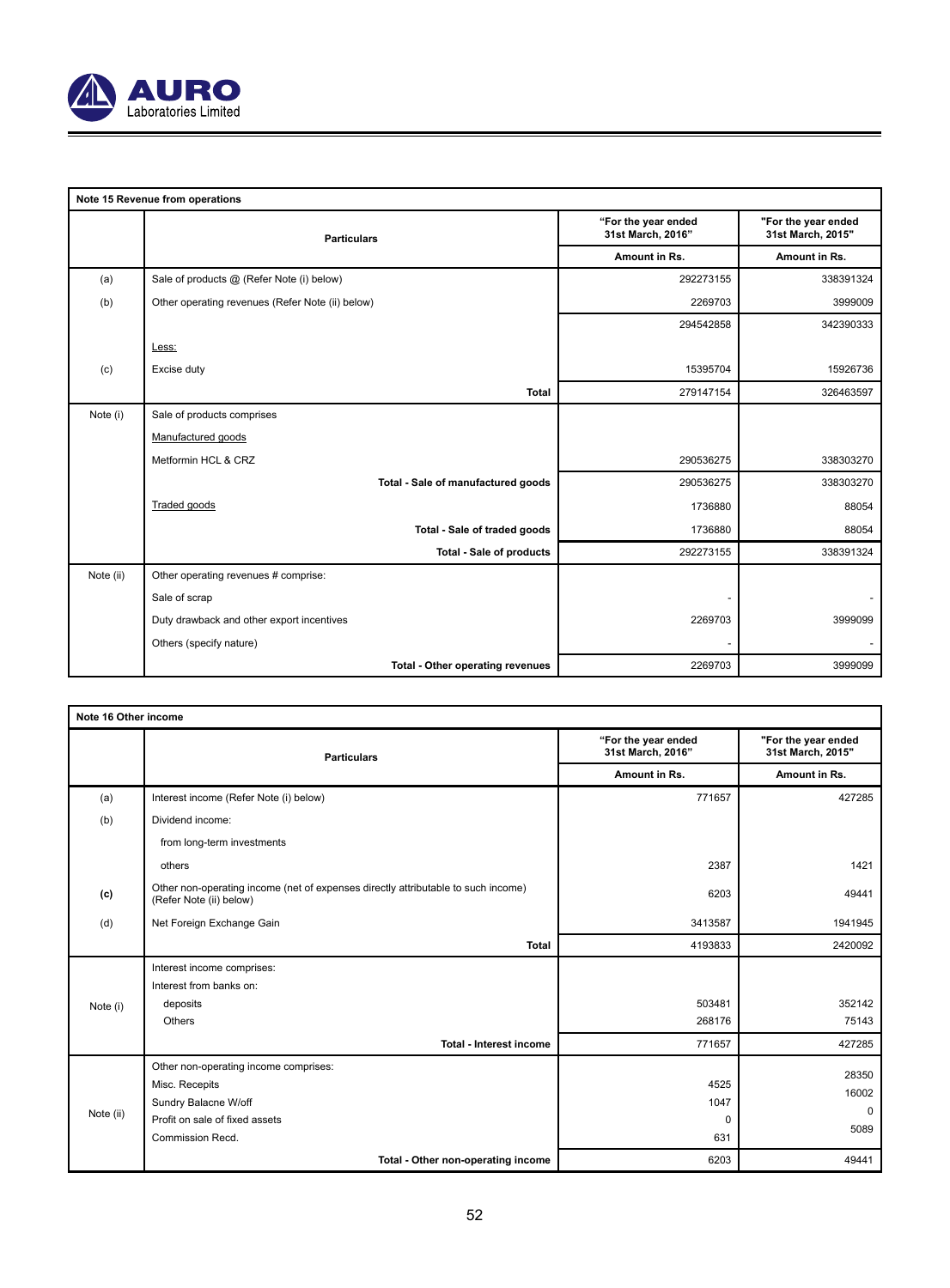| Note 15 Revenue from operations | | | |
|---|---|---|---|
| | **Particulars** | **"For the year ended 31st March, 2016"** | **"For the year ended 31st March, 2015"** |
| | | **Amount in Rs.** | **Amount in Rs.** |
| (a) | Sale of products @ (Refer Note (i) below) | 292273155 | 338391324 |
| (b) | Other operating revenues (Refer Note (ii) below) | 2269703 | 3999009 |
| | | 294542858 | 342390333 |
| | Less: | | |
| (c) | Excise duty | 15395704 | 15926736 |
| | **Total** | 279147154 | 326463597 |
| Note (i) | Sale of products comprises | | |
| | Manufactured goods | | |
| | Metformin HCL & CRZ | 290536275 | 338303270 |
| | **Total - Sale of manufactured goods** | 290536275 | 338303270 |
| | Traded goods | 1736880 | 88054 |
| | **Total - Sale of traded goods** | 1736880 | 88054 |
| | **Total - Sale of products** | 292273155 | 338391324 |
| Note (ii) | Other operating revenues # comprise: | | |
| | Sale of scrap | - | - |
| | Duty drawback and other export incentives | 2269703 | 3999099 |
| | Others (specify nature) | - | - |
| | **Total - Other operating revenues** | 2269703 | 3999099 |

| Note 16 Other income | | | |
|---|---|---|---|
| | **Particulars** | **"For the year ended 31st March, 2016"** | **"For the year ended 31st March, 2015"** |
| | | **Amount in Rs.** | **Amount in Rs.** |
| (a) | Interest income (Refer Note (i) below) | 771657 | 427285 |
| (b) | Dividend income: | | |
| | from long-term investments | | |
| | others | 2387 | 1421 |
| (c) | Other non-operating income (net of expenses directly attributable to such income) (Refer Note (ii) below) | 6203 | 49441 |
| (d) | Net Foreign Exchange Gain | 3413587 | 1941945 |
| | **Total** | 4193833 | 2420092 |
| Note (i) | Interest income comprises: | | |
| | Interest from banks on: | | |
| | deposits | 503481 | 352142 |
| | Others | 268176 | 75143 |
| | **Total - Interest income** | 771657 | 427285 |
| Note (ii) | Other non-operating income comprises: | | |
| | Misc. Recepits | 4525 | 28350 |
| | Sundry Balacne W/off | 1047 | 16002 |
| | Profit on sale of fixed assets | 0 | 0 |
| | Commission Recd. | 631 | 5089 |
| | **Total - Other non-operating income** | 6203 | 49441 |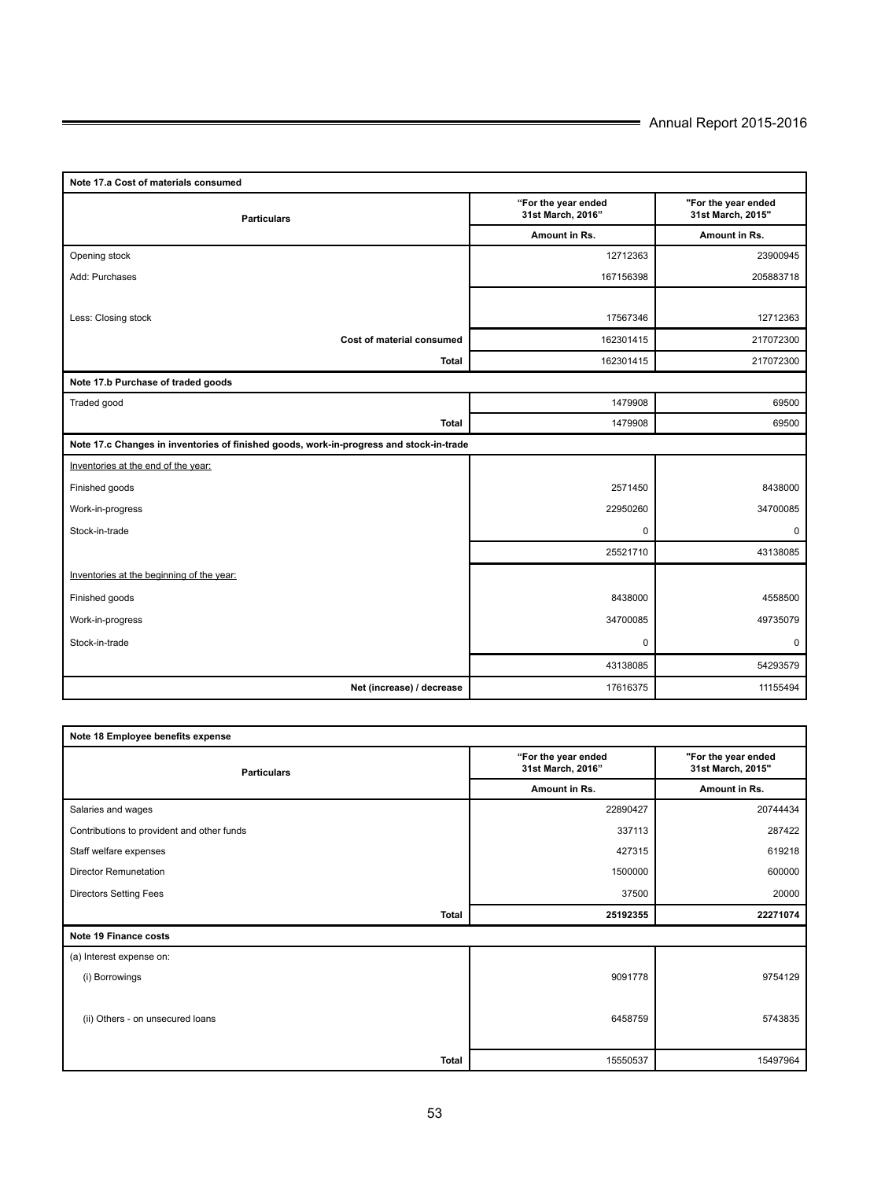| Note 17.a Cost of materials consumed | | |
|---|---|---|
| **Particulars** | **"For the year ended 31st March, 2016"** | **"For the year ended 31st March, 2015"** |
| | **Amount in Rs.** | **Amount in Rs.** |
| Opening stock | 12712363 | 23900945 |
| Add: Purchases | 167156398 | 205883718 |
| | | |
| Less: Closing stock | 17567346 | 12712363 |
| **Cost of material consumed** | 162301415 | 217072300 |
| **Total** | 162301415 | 217072300 |
| **Note 17.b Purchase of traded goods** | | |
| Traded good | 1479908 | 69500 |
| **Total** | 1479908 | 69500 |
| **Note 17.c Changes in inventories of finished goods, work-in-progress and stock-in-trade** | | |
| Inventories at the end of the year: | | |
| Finished goods | 2571450 | 8438000 |
| Work-in-progress | 22950260 | 34700085 |
| Stock-in-trade | 0 | 0 |
| | 25521710 | 43138085 |
| Inventories at the beginning of the year: | | |
| Finished goods | 8438000 | 4558500 |
| Work-in-progress | 34700085 | 49735079 |
| Stock-in-trade | 0 | 0 |
| | 43138085 | 54293579 |
| **Net (increase) / decrease** | 17616375 | 11155494 |

| Note 18 Employee benefits expense | | |
|---|---|---|
| **Particulars** | **"For the year ended 31st March, 2016"** | **"For the year ended 31st March, 2015"** |
| | **Amount in Rs.** | **Amount in Rs.** |
| Salaries and wages | 22890427 | 20744434 |
| Contributions to provident and other funds | 337113 | 287422 |
| Staff welfare expenses | 427315 | 619218 |
| Director Remunetation | 1500000 | 600000 |
| Directors Setting Fees | 37500 | 20000 |
| **Total** | **25192355** | **22271074** |
| **Note 19 Finance costs** | | |
| (a) Interest expense on: | | |
| (i) Borrowings | 9091778 | 9754129 |
| (ii) Others - on unsecured loans | 6458759 | 5743835 |
| **Total** | 15550537 | 15497964 |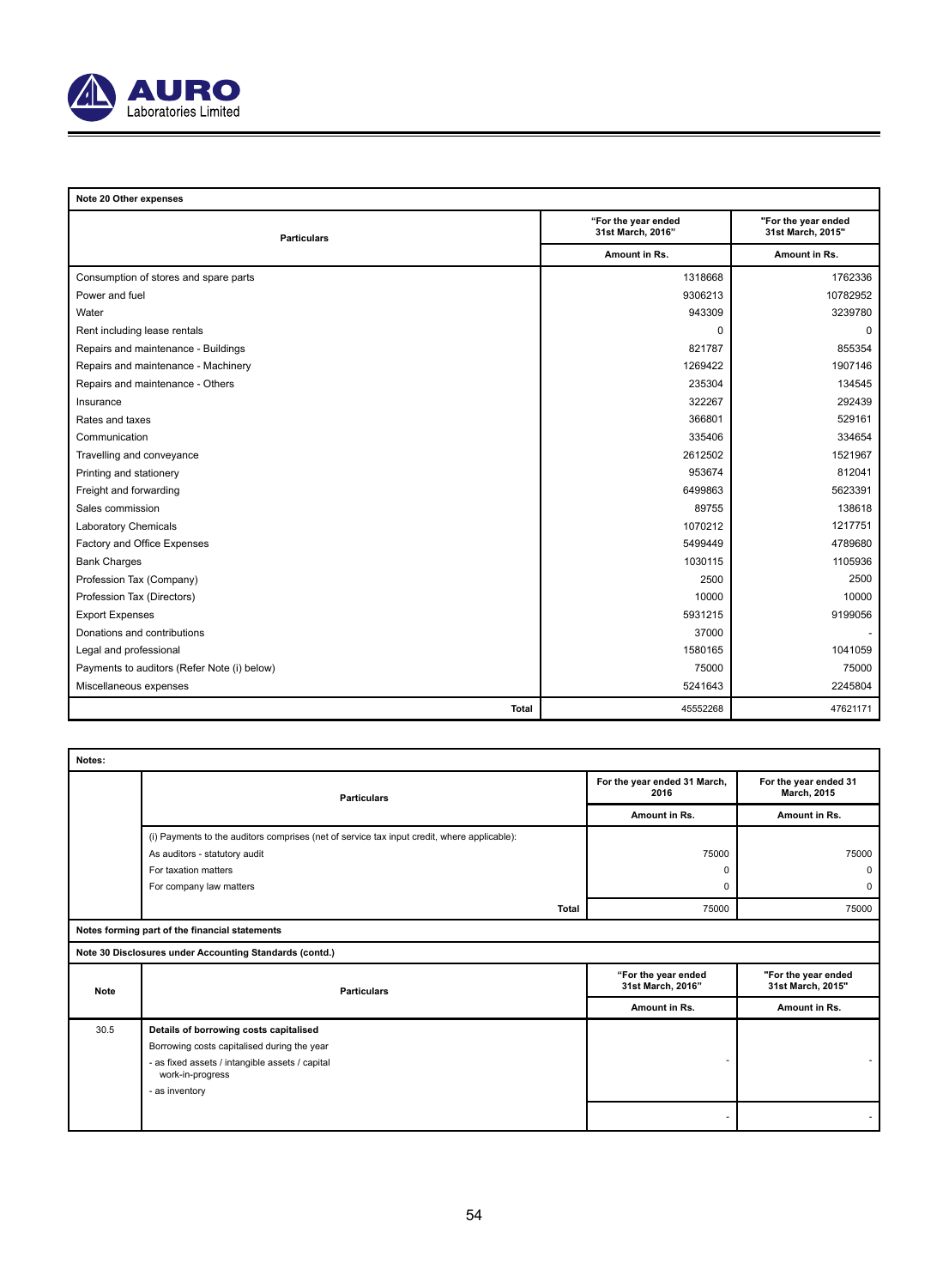**Note 20 Other expenses**

| Particulars | "For the year ended 31st March, 2016" | "For the year ended 31st March, 2015" |
|---|---|---|
| | Amount in Rs. | Amount in Rs. |
| Consumption of stores and spare parts | 1318668 | 1762336 |
| Power and fuel | 9306213 | 10782952 |
| Water | 943309 | 3239780 |
| Rent including lease rentals | 0 | 0 |
| Repairs and maintenance - Buildings | 821787 | 855354 |
| Repairs and maintenance - Machinery | 1269422 | 1907146 |
| Repairs and maintenance - Others | 235304 | 134545 |
| Insurance | 322267 | 292439 |
| Rates and taxes | 366801 | 529161 |
| Communication | 335406 | 334654 |
| Travelling and conveyance | 2612502 | 1521967 |
| Printing and stationery | 953674 | 812041 |
| Freight and forwarding | 6499863 | 5623391 |
| Sales commission | 89755 | 138618 |
| Laboratory Chemicals | 1070212 | 1217751 |
| Factory and Office Expenses | 5499449 | 4789680 |
| Bank Charges | 1030115 | 1105936 |
| Profession Tax (Company) | 2500 | 2500 |
| Profession Tax (Directors) | 10000 | 10000 |
| Export Expenses | 5931215 | 9199056 |
| Donations and contributions | 37000 | - |
| Legal and professional | 1580165 | 1041059 |
| Payments to auditors (Refer Note (i) below) | 75000 | 75000 |
| Miscellaneous expenses | 5241643 | 2245804 |
| **Total** | 45552268 | 47621171 |

**Notes:**

| | Particulars | For the year ended 31 March, 2016 | For the year ended 31 March, 2015 |
|---|---|---|---|
| | | Amount in Rs. | Amount in Rs. |
| | (i) Payments to the auditors comprises (net of service tax input credit, where applicable): | | |
| | As auditors - statutory audit | 75000 | 75000 |
| | For taxation matters | 0 | 0 |
| | For company law matters | 0 | 0 |
| | **Total** | 75000 | 75000 |

**Notes forming part of the financial statements**

**Note 30 Disclosures under Accounting Standards (contd.)**

| Note | Particulars | "For the year ended 31st March, 2016" | "For the year ended 31st March, 2015" |
|---|---|---|---|
| | | Amount in Rs. | Amount in Rs. |
| 30.5 | **Details of borrowing costs capitalised** | | |
| | Borrowing costs capitalised during the year | | |
| | - as fixed assets / intangible assets / capital work-in-progress | - | - |
| | - as inventory | | |
| | | - | - |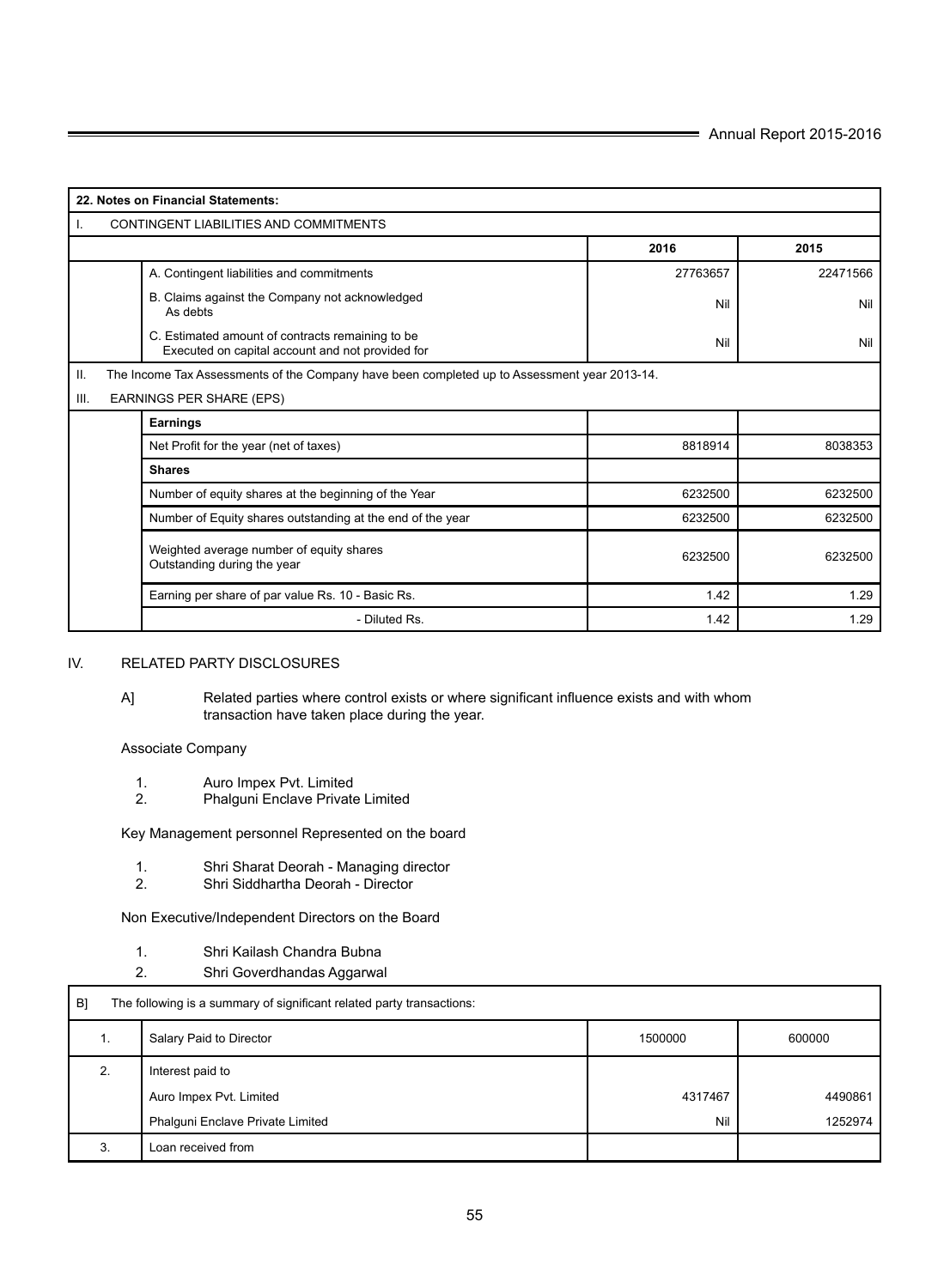| 22. Notes on Financial Statements: | | | |
|---|---|---|---|
| I. | CONTINGENT LIABILITIES AND COMMITMENTS | | |
| | | **2016** | **2015** |
| | A. Contingent liabilities and commitments | 27763657 | 22471566 |
| | B. Claims against the Company not acknowledged As debts | Nil | Nil |
| | C. Estimated amount of contracts remaining to be Executed on capital account and not provided for | Nil | Nil |
| II. | The Income Tax Assessments of the Company have been completed up to Assessment year 2013-14. | | |
| III. | EARNINGS PER SHARE (EPS) | | |
| | **Earnings** | | |
| | Net Profit for the year (net of taxes) | 8818914 | 8038353 |
| | **Shares** | | |
| | Number of equity shares at the beginning of the Year | 6232500 | 6232500 |
| | Number of Equity shares outstanding at the end of the year | 6232500 | 6232500 |
| | Weighted average number of equity shares Outstanding during the year | 6232500 | 6232500 |
| | Earning per share of par value Rs. 10 - Basic Rs. | 1.42 | 1.29 |
| | - Diluted Rs. | 1.42 | 1.29 |

IV. RELATED PARTY DISCLOSURES

A] Related parties where control exists or where significant influence exists and with whom transaction have taken place during the year.

Associate Company

1. Auro Impex Pvt. Limited
2. Phalguni Enclave Private Limited

Key Management personnel Represented on the board

1. Shri Sharat Deorah - Managing director
2. Shri Siddhartha Deorah - Director

Non Executive/Independent Directors on the Board

1. Shri Kailash Chandra Bubna
2. Shri Goverdhandas Aggarwal

| B] | The following is a summary of significant related party transactions: | | |
|---|---|---|---|
| 1. | Salary Paid to Director | 1500000 | 600000 |
| 2. | Interest paid to | | |
| | Auro Impex Pvt. Limited | 4317467 | 4490861 |
| | Phalguni Enclave Private Limited | Nil | 1252974 |
| 3. | Loan received from | | |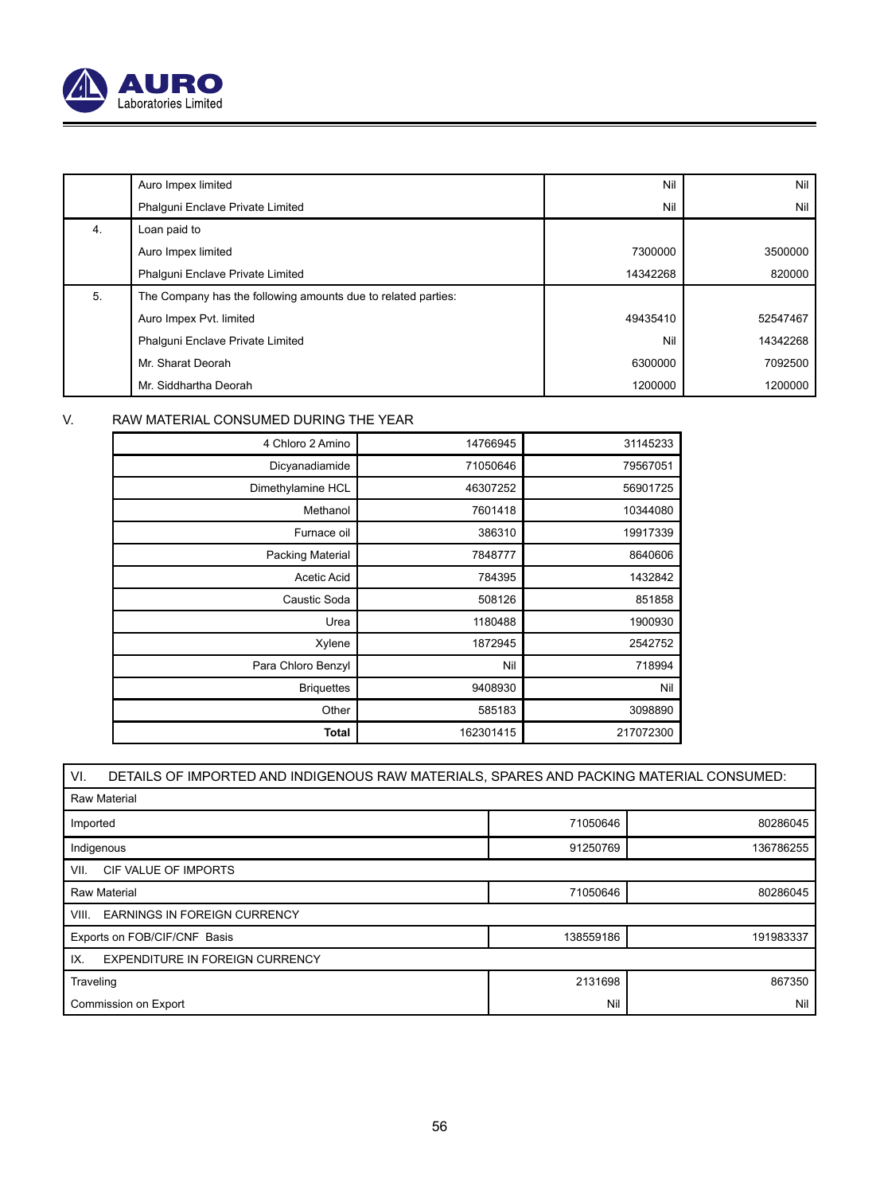|  |  |  |  |
|---|---|---|---|
|  | Auro Impex limited | Nil | Nil |
|  | Phalguni Enclave Private Limited | Nil | Nil |
| 4. | Loan paid to |  |  |
|  | Auro Impex limited | 7300000 | 3500000 |
|  | Phalguni Enclave Private Limited | 14342268 | 820000 |
| 5. | The Company has the following amounts due to related parties: |  |  |
|  | Auro Impex Pvt. limited | 49435410 | 52547467 |
|  | Phalguni Enclave Private Limited | Nil | 14342268 |
|  | Mr. Sharat Deorah | 6300000 | 7092500 |
|  | Mr. Siddhartha Deorah | 1200000 | 1200000 |

V. RAW MATERIAL CONSUMED DURING THE YEAR

|  |  |  |
|---|---|---|
| 4 Chloro 2 Amino | 14766945 | 31145233 |
| Dicyanadiamide | 71050646 | 79567051 |
| Dimethylamine HCL | 46307252 | 56901725 |
| Methanol | 7601418 | 10344080 |
| Furnace oil | 386310 | 19917339 |
| Packing Material | 7848777 | 8640606 |
| Acetic Acid | 784395 | 1432842 |
| Caustic Soda | 508126 | 851858 |
| Urea | 1180488 | 1900930 |
| Xylene | 1872945 | 2542752 |
| Para Chloro Benzyl | Nil | 718994 |
| Briquettes | 9408930 | Nil |
| Other | 585183 | 3098890 |
| **Total** | 162301415 | 217072300 |

| VI. DETAILS OF IMPORTED AND INDIGENOUS RAW MATERIALS, SPARES AND PACKING MATERIAL CONSUMED: |  |  |
|---|---|---|
| Raw Material |  |  |
| Imported | 71050646 | 80286045 |
| Indigenous | 91250769 | 136786255 |
| VII. CIF VALUE OF IMPORTS |  |  |
| Raw Material | 71050646 | 80286045 |
| VIII. EARNINGS IN FOREIGN CURRENCY |  |  |
| Exports on FOB/CIF/CNF Basis | 138559186 | 191983337 |
| IX. EXPENDITURE IN FOREIGN CURRENCY |  |  |
| Traveling | 2131698 | 867350 |
| Commission on Export | Nil | Nil |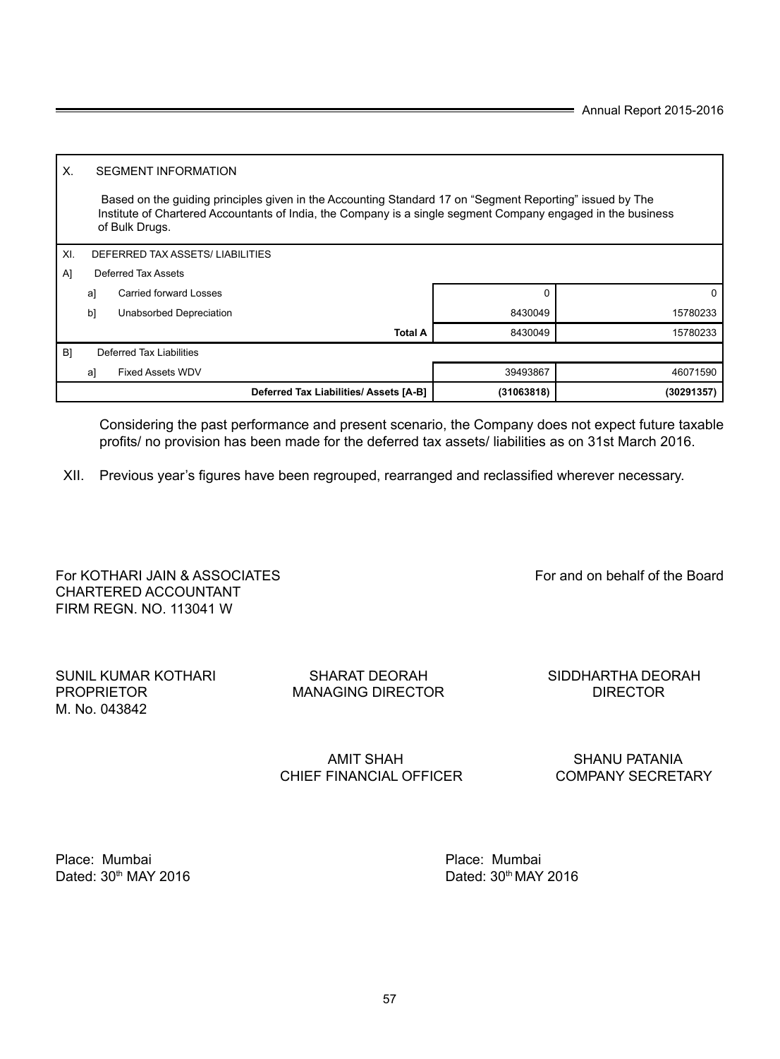| X. | SEGMENT INFORMATION | | |
|---|---|---|---|
| | Based on the guiding principles given in the Accounting Standard 17 on "Segment Reporting" issued by The Institute of Chartered Accountants of India, the Company is a single segment Company engaged in the business of Bulk Drugs. | | |
| XI. | DEFERRED TAX ASSETS/ LIABILITIES | | |
| A] | Deferred Tax Assets | | |
| | a] Carried forward Losses | 0 | 0 |
| | b] Unabsorbed Depreciation | 8430049 | 15780233 |
| | **Total A** | 8430049 | 15780233 |
| B] | Deferred Tax Liabilities | | |
| | a] Fixed Assets WDV | 39493867 | 46071590 |
| | **Deferred Tax Liabilities/ Assets [A-B]** | **(31063818)** | **(30291357)** |

Considering the past performance and present scenario, the Company does not expect future taxable profits/ no provision has been made for the deferred tax assets/ liabilities as on 31st March 2016.

XII. Previous year's figures have been regrouped, rearranged and reclassified wherever necessary.

For KOTHARI JAIN & ASSOCIATES
CHARTERED ACCOUNTANT
FIRM REGN. NO. 113041 W

SUNIL KUMAR KOTHARI
PROPRIETOR
M. No. 043842

For and on behalf of the Board

SHARAT DEORAH
MANAGING DIRECTOR

SIDDHARTHA DEORAH
DIRECTOR

AMIT SHAH
CHIEF FINANCIAL OFFICER

SHANU PATANIA
COMPANY SECRETARY

Place: Mumbai
Dated: 30th MAY 2016

Place: Mumbai
Dated: 30th MAY 2016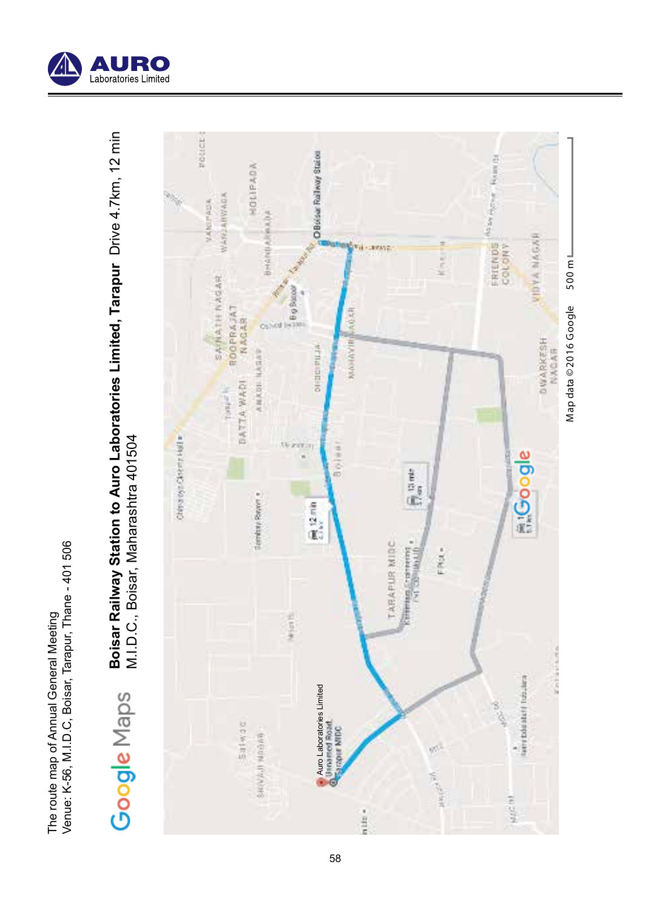The route map of Annual General Meeting
Venue: K-56, M.I.D.C, Boisar, Tarapur, Thane - 401 506

Google Maps

**Boisar Railway Station to Auro Laboratories Limited, Tarapur** Drive 4.7km, 12 min
M.I.D.C., Boisar, Maharashtra 401504

Map data ©2016 Google 500 m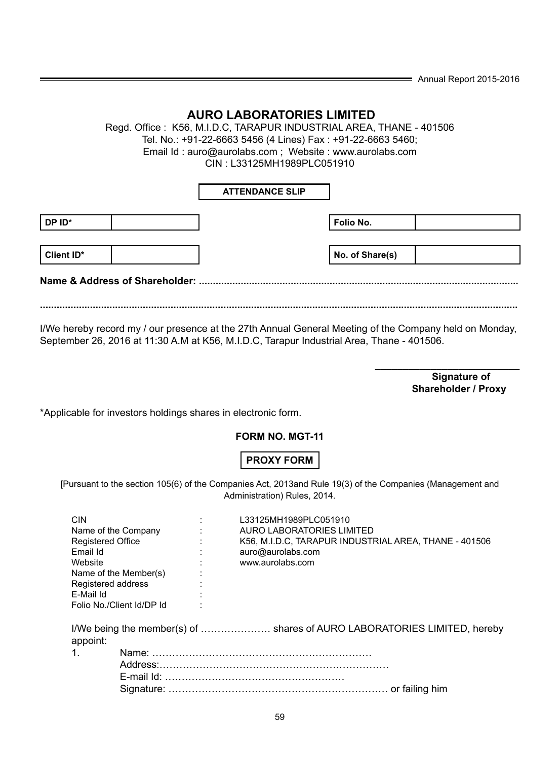# AURO LABORATORIES LIMITED

Regd. Office : K56, M.I.D.C, TARAPUR INDUSTRIAL AREA, THANE - 401506
Tel. No.: +91-22-6663 5456 (4 Lines) Fax : +91-22-6663 5460;
Email Id : auro@aurolabs.com ; Website : www.aurolabs.com
CIN : L33125MH1989PLC051910

**ATTENDANCE SLIP**

| | | | | |
|---|---|---|---|---|
| **DP ID*** | | | **Folio No.** | |
| **Client ID*** | | | **No. of Share(s)** | |

**Name & Address of Shareholder: ...............................................................................................................**

**.........................................................................................................................................................**

I/We hereby record my / our presence at the 27th Annual General Meeting of the Company held on Monday, September 26, 2016 at 11:30 A.M at K56, M.I.D.C, Tarapur Industrial Area, Thane - 401506.

**\_\_\_\_\_\_\_\_\_\_\_\_\_\_\_\_\_\_\_\_\_\_\_**
**Signature of Shareholder / Proxy**

*Applicable for investors holdings shares in electronic form.

**FORM NO. MGT-11**

**PROXY FORM**

[Pursuant to the section 105(6) of the Companies Act, 2013and Rule 19(3) of the Companies (Management and Administration) Rules, 2014.

| | | |
|---|---|---|
| CIN | : | L33125MH1989PLC051910 |
| Name of the Company | : | AURO LABORATORIES LIMITED |
| Registered Office | : | K56, M.I.D.C, TARAPUR INDUSTRIAL AREA, THANE - 401506 |
| Email Id | : | auro@aurolabs.com |
| Website | : | www.aurolabs.com |
| Name of the Member(s) | : | |
| Registered address | : | |
| E-Mail Id | : | |
| Folio No./Client Id/DP Id | : | |

I/We being the member(s) of ………………… shares of AURO LABORATORIES LIMITED, hereby appoint:

1. Name: …………………………………………………………
   Address:……………………………………………………………
   E-mail Id: ……………………………………………
   Signature: ………………………………………………………… or failing him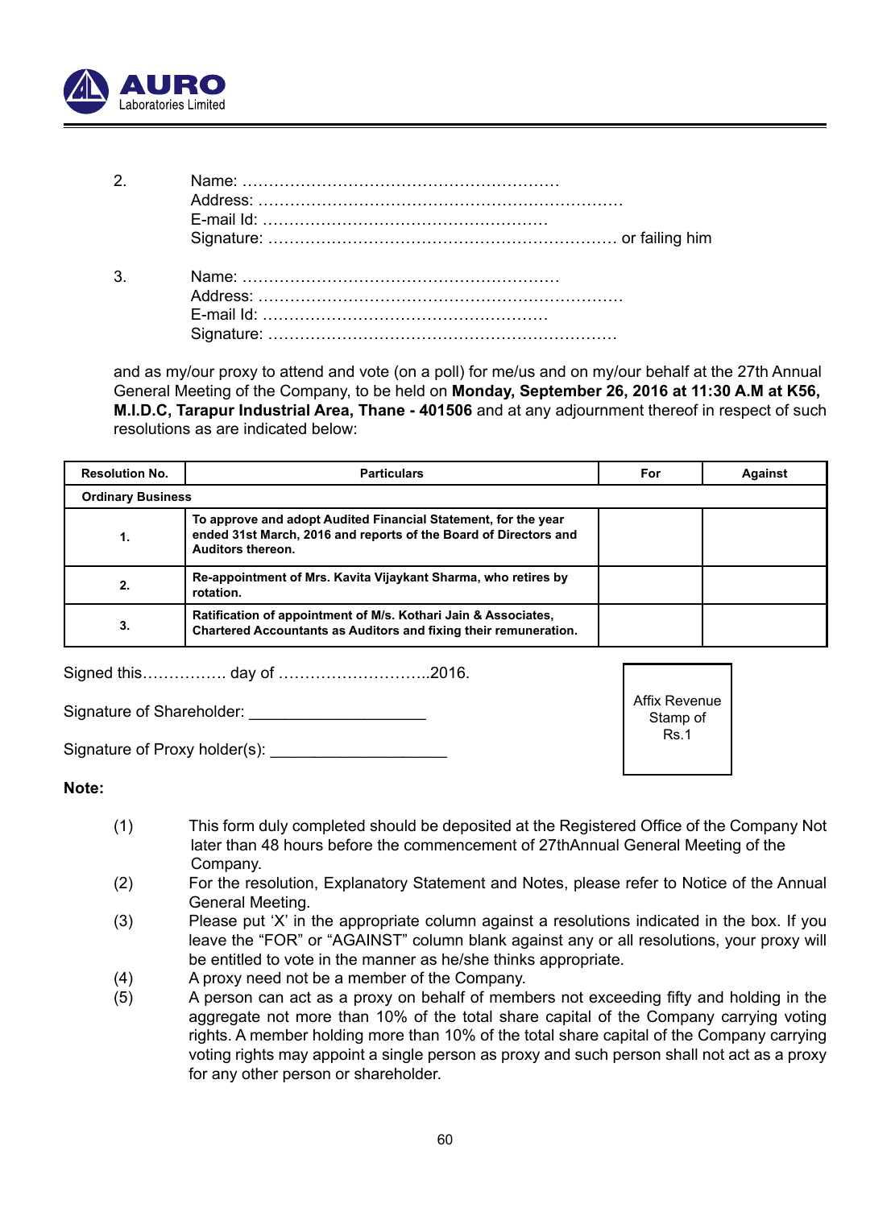2. Name: ……………………………………………………
   Address: ……………………………………………………………
   E-mail Id: ………………………………………………
   Signature: ………………………………………………………… or failing him

3. Name: ……………………………………………………
   Address: ……………………………………………………………
   E-mail Id: ………………………………………………
   Signature: …………………………………………………………

and as my/our proxy to attend and vote (on a poll) for me/us and on my/our behalf at the 27th Annual General Meeting of the Company, to be held on **Monday, September 26, 2016 at 11:30 A.M at K56, M.I.D.C, Tarapur Industrial Area, Thane - 401506** and at any adjournment thereof in respect of such resolutions as are indicated below:

| Resolution No. | Particulars | For | Against |
|---|---|---|---|
| **Ordinary Business** | | | |
| **1.** | **To approve and adopt Audited Financial Statement, for the year ended 31st March, 2016 and reports of the Board of Directors and Auditors thereon.** | | |
| **2.** | **Re-appointment of Mrs. Kavita Vijaykant Sharma, who retires by rotation.** | | |
| **3.** | **Ratification of appointment of M/s. Kothari Jain & Associates, Chartered Accountants as Auditors and fixing their remuneration.** | | |

Signed this……………. day of ………………………..2016.

Signature of Shareholder: ___________________

Signature of Proxy holder(s): ___________________

Affix Revenue Stamp of Rs.1

**Note:**

(1) This form duly completed should be deposited at the Registered Office of the Company Not later than 48 hours before the commencement of 27thAnnual General Meeting of the Company.

(2) For the resolution, Explanatory Statement and Notes, please refer to Notice of the Annual General Meeting.

(3) Please put 'X' in the appropriate column against a resolutions indicated in the box. If you leave the "FOR" or "AGAINST" column blank against any or all resolutions, your proxy will be entitled to vote in the manner as he/she thinks appropriate.

(4) A proxy need not be a member of the Company.

(5) A person can act as a proxy on behalf of members not exceeding fifty and holding in the aggregate not more than 10% of the total share capital of the Company carrying voting rights. A member holding more than 10% of the total share capital of the Company carrying voting rights may appoint a single person as proxy and such person shall not act as a proxy for any other person or shareholder.